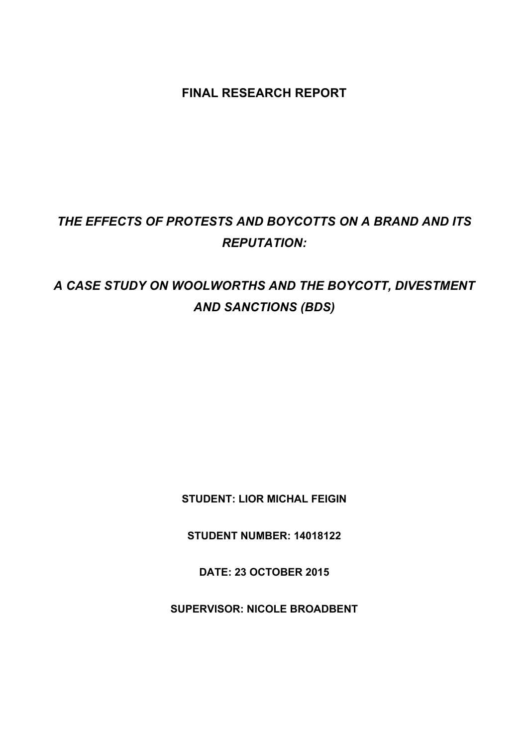**FINAL RESEARCH REPORT**

# *THE EFFECTS OF PROTESTS AND BOYCOTTS ON A BRAND AND ITS REPUTATION:*

## *A CASE STUDY ON WOOLWORTHS AND THE BOYCOTT, DIVESTMENT AND SANCTIONS (BDS)*

**STUDENT: LIOR MICHAL FEIGIN**

**STUDENT NUMBER: 14018122**

**DATE: 23 OCTOBER 2015**

**SUPERVISOR: NICOLE BROADBENT**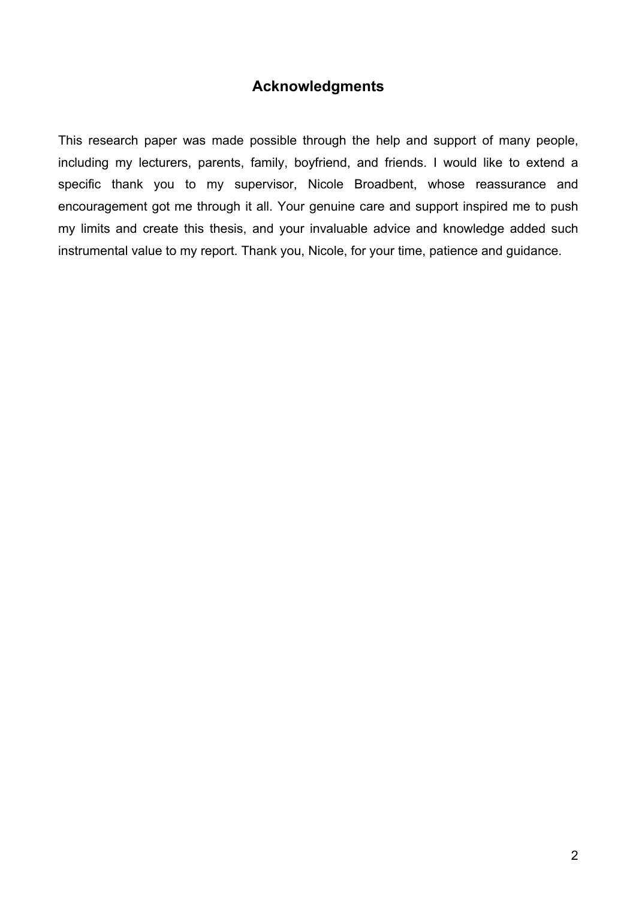## Acknowledgments

This research paper was made possible through the help and support of many people, including my lecturers, parents, family, boyfriend, and friends. I would like to extend a specific thank you to my supervisor, Nicole Broadbent, whose reassurance and encouragement got me through it all. Your genuine care and support inspired me to push my limits and create this thesis, and your invaluable advice and knowledge added such instrumental value to my report. Thank you, Nicole, for your time, patience and guidance.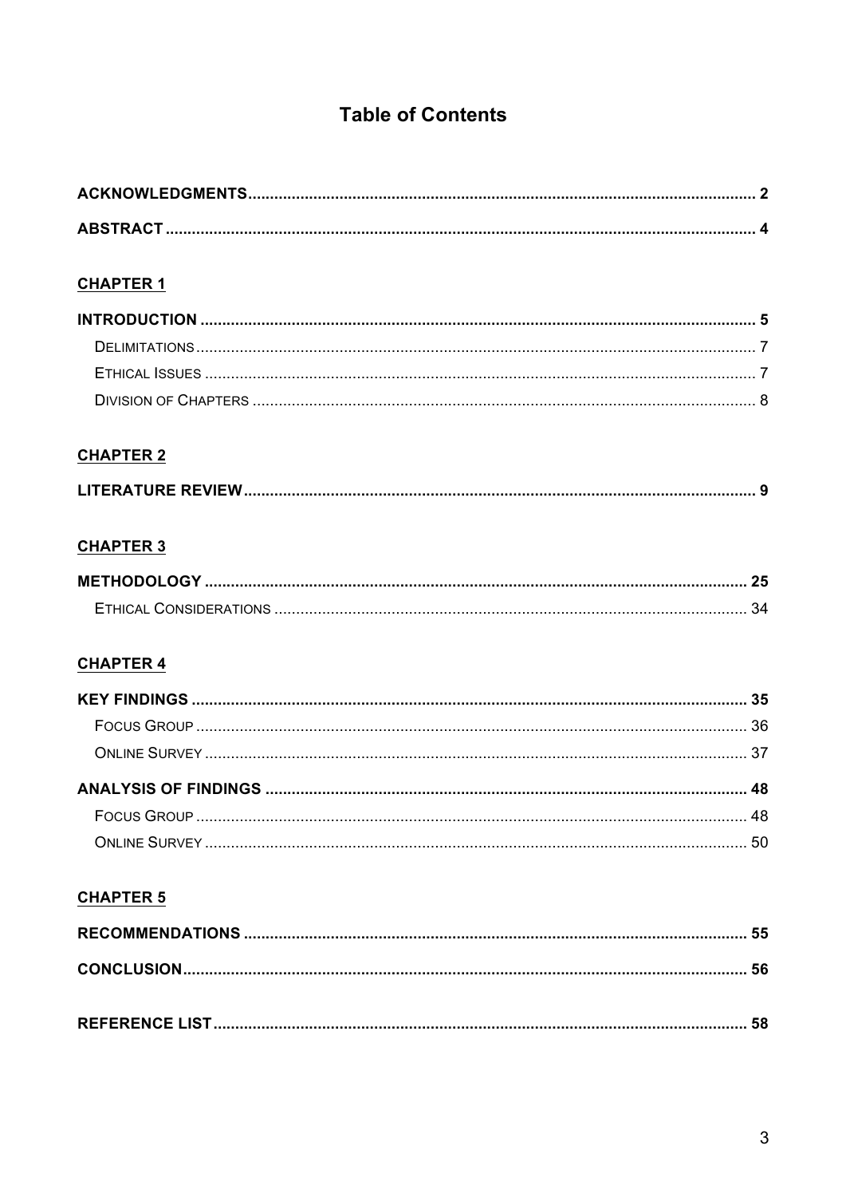# Table of Contents

**ACKNOWLEDGMENTS** .......... 2

**ABSTRACT** .......... 4

**CHAPTER 1**

**INTRODUCTION** .......... 5

- Delimitations .......... 7
- Ethical Issues .......... 7
- Division of Chapters .......... 8

**CHAPTER 2**

**LITERATURE REVIEW** .......... 9

**CHAPTER 3**

**METHODOLOGY** .......... 25

- Ethical Considerations .......... 34

**CHAPTER 4**

**KEY FINDINGS** .......... 35

- Focus Group .......... 36
- Online Survey .......... 37

**ANALYSIS OF FINDINGS** .......... 48

- Focus Group .......... 48
- Online Survey .......... 50

**CHAPTER 5**

**RECOMMENDATIONS** .......... 55

**CONCLUSION** .......... 56

**REFERENCE LIST** .......... 58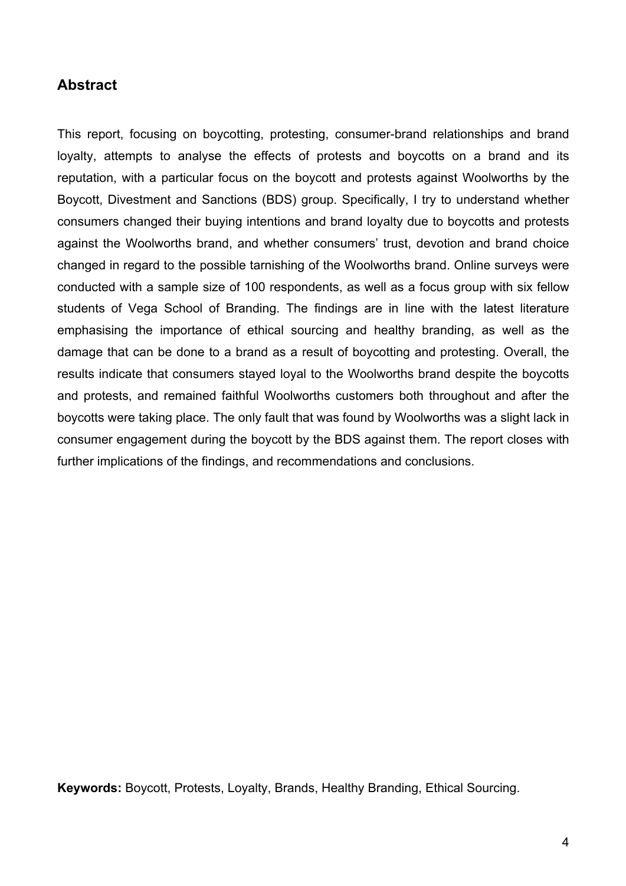## Abstract

This report, focusing on boycotting, protesting, consumer-brand relationships and brand loyalty, attempts to analyse the effects of protests and boycotts on a brand and its reputation, with a particular focus on the boycott and protests against Woolworths by the Boycott, Divestment and Sanctions (BDS) group. Specifically, I try to understand whether consumers changed their buying intentions and brand loyalty due to boycotts and protests against the Woolworths brand, and whether consumers' trust, devotion and brand choice changed in regard to the possible tarnishing of the Woolworths brand. Online surveys were conducted with a sample size of 100 respondents, as well as a focus group with six fellow students of Vega School of Branding. The findings are in line with the latest literature emphasising the importance of ethical sourcing and healthy branding, as well as the damage that can be done to a brand as a result of boycotting and protesting. Overall, the results indicate that consumers stayed loyal to the Woolworths brand despite the boycotts and protests, and remained faithful Woolworths customers both throughout and after the boycotts were taking place. The only fault that was found by Woolworths was a slight lack in consumer engagement during the boycott by the BDS against them. The report closes with further implications of the findings, and recommendations and conclusions.

**Keywords:** Boycott, Protests, Loyalty, Brands, Healthy Branding, Ethical Sourcing.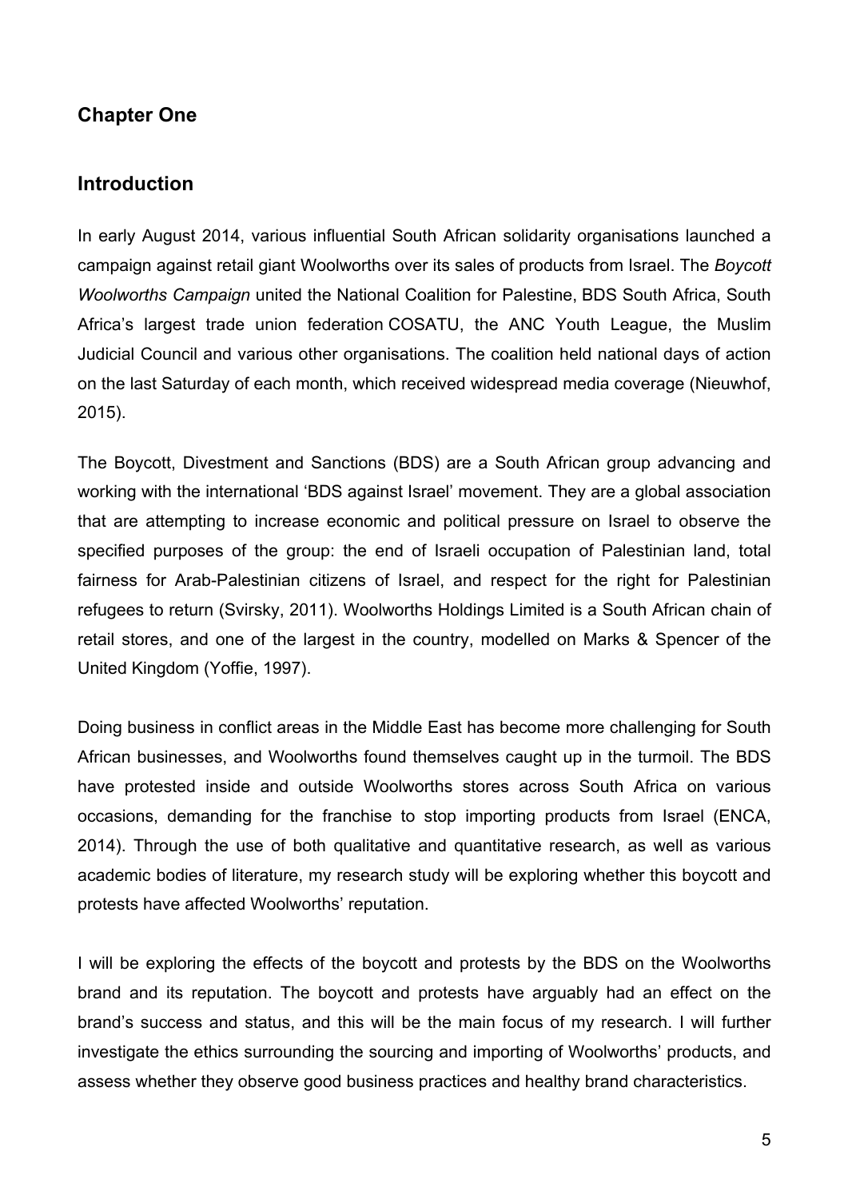## Chapter One

## Introduction

In early August 2014, various influential South African solidarity organisations launched a campaign against retail giant Woolworths over its sales of products from Israel. The *Boycott Woolworths Campaign* united the National Coalition for Palestine, BDS South Africa, South Africa's largest trade union federation COSATU, the ANC Youth League, the Muslim Judicial Council and various other organisations. The coalition held national days of action on the last Saturday of each month, which received widespread media coverage (Nieuwhof, 2015).

The Boycott, Divestment and Sanctions (BDS) are a South African group advancing and working with the international 'BDS against Israel' movement. They are a global association that are attempting to increase economic and political pressure on Israel to observe the specified purposes of the group: the end of Israeli occupation of Palestinian land, total fairness for Arab-Palestinian citizens of Israel, and respect for the right for Palestinian refugees to return (Svirsky, 2011). Woolworths Holdings Limited is a South African chain of retail stores, and one of the largest in the country, modelled on Marks & Spencer of the United Kingdom (Yoffie, 1997).

Doing business in conflict areas in the Middle East has become more challenging for South African businesses, and Woolworths found themselves caught up in the turmoil. The BDS have protested inside and outside Woolworths stores across South Africa on various occasions, demanding for the franchise to stop importing products from Israel (ENCA, 2014). Through the use of both qualitative and quantitative research, as well as various academic bodies of literature, my research study will be exploring whether this boycott and protests have affected Woolworths' reputation.

I will be exploring the effects of the boycott and protests by the BDS on the Woolworths brand and its reputation. The boycott and protests have arguably had an effect on the brand's success and status, and this will be the main focus of my research. I will further investigate the ethics surrounding the sourcing and importing of Woolworths' products, and assess whether they observe good business practices and healthy brand characteristics.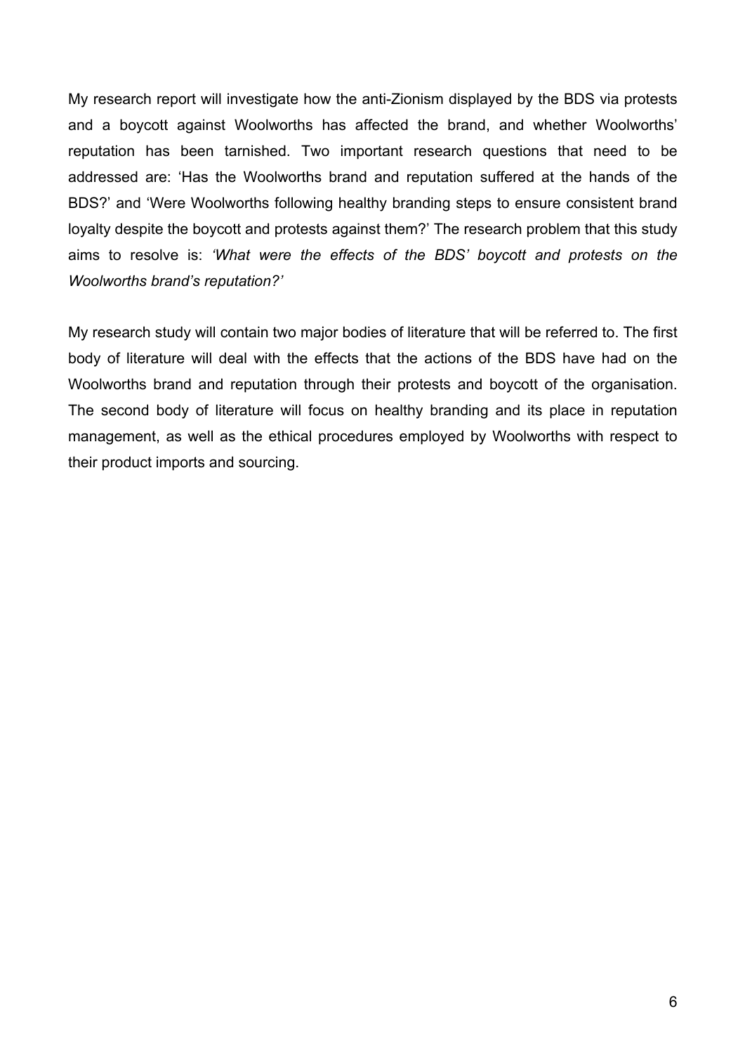My research report will investigate how the anti-Zionism displayed by the BDS via protests and a boycott against Woolworths has affected the brand, and whether Woolworths' reputation has been tarnished. Two important research questions that need to be addressed are: 'Has the Woolworths brand and reputation suffered at the hands of the BDS?' and 'Were Woolworths following healthy branding steps to ensure consistent brand loyalty despite the boycott and protests against them?' The research problem that this study aims to resolve is: *'What were the effects of the BDS' boycott and protests on the Woolworths brand's reputation?'*

My research study will contain two major bodies of literature that will be referred to. The first body of literature will deal with the effects that the actions of the BDS have had on the Woolworths brand and reputation through their protests and boycott of the organisation. The second body of literature will focus on healthy branding and its place in reputation management, as well as the ethical procedures employed by Woolworths with respect to their product imports and sourcing.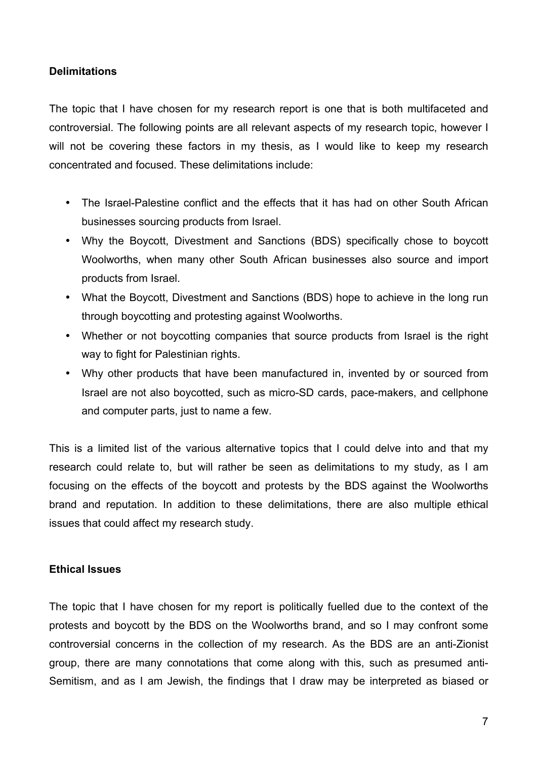**Delimitations**

The topic that I have chosen for my research report is one that is both multifaceted and controversial. The following points are all relevant aspects of my research topic, however I will not be covering these factors in my thesis, as I would like to keep my research concentrated and focused. These delimitations include:

- The Israel-Palestine conflict and the effects that it has had on other South African businesses sourcing products from Israel.
- Why the Boycott, Divestment and Sanctions (BDS) specifically chose to boycott Woolworths, when many other South African businesses also source and import products from Israel.
- What the Boycott, Divestment and Sanctions (BDS) hope to achieve in the long run through boycotting and protesting against Woolworths.
- Whether or not boycotting companies that source products from Israel is the right way to fight for Palestinian rights.
- Why other products that have been manufactured in, invented by or sourced from Israel are not also boycotted, such as micro-SD cards, pace-makers, and cellphone and computer parts, just to name a few.

This is a limited list of the various alternative topics that I could delve into and that my research could relate to, but will rather be seen as delimitations to my study, as I am focusing on the effects of the boycott and protests by the BDS against the Woolworths brand and reputation. In addition to these delimitations, there are also multiple ethical issues that could affect my research study.

**Ethical Issues**

The topic that I have chosen for my report is politically fuelled due to the context of the protests and boycott by the BDS on the Woolworths brand, and so I may confront some controversial concerns in the collection of my research. As the BDS are an anti-Zionist group, there are many connotations that come along with this, such as presumed anti-Semitism, and as I am Jewish, the findings that I draw may be interpreted as biased or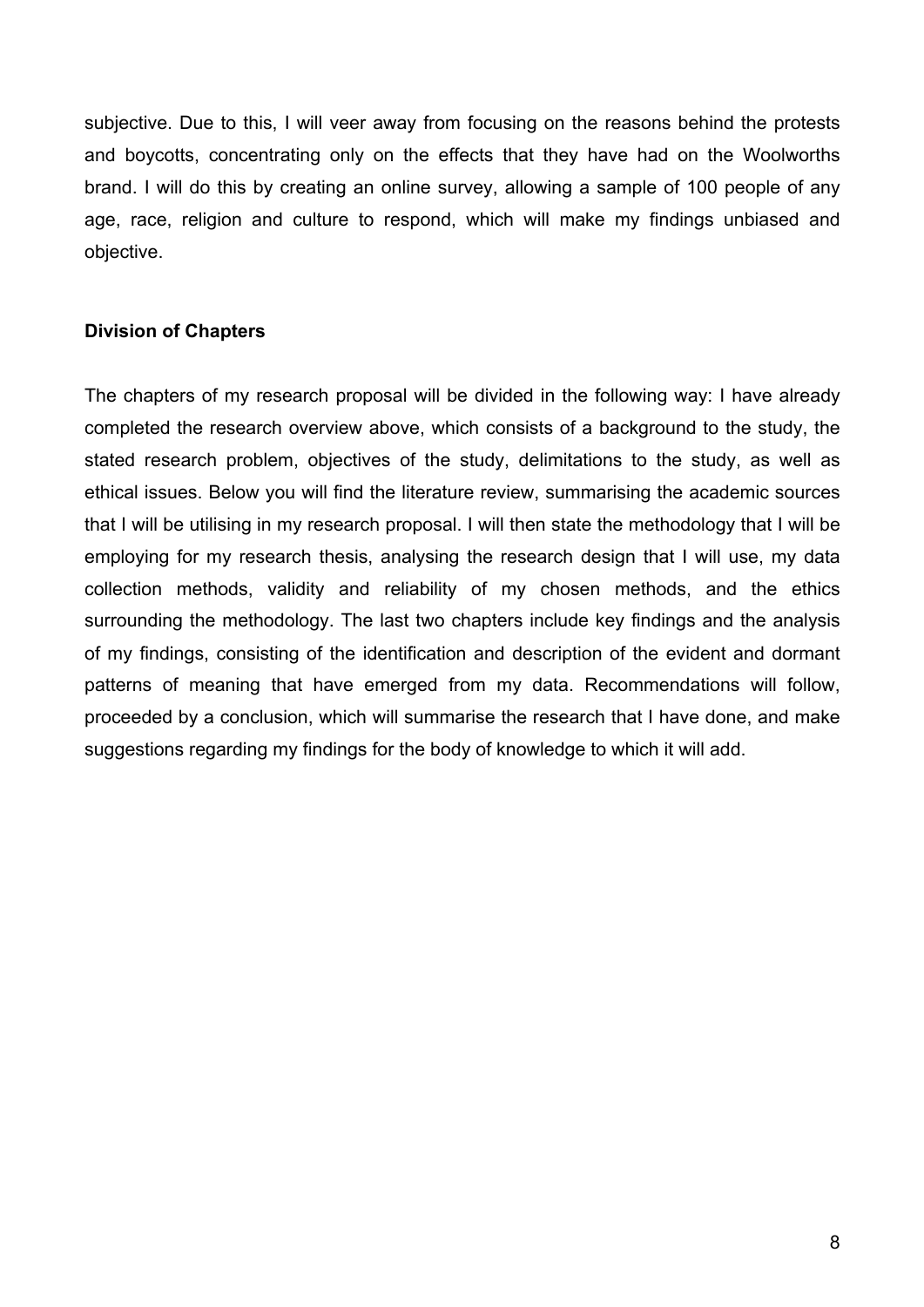subjective. Due to this, I will veer away from focusing on the reasons behind the protests and boycotts, concentrating only on the effects that they have had on the Woolworths brand. I will do this by creating an online survey, allowing a sample of 100 people of any age, race, religion and culture to respond, which will make my findings unbiased and objective.

**Division of Chapters**

The chapters of my research proposal will be divided in the following way: I have already completed the research overview above, which consists of a background to the study, the stated research problem, objectives of the study, delimitations to the study, as well as ethical issues. Below you will find the literature review, summarising the academic sources that I will be utilising in my research proposal. I will then state the methodology that I will be employing for my research thesis, analysing the research design that I will use, my data collection methods, validity and reliability of my chosen methods, and the ethics surrounding the methodology. The last two chapters include key findings and the analysis of my findings, consisting of the identification and description of the evident and dormant patterns of meaning that have emerged from my data. Recommendations will follow, proceeded by a conclusion, which will summarise the research that I have done, and make suggestions regarding my findings for the body of knowledge to which it will add.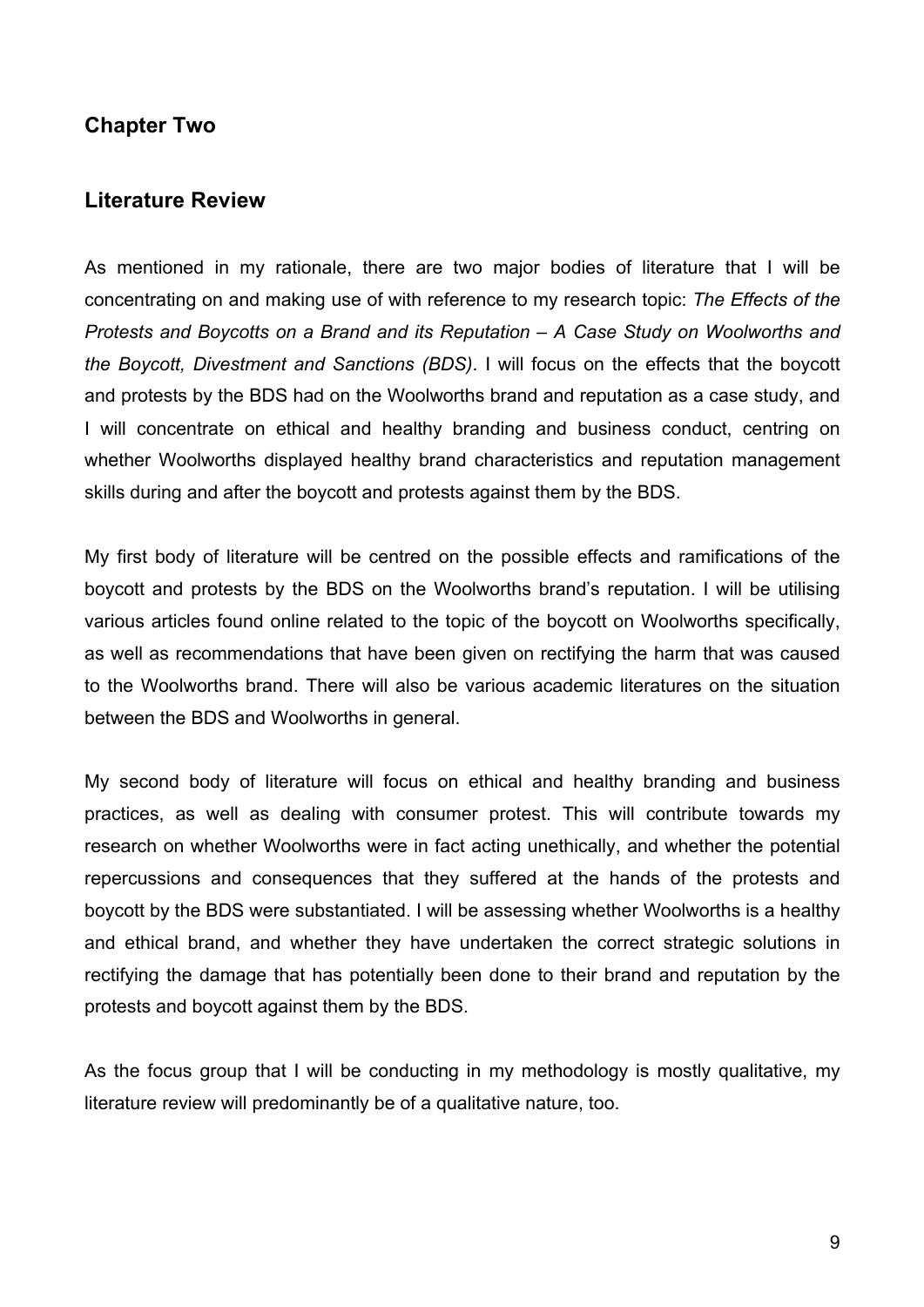## Chapter Two

## Literature Review

As mentioned in my rationale, there are two major bodies of literature that I will be concentrating on and making use of with reference to my research topic: *The Effects of the Protests and Boycotts on a Brand and its Reputation – A Case Study on Woolworths and the Boycott, Divestment and Sanctions (BDS)*. I will focus on the effects that the boycott and protests by the BDS had on the Woolworths brand and reputation as a case study, and I will concentrate on ethical and healthy branding and business conduct, centring on whether Woolworths displayed healthy brand characteristics and reputation management skills during and after the boycott and protests against them by the BDS.

My first body of literature will be centred on the possible effects and ramifications of the boycott and protests by the BDS on the Woolworths brand's reputation. I will be utilising various articles found online related to the topic of the boycott on Woolworths specifically, as well as recommendations that have been given on rectifying the harm that was caused to the Woolworths brand. There will also be various academic literatures on the situation between the BDS and Woolworths in general.

My second body of literature will focus on ethical and healthy branding and business practices, as well as dealing with consumer protest. This will contribute towards my research on whether Woolworths were in fact acting unethically, and whether the potential repercussions and consequences that they suffered at the hands of the protests and boycott by the BDS were substantiated. I will be assessing whether Woolworths is a healthy and ethical brand, and whether they have undertaken the correct strategic solutions in rectifying the damage that has potentially been done to their brand and reputation by the protests and boycott against them by the BDS.

As the focus group that I will be conducting in my methodology is mostly qualitative, my literature review will predominantly be of a qualitative nature, too.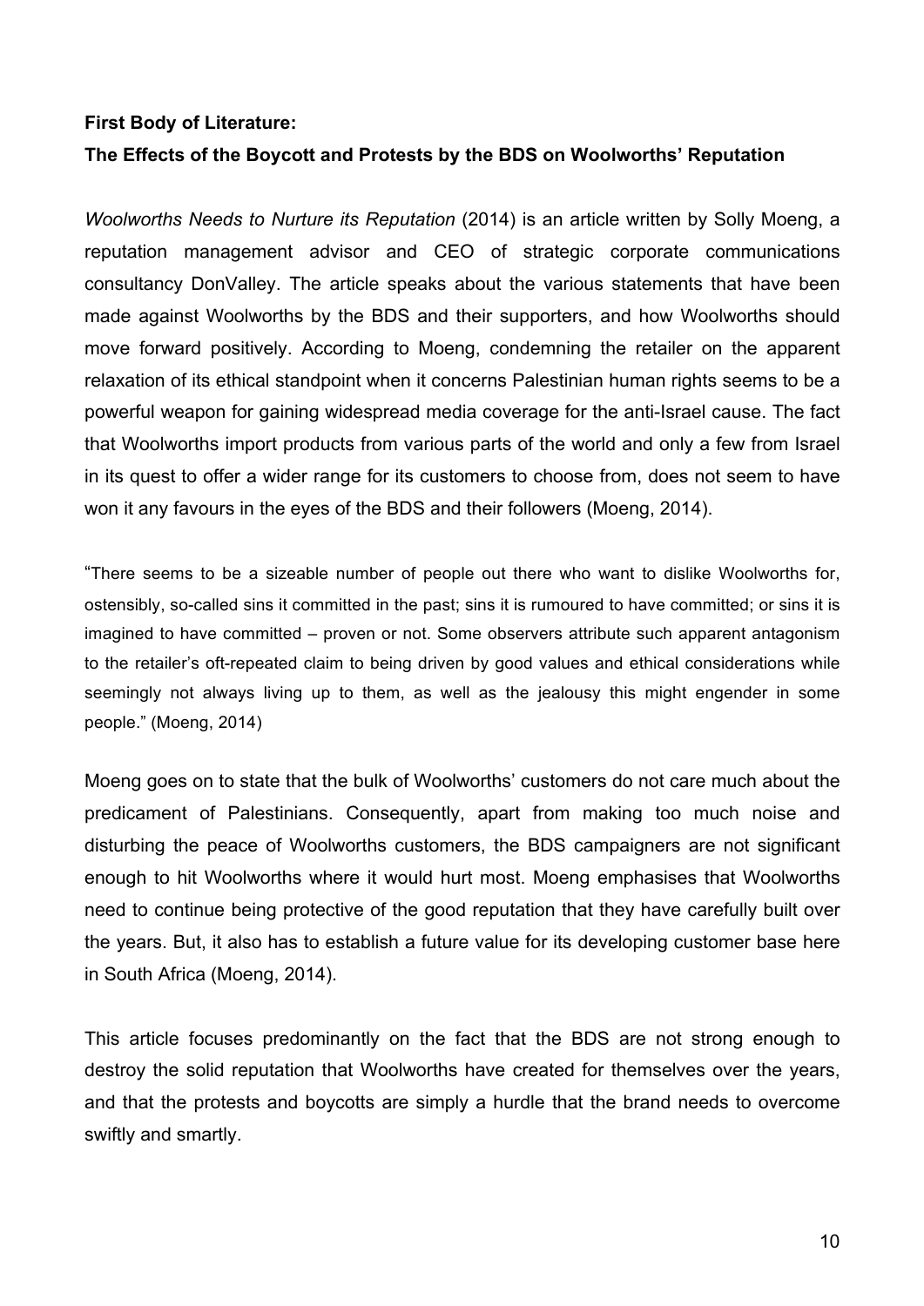**First Body of Literature:**

**The Effects of the Boycott and Protests by the BDS on Woolworths' Reputation**

*Woolworths Needs to Nurture its Reputation* (2014) is an article written by Solly Moeng, a reputation management advisor and CEO of strategic corporate communications consultancy DonValley. The article speaks about the various statements that have been made against Woolworths by the BDS and their supporters, and how Woolworths should move forward positively. According to Moeng, condemning the retailer on the apparent relaxation of its ethical standpoint when it concerns Palestinian human rights seems to be a powerful weapon for gaining widespread media coverage for the anti-Israel cause. The fact that Woolworths import products from various parts of the world and only a few from Israel in its quest to offer a wider range for its customers to choose from, does not seem to have won it any favours in the eyes of the BDS and their followers (Moeng, 2014).

"There seems to be a sizeable number of people out there who want to dislike Woolworths for, ostensibly, so-called sins it committed in the past; sins it is rumoured to have committed; or sins it is imagined to have committed – proven or not. Some observers attribute such apparent antagonism to the retailer's oft-repeated claim to being driven by good values and ethical considerations while seemingly not always living up to them, as well as the jealousy this might engender in some people." (Moeng, 2014)

Moeng goes on to state that the bulk of Woolworths' customers do not care much about the predicament of Palestinians. Consequently, apart from making too much noise and disturbing the peace of Woolworths customers, the BDS campaigners are not significant enough to hit Woolworths where it would hurt most. Moeng emphasises that Woolworths need to continue being protective of the good reputation that they have carefully built over the years. But, it also has to establish a future value for its developing customer base here in South Africa (Moeng, 2014).

This article focuses predominantly on the fact that the BDS are not strong enough to destroy the solid reputation that Woolworths have created for themselves over the years, and that the protests and boycotts are simply a hurdle that the brand needs to overcome swiftly and smartly.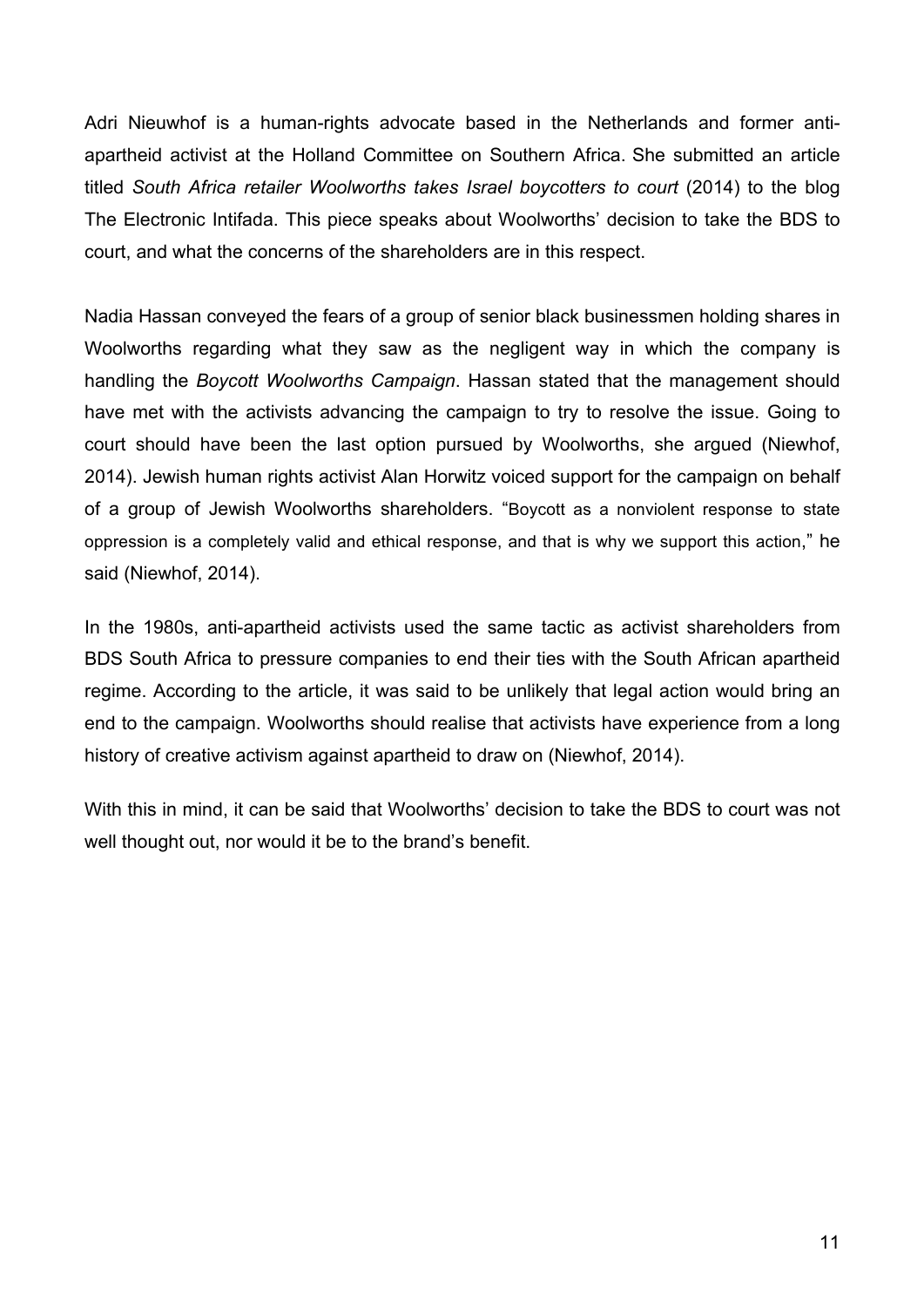Adri Nieuwhof is a human-rights advocate based in the Netherlands and former anti-apartheid activist at the Holland Committee on Southern Africa. She submitted an article titled *South Africa retailer Woolworths takes Israel boycotters to court* (2014) to the blog The Electronic Intifada. This piece speaks about Woolworths' decision to take the BDS to court, and what the concerns of the shareholders are in this respect.

Nadia Hassan conveyed the fears of a group of senior black businessmen holding shares in Woolworths regarding what they saw as the negligent way in which the company is handling the *Boycott Woolworths Campaign*. Hassan stated that the management should have met with the activists advancing the campaign to try to resolve the issue. Going to court should have been the last option pursued by Woolworths, she argued (Niewhof, 2014). Jewish human rights activist Alan Horwitz voiced support for the campaign on behalf of a group of Jewish Woolworths shareholders. "Boycott as a nonviolent response to state oppression is a completely valid and ethical response, and that is why we support this action," he said (Niewhof, 2014).

In the 1980s, anti-apartheid activists used the same tactic as activist shareholders from BDS South Africa to pressure companies to end their ties with the South African apartheid regime. According to the article, it was said to be unlikely that legal action would bring an end to the campaign. Woolworths should realise that activists have experience from a long history of creative activism against apartheid to draw on (Niewhof, 2014).

With this in mind, it can be said that Woolworths' decision to take the BDS to court was not well thought out, nor would it be to the brand's benefit.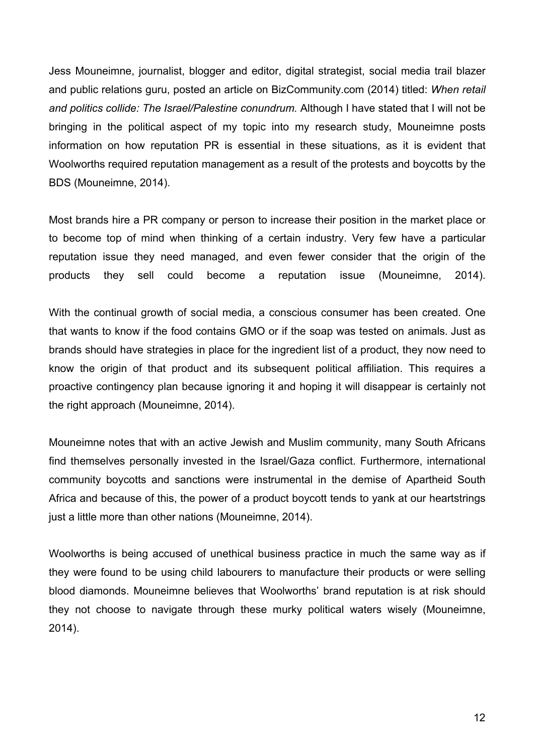Jess Mouneimne, journalist, blogger and editor, digital strategist, social media trail blazer and public relations guru, posted an article on BizCommunity.com (2014) titled: *When retail and politics collide: The Israel/Palestine conundrum.* Although I have stated that I will not be bringing in the political aspect of my topic into my research study, Mouneimne posts information on how reputation PR is essential in these situations, as it is evident that Woolworths required reputation management as a result of the protests and boycotts by the BDS (Mouneimne, 2014).

Most brands hire a PR company or person to increase their position in the market place or to become top of mind when thinking of a certain industry. Very few have a particular reputation issue they need managed, and even fewer consider that the origin of the products they sell could become a reputation issue (Mouneimne, 2014).

With the continual growth of social media, a conscious consumer has been created. One that wants to know if the food contains GMO or if the soap was tested on animals. Just as brands should have strategies in place for the ingredient list of a product, they now need to know the origin of that product and its subsequent political affiliation. This requires a proactive contingency plan because ignoring it and hoping it will disappear is certainly not the right approach (Mouneimne, 2014).

Mouneimne notes that with an active Jewish and Muslim community, many South Africans find themselves personally invested in the Israel/Gaza conflict. Furthermore, international community boycotts and sanctions were instrumental in the demise of Apartheid South Africa and because of this, the power of a product boycott tends to yank at our heartstrings just a little more than other nations (Mouneimne, 2014).

Woolworths is being accused of unethical business practice in much the same way as if they were found to be using child labourers to manufacture their products or were selling blood diamonds. Mouneimne believes that Woolworths' brand reputation is at risk should they not choose to navigate through these murky political waters wisely (Mouneimne, 2014).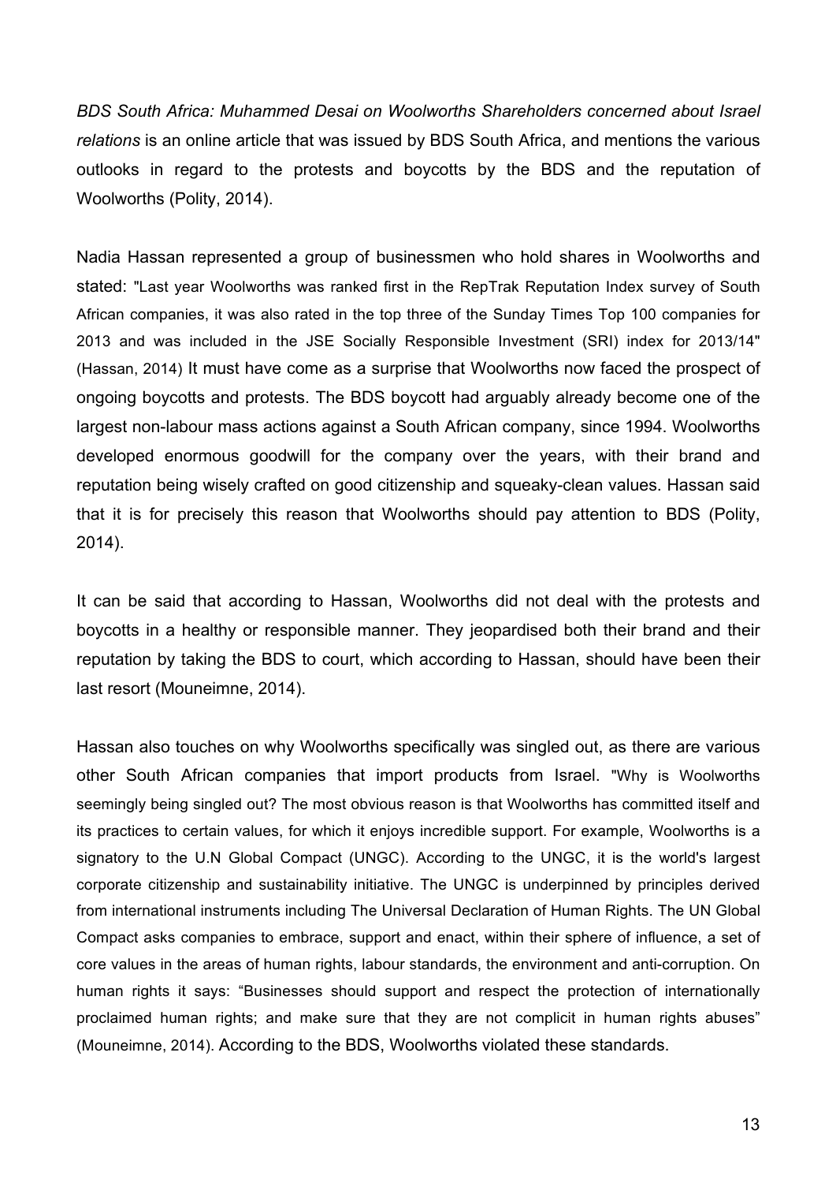*BDS South Africa: Muhammed Desai on Woolworths Shareholders concerned about Israel relations* is an online article that was issued by BDS South Africa, and mentions the various outlooks in regard to the protests and boycotts by the BDS and the reputation of Woolworths (Polity, 2014).

Nadia Hassan represented a group of businessmen who hold shares in Woolworths and stated: "Last year Woolworths was ranked first in the RepTrak Reputation Index survey of South African companies, it was also rated in the top three of the Sunday Times Top 100 companies for 2013 and was included in the JSE Socially Responsible Investment (SRI) index for 2013/14" (Hassan, 2014) It must have come as a surprise that Woolworths now faced the prospect of ongoing boycotts and protests. The BDS boycott had arguably already become one of the largest non-labour mass actions against a South African company, since 1994. Woolworths developed enormous goodwill for the company over the years, with their brand and reputation being wisely crafted on good citizenship and squeaky-clean values. Hassan said that it is for precisely this reason that Woolworths should pay attention to BDS (Polity, 2014).

It can be said that according to Hassan, Woolworths did not deal with the protests and boycotts in a healthy or responsible manner. They jeopardised both their brand and their reputation by taking the BDS to court, which according to Hassan, should have been their last resort (Mouneimne, 2014).

Hassan also touches on why Woolworths specifically was singled out, as there are various other South African companies that import products from Israel. "Why is Woolworths seemingly being singled out? The most obvious reason is that Woolworths has committed itself and its practices to certain values, for which it enjoys incredible support. For example, Woolworths is a signatory to the U.N Global Compact (UNGC). According to the UNGC, it is the world's largest corporate citizenship and sustainability initiative. The UNGC is underpinned by principles derived from international instruments including The Universal Declaration of Human Rights. The UN Global Compact asks companies to embrace, support and enact, within their sphere of influence, a set of core values in the areas of human rights, labour standards, the environment and anti-corruption. On human rights it says: "Businesses should support and respect the protection of internationally proclaimed human rights; and make sure that they are not complicit in human rights abuses" (Mouneimne, 2014). According to the BDS, Woolworths violated these standards.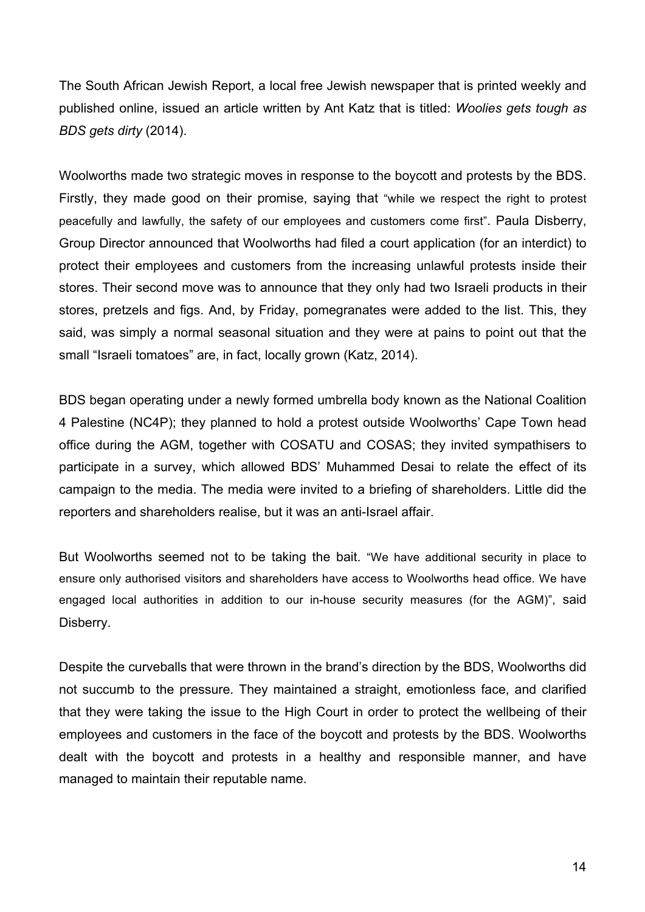The South African Jewish Report, a local free Jewish newspaper that is printed weekly and published online, issued an article written by Ant Katz that is titled: *Woolies gets tough as BDS gets dirty* (2014).

Woolworths made two strategic moves in response to the boycott and protests by the BDS. Firstly, they made good on their promise, saying that "while we respect the right to protest peacefully and lawfully, the safety of our employees and customers come first". Paula Disberry, Group Director announced that Woolworths had filed a court application (for an interdict) to protect their employees and customers from the increasing unlawful protests inside their stores. Their second move was to announce that they only had two Israeli products in their stores, pretzels and figs. And, by Friday, pomegranates were added to the list. This, they said, was simply a normal seasonal situation and they were at pains to point out that the small "Israeli tomatoes" are, in fact, locally grown (Katz, 2014).

BDS began operating under a newly formed umbrella body known as the National Coalition 4 Palestine (NC4P); they planned to hold a protest outside Woolworths' Cape Town head office during the AGM, together with COSATU and COSAS; they invited sympathisers to participate in a survey, which allowed BDS' Muhammed Desai to relate the effect of its campaign to the media. The media were invited to a briefing of shareholders. Little did the reporters and shareholders realise, but it was an anti-Israel affair.

But Woolworths seemed not to be taking the bait. "We have additional security in place to ensure only authorised visitors and shareholders have access to Woolworths head office. We have engaged local authorities in addition to our in-house security measures (for the AGM)", said Disberry.

Despite the curveballs that were thrown in the brand's direction by the BDS, Woolworths did not succumb to the pressure. They maintained a straight, emotionless face, and clarified that they were taking the issue to the High Court in order to protect the wellbeing of their employees and customers in the face of the boycott and protests by the BDS. Woolworths dealt with the boycott and protests in a healthy and responsible manner, and have managed to maintain their reputable name.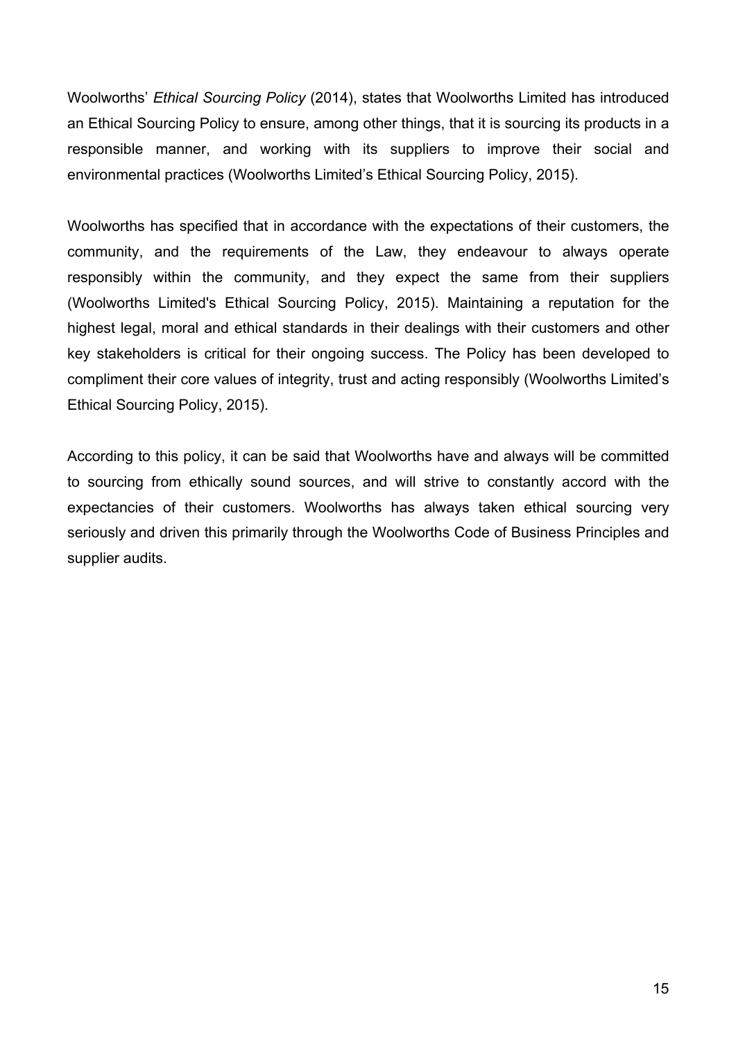Woolworths' *Ethical Sourcing Policy* (2014), states that Woolworths Limited has introduced an Ethical Sourcing Policy to ensure, among other things, that it is sourcing its products in a responsible manner, and working with its suppliers to improve their social and environmental practices (Woolworths Limited's Ethical Sourcing Policy, 2015).

Woolworths has specified that in accordance with the expectations of their customers, the community, and the requirements of the Law, they endeavour to always operate responsibly within the community, and they expect the same from their suppliers (Woolworths Limited's Ethical Sourcing Policy, 2015). Maintaining a reputation for the highest legal, moral and ethical standards in their dealings with their customers and other key stakeholders is critical for their ongoing success. The Policy has been developed to compliment their core values of integrity, trust and acting responsibly (Woolworths Limited's Ethical Sourcing Policy, 2015).

According to this policy, it can be said that Woolworths have and always will be committed to sourcing from ethically sound sources, and will strive to constantly accord with the expectancies of their customers. Woolworths has always taken ethical sourcing very seriously and driven this primarily through the Woolworths Code of Business Principles and supplier audits.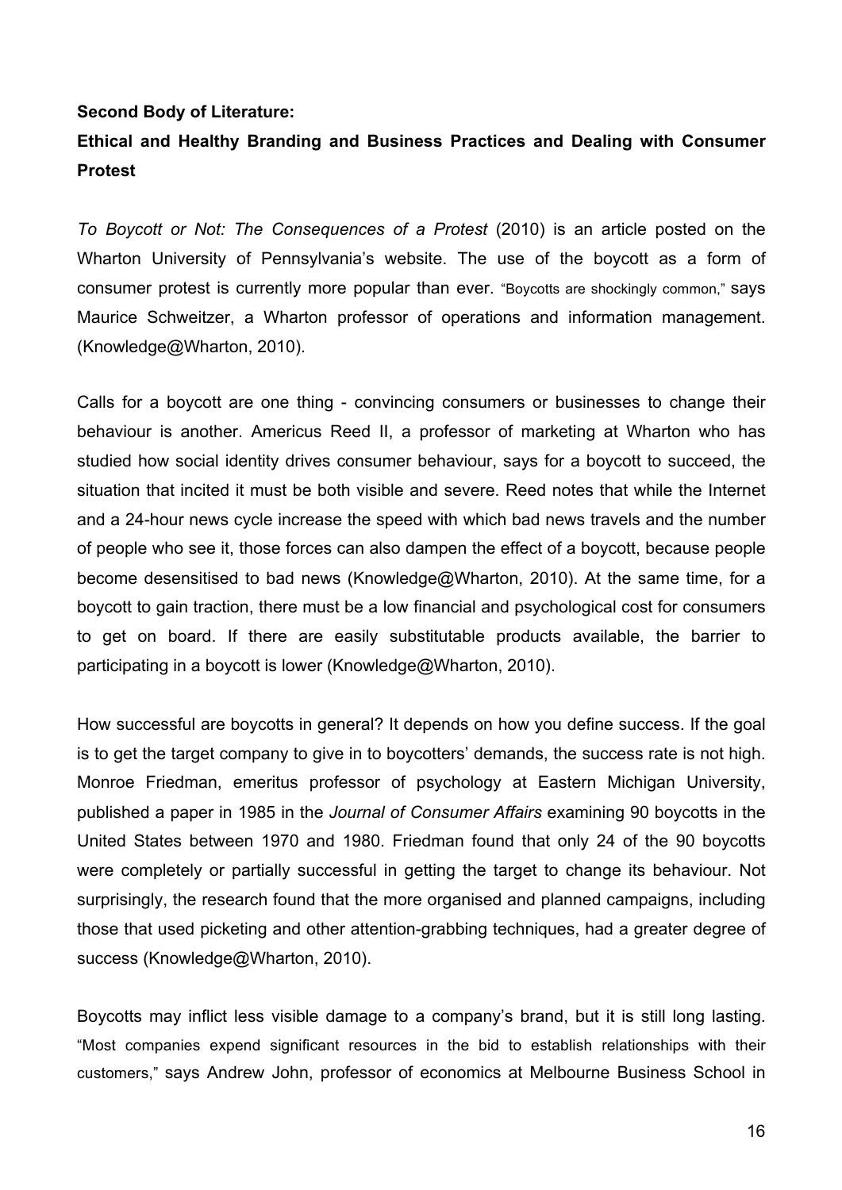**Second Body of Literature:**

**Ethical and Healthy Branding and Business Practices and Dealing with Consumer Protest**

*To Boycott or Not: The Consequences of a Protest* (2010) is an article posted on the Wharton University of Pennsylvania's website. The use of the boycott as a form of consumer protest is currently more popular than ever. "Boycotts are shockingly common," says Maurice Schweitzer, a Wharton professor of operations and information management. (Knowledge@Wharton, 2010).

Calls for a boycott are one thing - convincing consumers or businesses to change their behaviour is another. Americus Reed II, a professor of marketing at Wharton who has studied how social identity drives consumer behaviour, says for a boycott to succeed, the situation that incited it must be both visible and severe. Reed notes that while the Internet and a 24-hour news cycle increase the speed with which bad news travels and the number of people who see it, those forces can also dampen the effect of a boycott, because people become desensitised to bad news (Knowledge@Wharton, 2010). At the same time, for a boycott to gain traction, there must be a low financial and psychological cost for consumers to get on board. If there are easily substitutable products available, the barrier to participating in a boycott is lower (Knowledge@Wharton, 2010).

How successful are boycotts in general? It depends on how you define success. If the goal is to get the target company to give in to boycotters' demands, the success rate is not high. Monroe Friedman, emeritus professor of psychology at Eastern Michigan University, published a paper in 1985 in the *Journal of Consumer Affairs* examining 90 boycotts in the United States between 1970 and 1980. Friedman found that only 24 of the 90 boycotts were completely or partially successful in getting the target to change its behaviour. Not surprisingly, the research found that the more organised and planned campaigns, including those that used picketing and other attention-grabbing techniques, had a greater degree of success (Knowledge@Wharton, 2010).

Boycotts may inflict less visible damage to a company's brand, but it is still long lasting. "Most companies expend significant resources in the bid to establish relationships with their customers," says Andrew John, professor of economics at Melbourne Business School in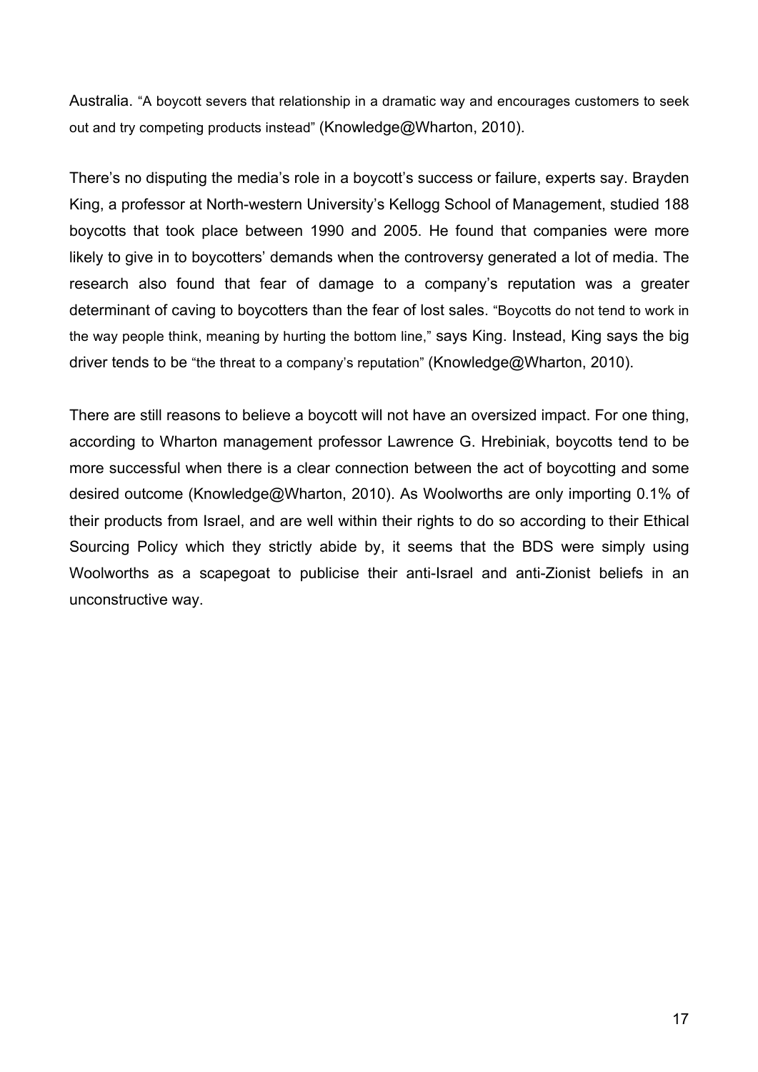Australia. "A boycott severs that relationship in a dramatic way and encourages customers to seek out and try competing products instead" (Knowledge@Wharton, 2010).

There's no disputing the media's role in a boycott's success or failure, experts say. Brayden King, a professor at North-western University's Kellogg School of Management, studied 188 boycotts that took place between 1990 and 2005. He found that companies were more likely to give in to boycotters' demands when the controversy generated a lot of media. The research also found that fear of damage to a company's reputation was a greater determinant of caving to boycotters than the fear of lost sales. "Boycotts do not tend to work in the way people think, meaning by hurting the bottom line," says King. Instead, King says the big driver tends to be "the threat to a company's reputation" (Knowledge@Wharton, 2010).

There are still reasons to believe a boycott will not have an oversized impact. For one thing, according to Wharton management professor Lawrence G. Hrebiniak, boycotts tend to be more successful when there is a clear connection between the act of boycotting and some desired outcome (Knowledge@Wharton, 2010). As Woolworths are only importing 0.1% of their products from Israel, and are well within their rights to do so according to their Ethical Sourcing Policy which they strictly abide by, it seems that the BDS were simply using Woolworths as a scapegoat to publicise their anti-Israel and anti-Zionist beliefs in an unconstructive way.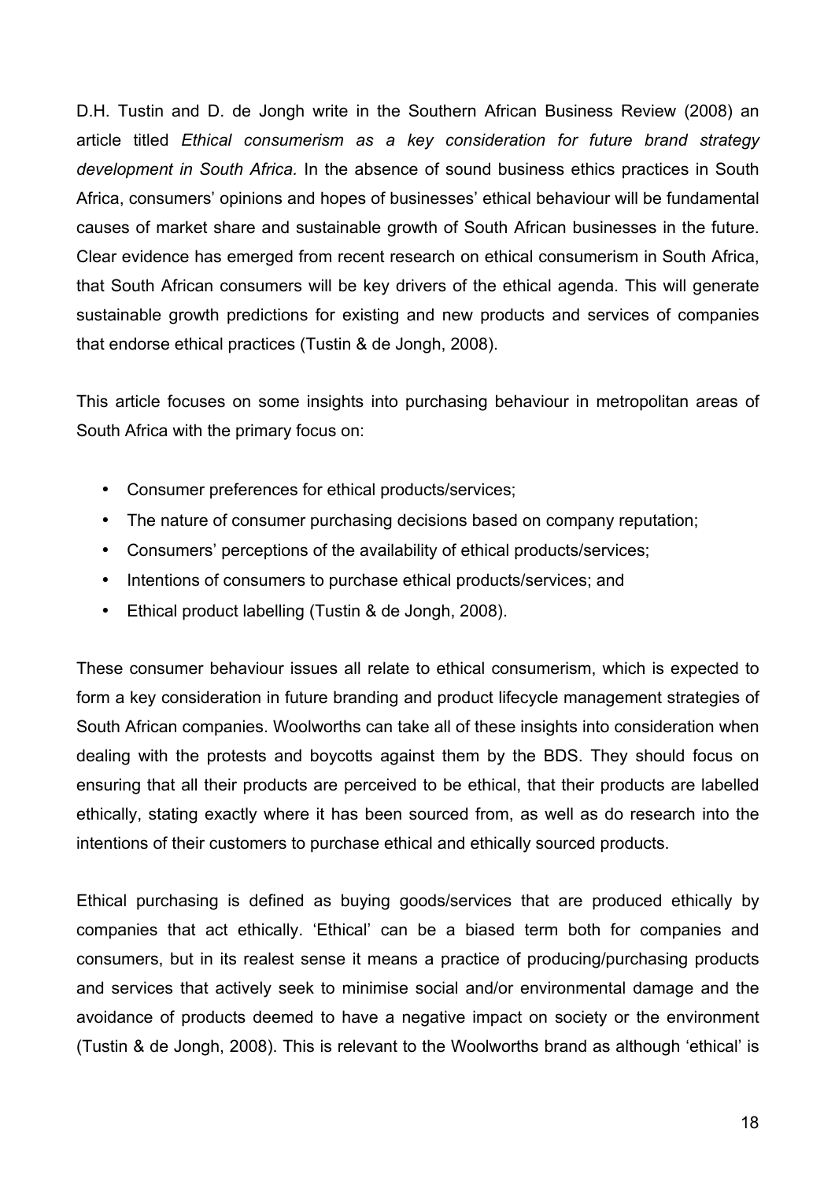D.H. Tustin and D. de Jongh write in the Southern African Business Review (2008) an article titled *Ethical consumerism as a key consideration for future brand strategy development in South Africa.* In the absence of sound business ethics practices in South Africa, consumers' opinions and hopes of businesses' ethical behaviour will be fundamental causes of market share and sustainable growth of South African businesses in the future. Clear evidence has emerged from recent research on ethical consumerism in South Africa, that South African consumers will be key drivers of the ethical agenda. This will generate sustainable growth predictions for existing and new products and services of companies that endorse ethical practices (Tustin & de Jongh, 2008).

This article focuses on some insights into purchasing behaviour in metropolitan areas of South Africa with the primary focus on:

- Consumer preferences for ethical products/services;
- The nature of consumer purchasing decisions based on company reputation;
- Consumers' perceptions of the availability of ethical products/services;
- Intentions of consumers to purchase ethical products/services; and
- Ethical product labelling (Tustin & de Jongh, 2008).

These consumer behaviour issues all relate to ethical consumerism, which is expected to form a key consideration in future branding and product lifecycle management strategies of South African companies. Woolworths can take all of these insights into consideration when dealing with the protests and boycotts against them by the BDS. They should focus on ensuring that all their products are perceived to be ethical, that their products are labelled ethically, stating exactly where it has been sourced from, as well as do research into the intentions of their customers to purchase ethical and ethically sourced products.

Ethical purchasing is defined as buying goods/services that are produced ethically by companies that act ethically. 'Ethical' can be a biased term both for companies and consumers, but in its realest sense it means a practice of producing/purchasing products and services that actively seek to minimise social and/or environmental damage and the avoidance of products deemed to have a negative impact on society or the environment (Tustin & de Jongh, 2008). This is relevant to the Woolworths brand as although 'ethical' is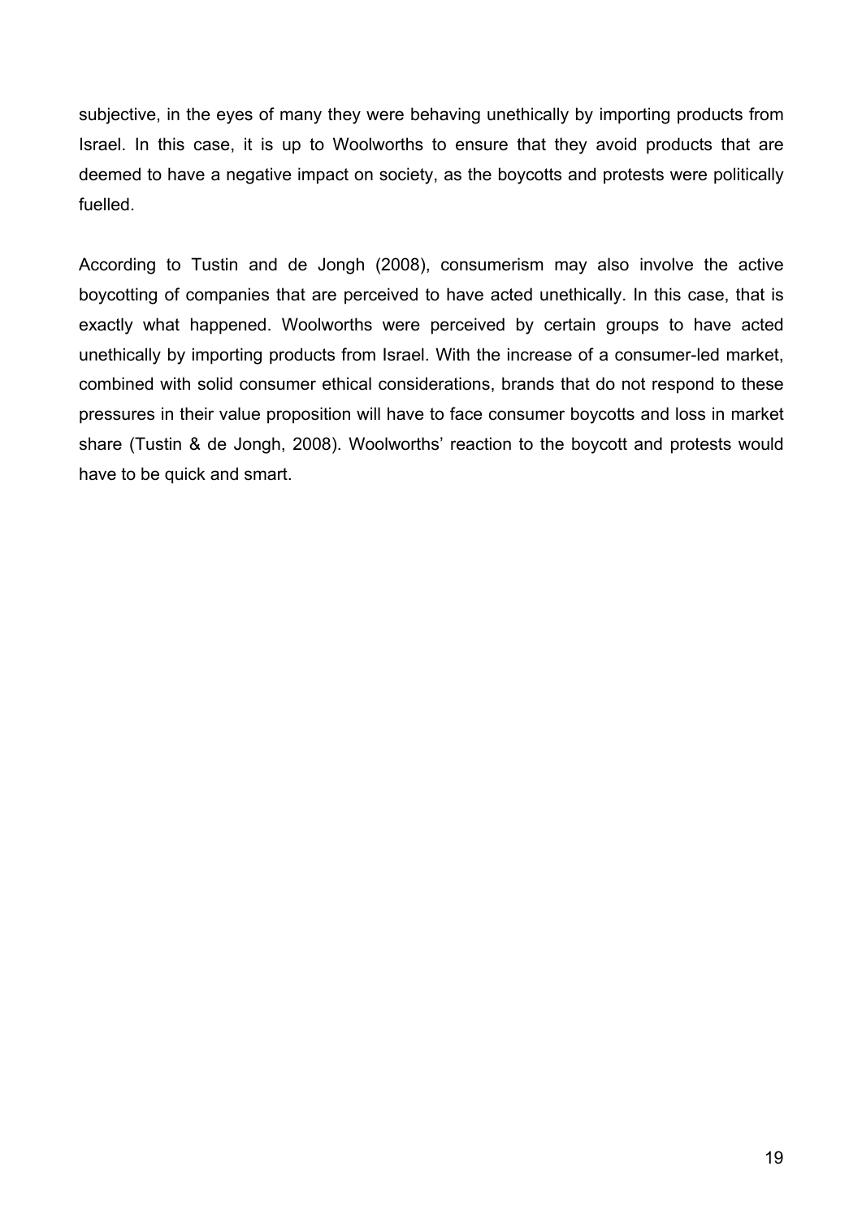subjective, in the eyes of many they were behaving unethically by importing products from Israel. In this case, it is up to Woolworths to ensure that they avoid products that are deemed to have a negative impact on society, as the boycotts and protests were politically fuelled.

According to Tustin and de Jongh (2008), consumerism may also involve the active boycotting of companies that are perceived to have acted unethically. In this case, that is exactly what happened. Woolworths were perceived by certain groups to have acted unethically by importing products from Israel. With the increase of a consumer-led market, combined with solid consumer ethical considerations, brands that do not respond to these pressures in their value proposition will have to face consumer boycotts and loss in market share (Tustin & de Jongh, 2008). Woolworths' reaction to the boycott and protests would have to be quick and smart.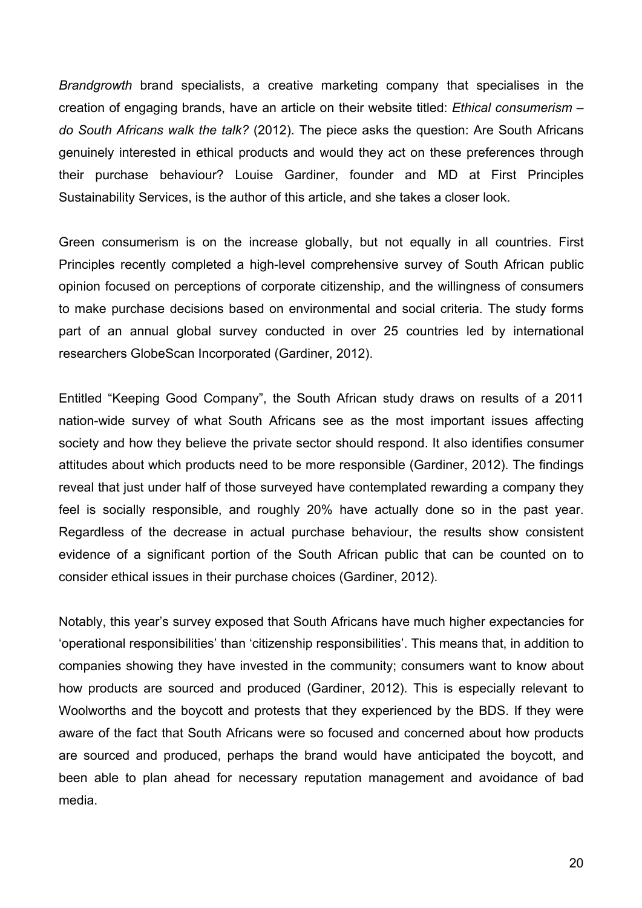*Brandgrowth* brand specialists, a creative marketing company that specialises in the creation of engaging brands, have an article on their website titled: *Ethical consumerism – do South Africans walk the talk?* (2012). The piece asks the question: Are South Africans genuinely interested in ethical products and would they act on these preferences through their purchase behaviour? Louise Gardiner, founder and MD at First Principles Sustainability Services, is the author of this article, and she takes a closer look.

Green consumerism is on the increase globally, but not equally in all countries. First Principles recently completed a high-level comprehensive survey of South African public opinion focused on perceptions of corporate citizenship, and the willingness of consumers to make purchase decisions based on environmental and social criteria. The study forms part of an annual global survey conducted in over 25 countries led by international researchers GlobeScan Incorporated (Gardiner, 2012).

Entitled "Keeping Good Company", the South African study draws on results of a 2011 nation-wide survey of what South Africans see as the most important issues affecting society and how they believe the private sector should respond. It also identifies consumer attitudes about which products need to be more responsible (Gardiner, 2012). The findings reveal that just under half of those surveyed have contemplated rewarding a company they feel is socially responsible, and roughly 20% have actually done so in the past year. Regardless of the decrease in actual purchase behaviour, the results show consistent evidence of a significant portion of the South African public that can be counted on to consider ethical issues in their purchase choices (Gardiner, 2012).

Notably, this year's survey exposed that South Africans have much higher expectancies for 'operational responsibilities' than 'citizenship responsibilities'. This means that, in addition to companies showing they have invested in the community; consumers want to know about how products are sourced and produced (Gardiner, 2012). This is especially relevant to Woolworths and the boycott and protests that they experienced by the BDS. If they were aware of the fact that South Africans were so focused and concerned about how products are sourced and produced, perhaps the brand would have anticipated the boycott, and been able to plan ahead for necessary reputation management and avoidance of bad media.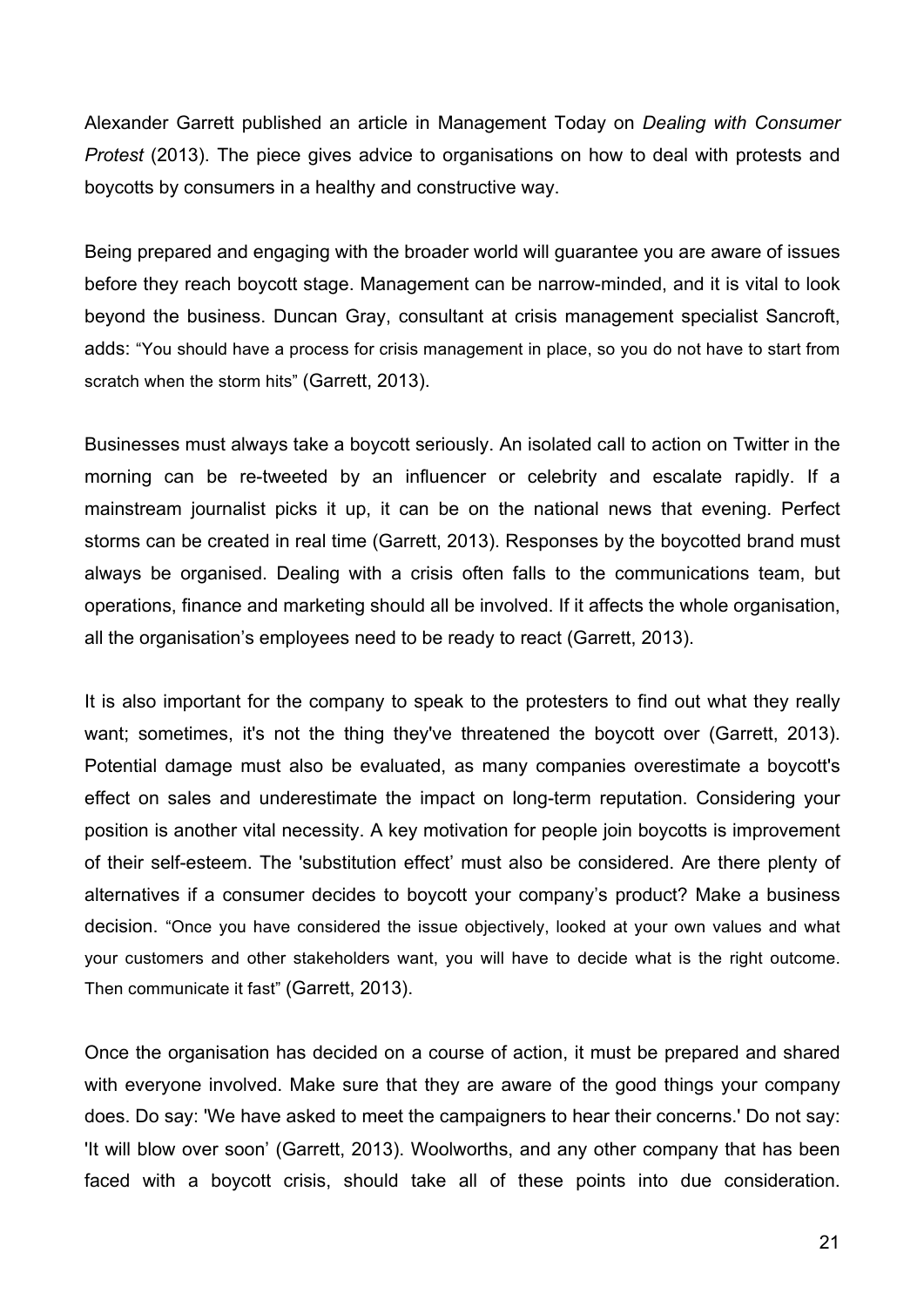Alexander Garrett published an article in Management Today on *Dealing with Consumer Protest* (2013). The piece gives advice to organisations on how to deal with protests and boycotts by consumers in a healthy and constructive way.

Being prepared and engaging with the broader world will guarantee you are aware of issues before they reach boycott stage. Management can be narrow-minded, and it is vital to look beyond the business. Duncan Gray, consultant at crisis management specialist Sancroft, adds: "You should have a process for crisis management in place, so you do not have to start from scratch when the storm hits" (Garrett, 2013).

Businesses must always take a boycott seriously. An isolated call to action on Twitter in the morning can be re-tweeted by an influencer or celebrity and escalate rapidly. If a mainstream journalist picks it up, it can be on the national news that evening. Perfect storms can be created in real time (Garrett, 2013). Responses by the boycotted brand must always be organised. Dealing with a crisis often falls to the communications team, but operations, finance and marketing should all be involved. If it affects the whole organisation, all the organisation's employees need to be ready to react (Garrett, 2013).

It is also important for the company to speak to the protesters to find out what they really want; sometimes, it's not the thing they've threatened the boycott over (Garrett, 2013). Potential damage must also be evaluated, as many companies overestimate a boycott's effect on sales and underestimate the impact on long-term reputation. Considering your position is another vital necessity. A key motivation for people join boycotts is improvement of their self-esteem. The 'substitution effect' must also be considered. Are there plenty of alternatives if a consumer decides to boycott your company's product? Make a business decision. "Once you have considered the issue objectively, looked at your own values and what your customers and other stakeholders want, you will have to decide what is the right outcome. Then communicate it fast" (Garrett, 2013).

Once the organisation has decided on a course of action, it must be prepared and shared with everyone involved. Make sure that they are aware of the good things your company does. Do say: 'We have asked to meet the campaigners to hear their concerns.' Do not say: 'It will blow over soon' (Garrett, 2013). Woolworths, and any other company that has been faced with a boycott crisis, should take all of these points into due consideration.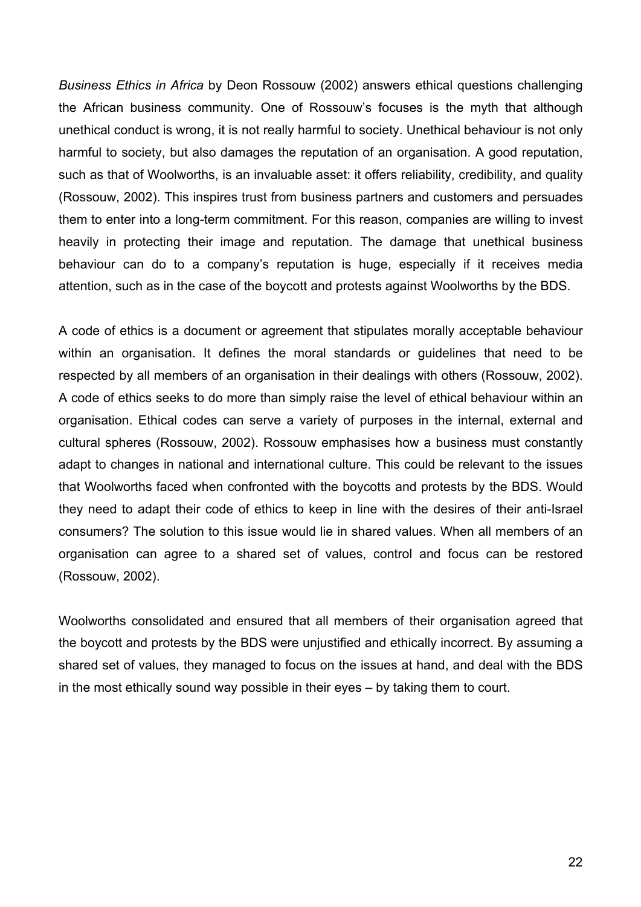*Business Ethics in Africa* by Deon Rossouw (2002) answers ethical questions challenging the African business community. One of Rossouw's focuses is the myth that although unethical conduct is wrong, it is not really harmful to society. Unethical behaviour is not only harmful to society, but also damages the reputation of an organisation. A good reputation, such as that of Woolworths, is an invaluable asset: it offers reliability, credibility, and quality (Rossouw, 2002). This inspires trust from business partners and customers and persuades them to enter into a long-term commitment. For this reason, companies are willing to invest heavily in protecting their image and reputation. The damage that unethical business behaviour can do to a company's reputation is huge, especially if it receives media attention, such as in the case of the boycott and protests against Woolworths by the BDS.

A code of ethics is a document or agreement that stipulates morally acceptable behaviour within an organisation. It defines the moral standards or guidelines that need to be respected by all members of an organisation in their dealings with others (Rossouw, 2002). A code of ethics seeks to do more than simply raise the level of ethical behaviour within an organisation. Ethical codes can serve a variety of purposes in the internal, external and cultural spheres (Rossouw, 2002). Rossouw emphasises how a business must constantly adapt to changes in national and international culture. This could be relevant to the issues that Woolworths faced when confronted with the boycotts and protests by the BDS. Would they need to adapt their code of ethics to keep in line with the desires of their anti-Israel consumers? The solution to this issue would lie in shared values. When all members of an organisation can agree to a shared set of values, control and focus can be restored (Rossouw, 2002).

Woolworths consolidated and ensured that all members of their organisation agreed that the boycott and protests by the BDS were unjustified and ethically incorrect. By assuming a shared set of values, they managed to focus on the issues at hand, and deal with the BDS in the most ethically sound way possible in their eyes – by taking them to court.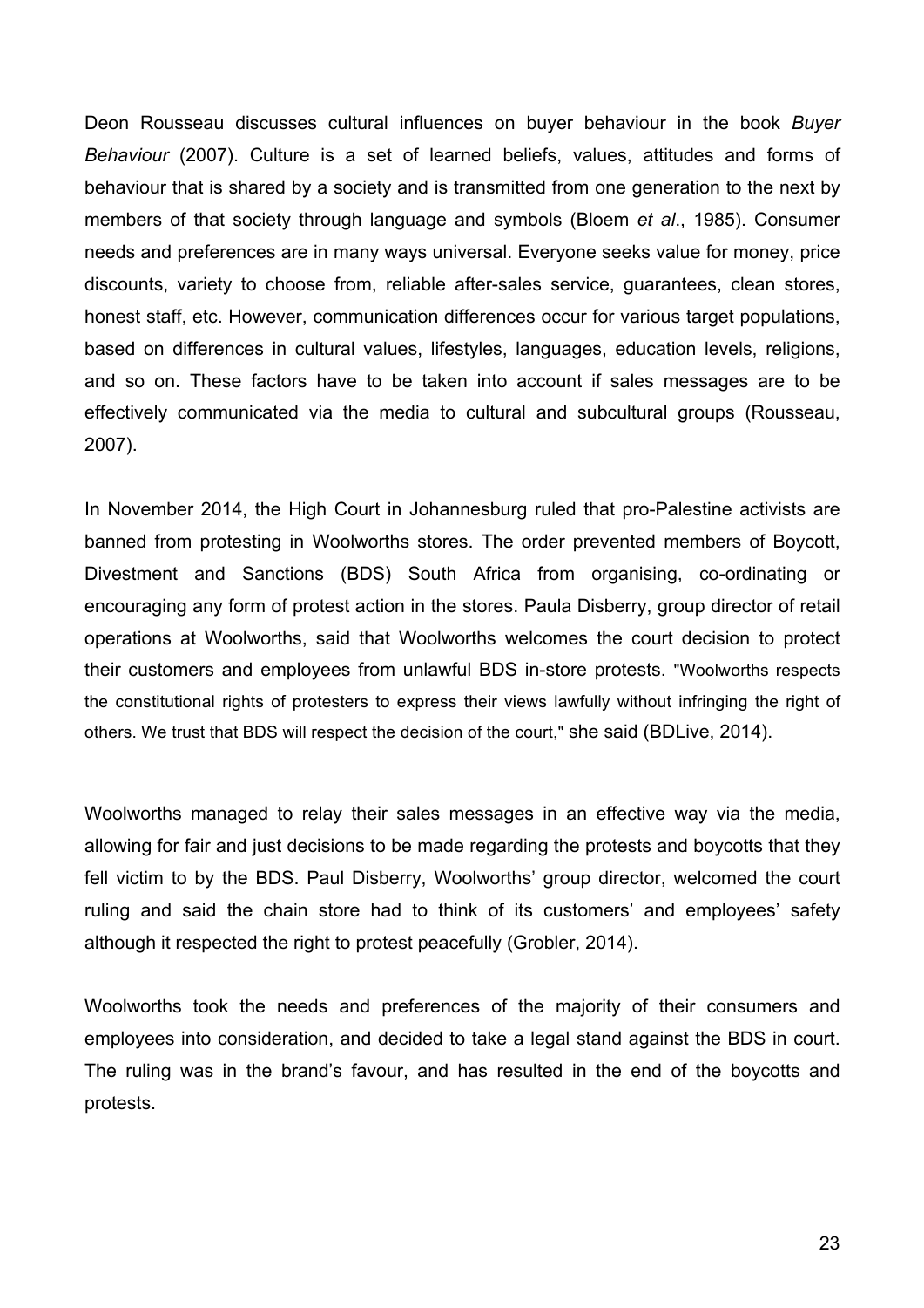Deon Rousseau discusses cultural influences on buyer behaviour in the book *Buyer Behaviour* (2007). Culture is a set of learned beliefs, values, attitudes and forms of behaviour that is shared by a society and is transmitted from one generation to the next by members of that society through language and symbols (Bloem *et al*., 1985). Consumer needs and preferences are in many ways universal. Everyone seeks value for money, price discounts, variety to choose from, reliable after-sales service, guarantees, clean stores, honest staff, etc. However, communication differences occur for various target populations, based on differences in cultural values, lifestyles, languages, education levels, religions, and so on. These factors have to be taken into account if sales messages are to be effectively communicated via the media to cultural and subcultural groups (Rousseau, 2007).

In November 2014, the High Court in Johannesburg ruled that pro-Palestine activists are banned from protesting in Woolworths stores. The order prevented members of Boycott, Divestment and Sanctions (BDS) South Africa from organising, co-ordinating or encouraging any form of protest action in the stores. Paula Disberry, group director of retail operations at Woolworths, said that Woolworths welcomes the court decision to protect their customers and employees from unlawful BDS in-store protests. "Woolworths respects the constitutional rights of protesters to express their views lawfully without infringing the right of others. We trust that BDS will respect the decision of the court," she said (BDLive, 2014).

Woolworths managed to relay their sales messages in an effective way via the media, allowing for fair and just decisions to be made regarding the protests and boycotts that they fell victim to by the BDS. Paul Disberry, Woolworths' group director, welcomed the court ruling and said the chain store had to think of its customers' and employees' safety although it respected the right to protest peacefully (Grobler, 2014).

Woolworths took the needs and preferences of the majority of their consumers and employees into consideration, and decided to take a legal stand against the BDS in court. The ruling was in the brand's favour, and has resulted in the end of the boycotts and protests.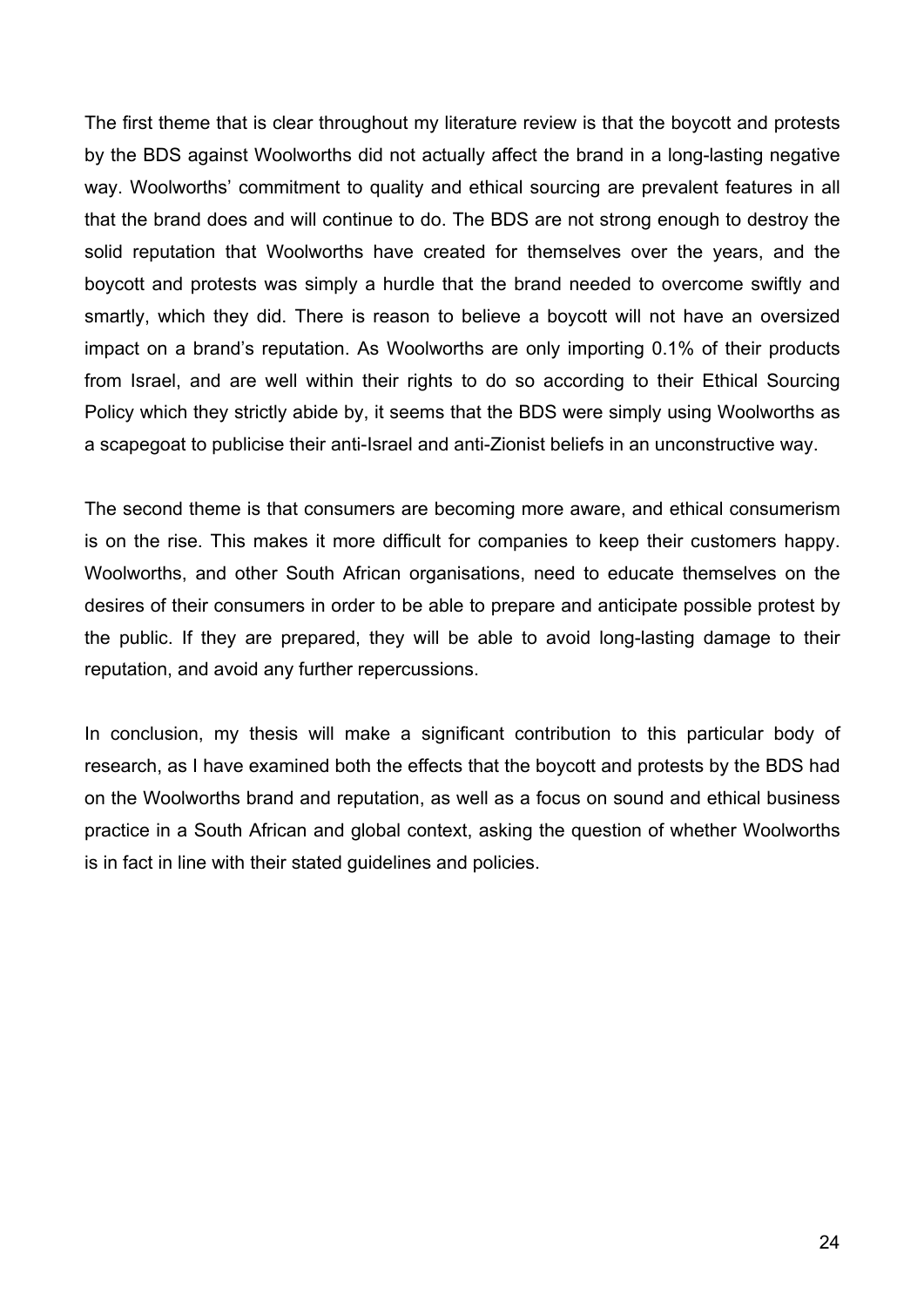The first theme that is clear throughout my literature review is that the boycott and protests by the BDS against Woolworths did not actually affect the brand in a long-lasting negative way. Woolworths' commitment to quality and ethical sourcing are prevalent features in all that the brand does and will continue to do. The BDS are not strong enough to destroy the solid reputation that Woolworths have created for themselves over the years, and the boycott and protests was simply a hurdle that the brand needed to overcome swiftly and smartly, which they did. There is reason to believe a boycott will not have an oversized impact on a brand's reputation. As Woolworths are only importing 0.1% of their products from Israel, and are well within their rights to do so according to their Ethical Sourcing Policy which they strictly abide by, it seems that the BDS were simply using Woolworths as a scapegoat to publicise their anti-Israel and anti-Zionist beliefs in an unconstructive way.

The second theme is that consumers are becoming more aware, and ethical consumerism is on the rise. This makes it more difficult for companies to keep their customers happy. Woolworths, and other South African organisations, need to educate themselves on the desires of their consumers in order to be able to prepare and anticipate possible protest by the public. If they are prepared, they will be able to avoid long-lasting damage to their reputation, and avoid any further repercussions.

In conclusion, my thesis will make a significant contribution to this particular body of research, as I have examined both the effects that the boycott and protests by the BDS had on the Woolworths brand and reputation, as well as a focus on sound and ethical business practice in a South African and global context, asking the question of whether Woolworths is in fact in line with their stated guidelines and policies.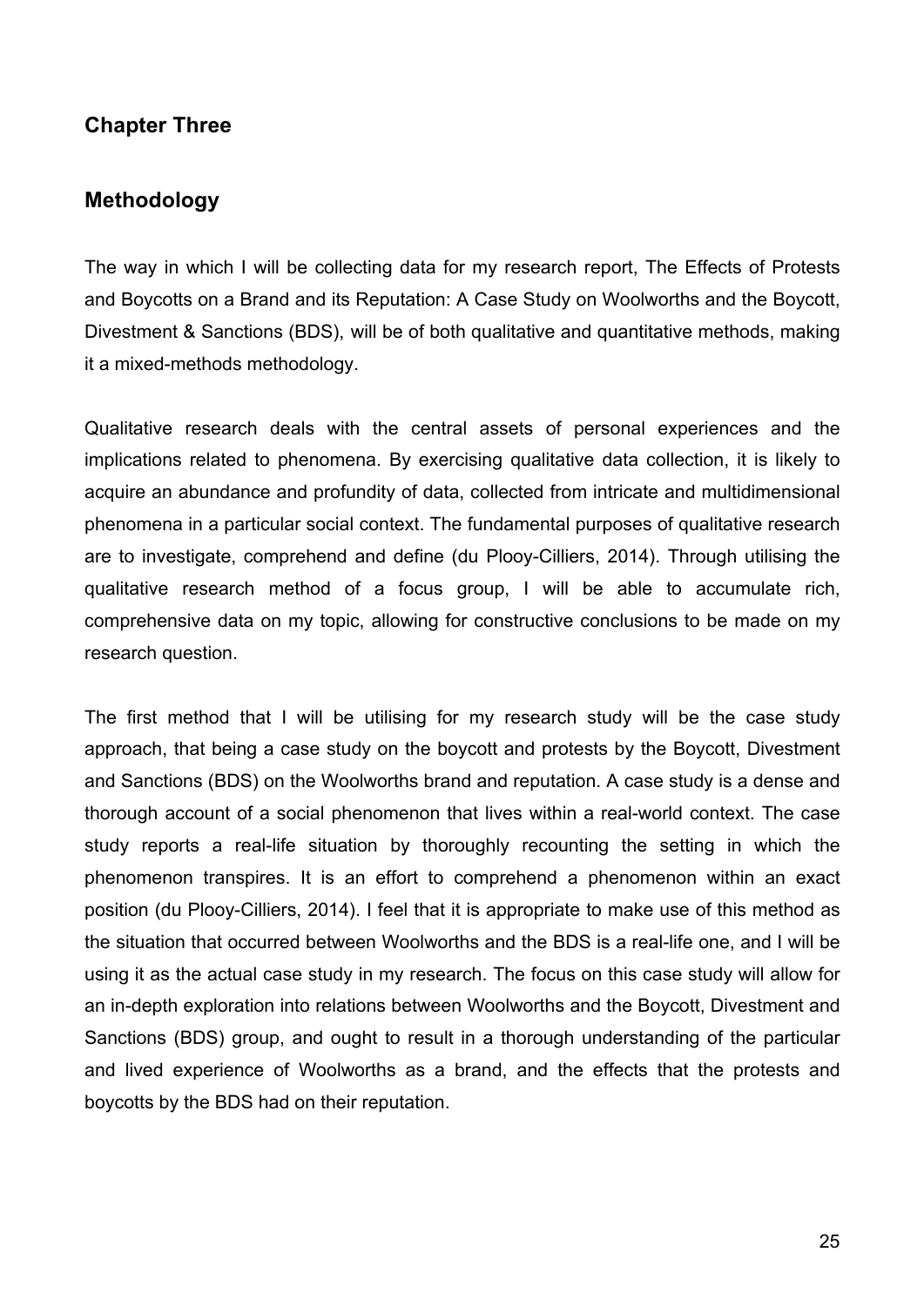## Chapter Three

## Methodology

The way in which I will be collecting data for my research report, The Effects of Protests and Boycotts on a Brand and its Reputation: A Case Study on Woolworths and the Boycott, Divestment & Sanctions (BDS), will be of both qualitative and quantitative methods, making it a mixed-methods methodology.

Qualitative research deals with the central assets of personal experiences and the implications related to phenomena. By exercising qualitative data collection, it is likely to acquire an abundance and profundity of data, collected from intricate and multidimensional phenomena in a particular social context. The fundamental purposes of qualitative research are to investigate, comprehend and define (du Plooy-Cilliers, 2014). Through utilising the qualitative research method of a focus group, I will be able to accumulate rich, comprehensive data on my topic, allowing for constructive conclusions to be made on my research question.

The first method that I will be utilising for my research study will be the case study approach, that being a case study on the boycott and protests by the Boycott, Divestment and Sanctions (BDS) on the Woolworths brand and reputation. A case study is a dense and thorough account of a social phenomenon that lives within a real-world context. The case study reports a real-life situation by thoroughly recounting the setting in which the phenomenon transpires. It is an effort to comprehend a phenomenon within an exact position (du Plooy-Cilliers, 2014). I feel that it is appropriate to make use of this method as the situation that occurred between Woolworths and the BDS is a real-life one, and I will be using it as the actual case study in my research. The focus on this case study will allow for an in-depth exploration into relations between Woolworths and the Boycott, Divestment and Sanctions (BDS) group, and ought to result in a thorough understanding of the particular and lived experience of Woolworths as a brand, and the effects that the protests and boycotts by the BDS had on their reputation.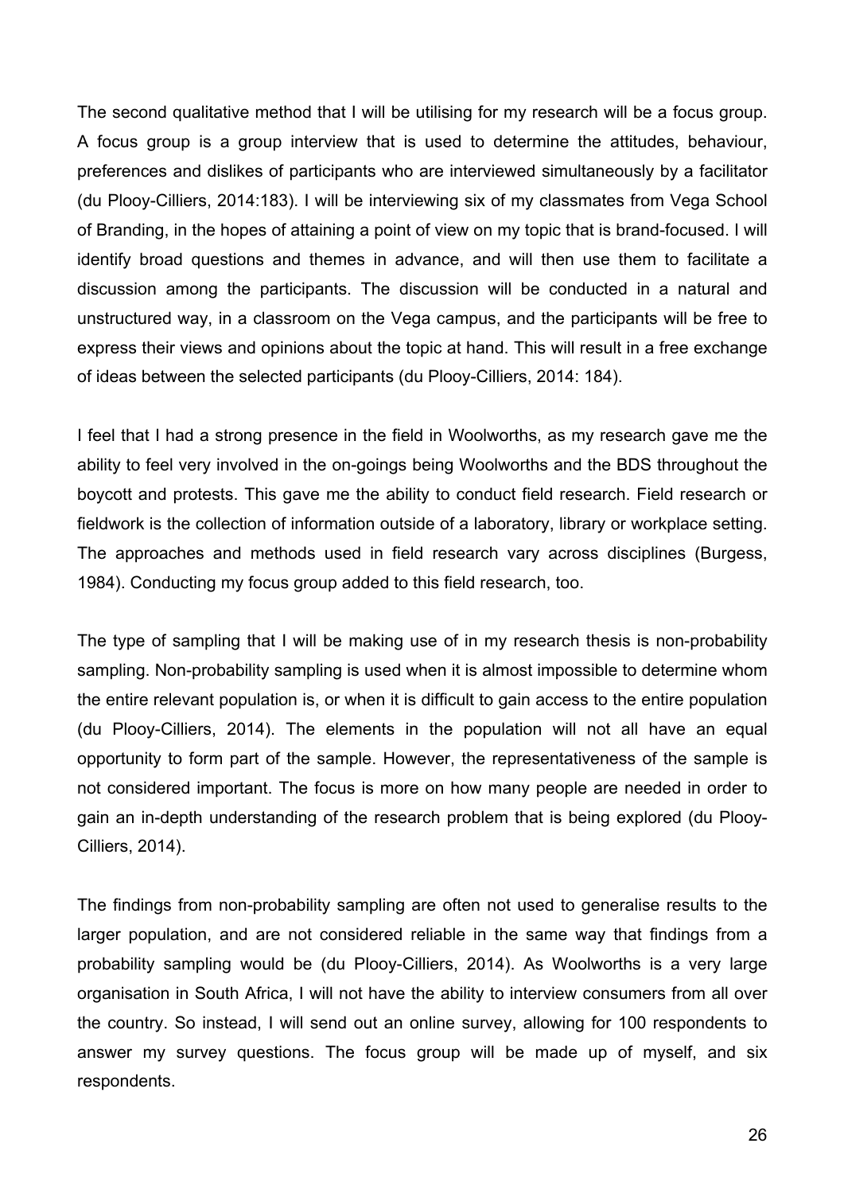The second qualitative method that I will be utilising for my research will be a focus group. A focus group is a group interview that is used to determine the attitudes, behaviour, preferences and dislikes of participants who are interviewed simultaneously by a facilitator (du Plooy-Cilliers, 2014:183). I will be interviewing six of my classmates from Vega School of Branding, in the hopes of attaining a point of view on my topic that is brand-focused. I will identify broad questions and themes in advance, and will then use them to facilitate a discussion among the participants. The discussion will be conducted in a natural and unstructured way, in a classroom on the Vega campus, and the participants will be free to express their views and opinions about the topic at hand. This will result in a free exchange of ideas between the selected participants (du Plooy-Cilliers, 2014: 184).

I feel that I had a strong presence in the field in Woolworths, as my research gave me the ability to feel very involved in the on-goings being Woolworths and the BDS throughout the boycott and protests. This gave me the ability to conduct field research. Field research or fieldwork is the collection of information outside of a laboratory, library or workplace setting. The approaches and methods used in field research vary across disciplines (Burgess, 1984). Conducting my focus group added to this field research, too.

The type of sampling that I will be making use of in my research thesis is non-probability sampling. Non-probability sampling is used when it is almost impossible to determine whom the entire relevant population is, or when it is difficult to gain access to the entire population (du Plooy-Cilliers, 2014). The elements in the population will not all have an equal opportunity to form part of the sample. However, the representativeness of the sample is not considered important. The focus is more on how many people are needed in order to gain an in-depth understanding of the research problem that is being explored (du Plooy-Cilliers, 2014).

The findings from non-probability sampling are often not used to generalise results to the larger population, and are not considered reliable in the same way that findings from a probability sampling would be (du Plooy-Cilliers, 2014). As Woolworths is a very large organisation in South Africa, I will not have the ability to interview consumers from all over the country. So instead, I will send out an online survey, allowing for 100 respondents to answer my survey questions. The focus group will be made up of myself, and six respondents.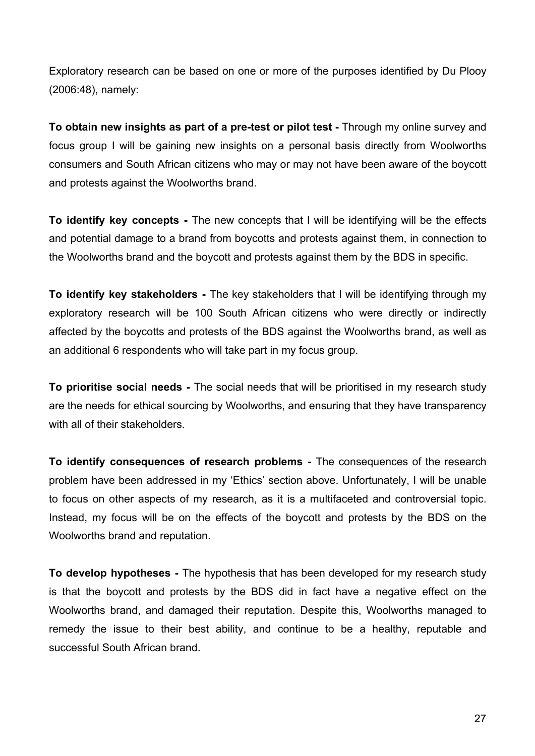Exploratory research can be based on one or more of the purposes identified by Du Plooy (2006:48), namely:

**To obtain new insights as part of a pre-test or pilot test -** Through my online survey and focus group I will be gaining new insights on a personal basis directly from Woolworths consumers and South African citizens who may or may not have been aware of the boycott and protests against the Woolworths brand.

**To identify key concepts -** The new concepts that I will be identifying will be the effects and potential damage to a brand from boycotts and protests against them, in connection to the Woolworths brand and the boycott and protests against them by the BDS in specific.

**To identify key stakeholders -** The key stakeholders that I will be identifying through my exploratory research will be 100 South African citizens who were directly or indirectly affected by the boycotts and protests of the BDS against the Woolworths brand, as well as an additional 6 respondents who will take part in my focus group.

**To prioritise social needs -** The social needs that will be prioritised in my research study are the needs for ethical sourcing by Woolworths, and ensuring that they have transparency with all of their stakeholders.

**To identify consequences of research problems -** The consequences of the research problem have been addressed in my 'Ethics' section above. Unfortunately, I will be unable to focus on other aspects of my research, as it is a multifaceted and controversial topic. Instead, my focus will be on the effects of the boycott and protests by the BDS on the Woolworths brand and reputation.

**To develop hypotheses -** The hypothesis that has been developed for my research study is that the boycott and protests by the BDS did in fact have a negative effect on the Woolworths brand, and damaged their reputation. Despite this, Woolworths managed to remedy the issue to their best ability, and continue to be a healthy, reputable and successful South African brand.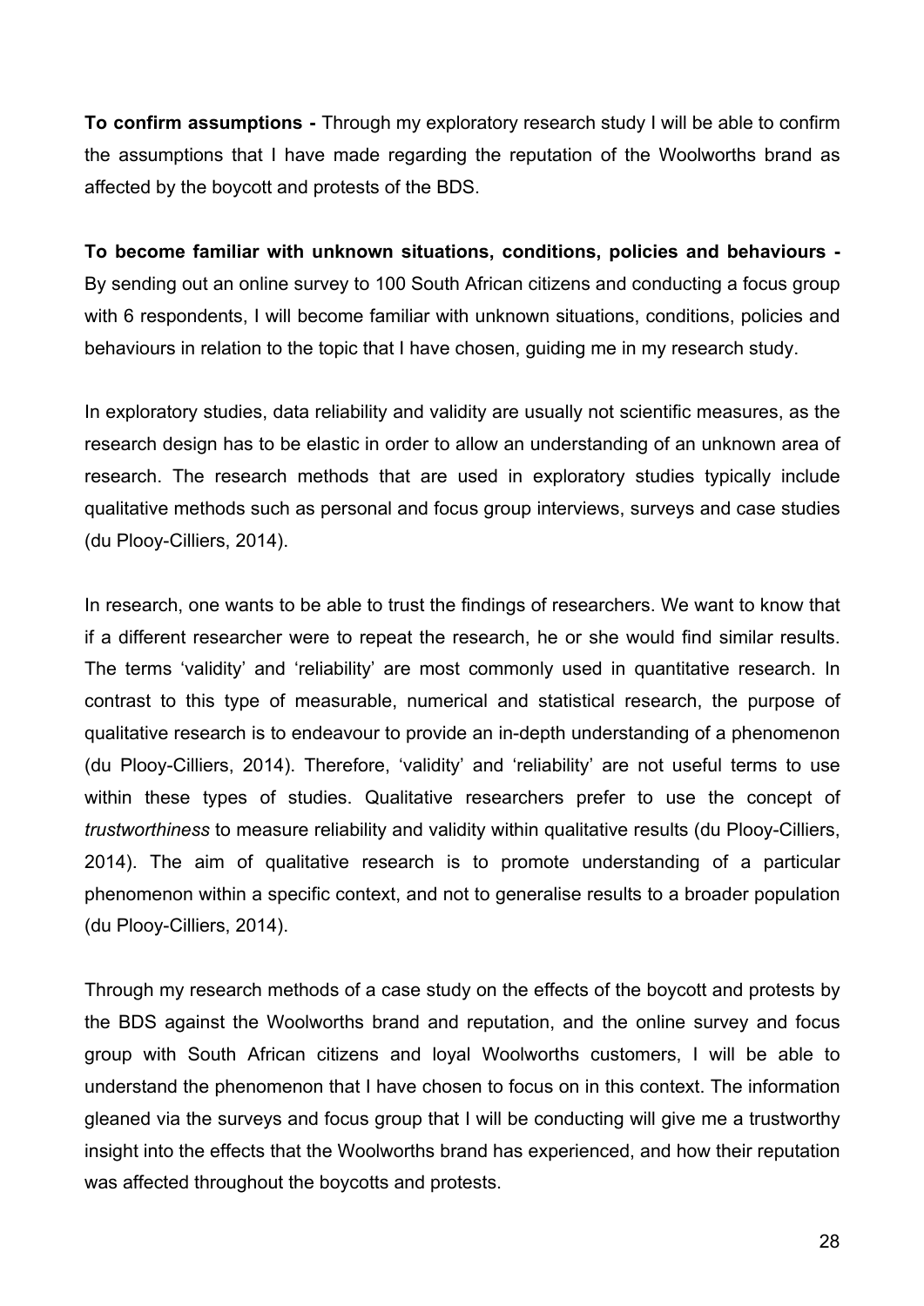**To confirm assumptions -** Through my exploratory research study I will be able to confirm the assumptions that I have made regarding the reputation of the Woolworths brand as affected by the boycott and protests of the BDS.

**To become familiar with unknown situations, conditions, policies and behaviours -** By sending out an online survey to 100 South African citizens and conducting a focus group with 6 respondents, I will become familiar with unknown situations, conditions, policies and behaviours in relation to the topic that I have chosen, guiding me in my research study.

In exploratory studies, data reliability and validity are usually not scientific measures, as the research design has to be elastic in order to allow an understanding of an unknown area of research. The research methods that are used in exploratory studies typically include qualitative methods such as personal and focus group interviews, surveys and case studies (du Plooy-Cilliers, 2014).

In research, one wants to be able to trust the findings of researchers. We want to know that if a different researcher were to repeat the research, he or she would find similar results. The terms 'validity' and 'reliability' are most commonly used in quantitative research. In contrast to this type of measurable, numerical and statistical research, the purpose of qualitative research is to endeavour to provide an in-depth understanding of a phenomenon (du Plooy-Cilliers, 2014). Therefore, 'validity' and 'reliability' are not useful terms to use within these types of studies. Qualitative researchers prefer to use the concept of *trustworthiness* to measure reliability and validity within qualitative results (du Plooy-Cilliers, 2014). The aim of qualitative research is to promote understanding of a particular phenomenon within a specific context, and not to generalise results to a broader population (du Plooy-Cilliers, 2014).

Through my research methods of a case study on the effects of the boycott and protests by the BDS against the Woolworths brand and reputation, and the online survey and focus group with South African citizens and loyal Woolworths customers, I will be able to understand the phenomenon that I have chosen to focus on in this context. The information gleaned via the surveys and focus group that I will be conducting will give me a trustworthy insight into the effects that the Woolworths brand has experienced, and how their reputation was affected throughout the boycotts and protests.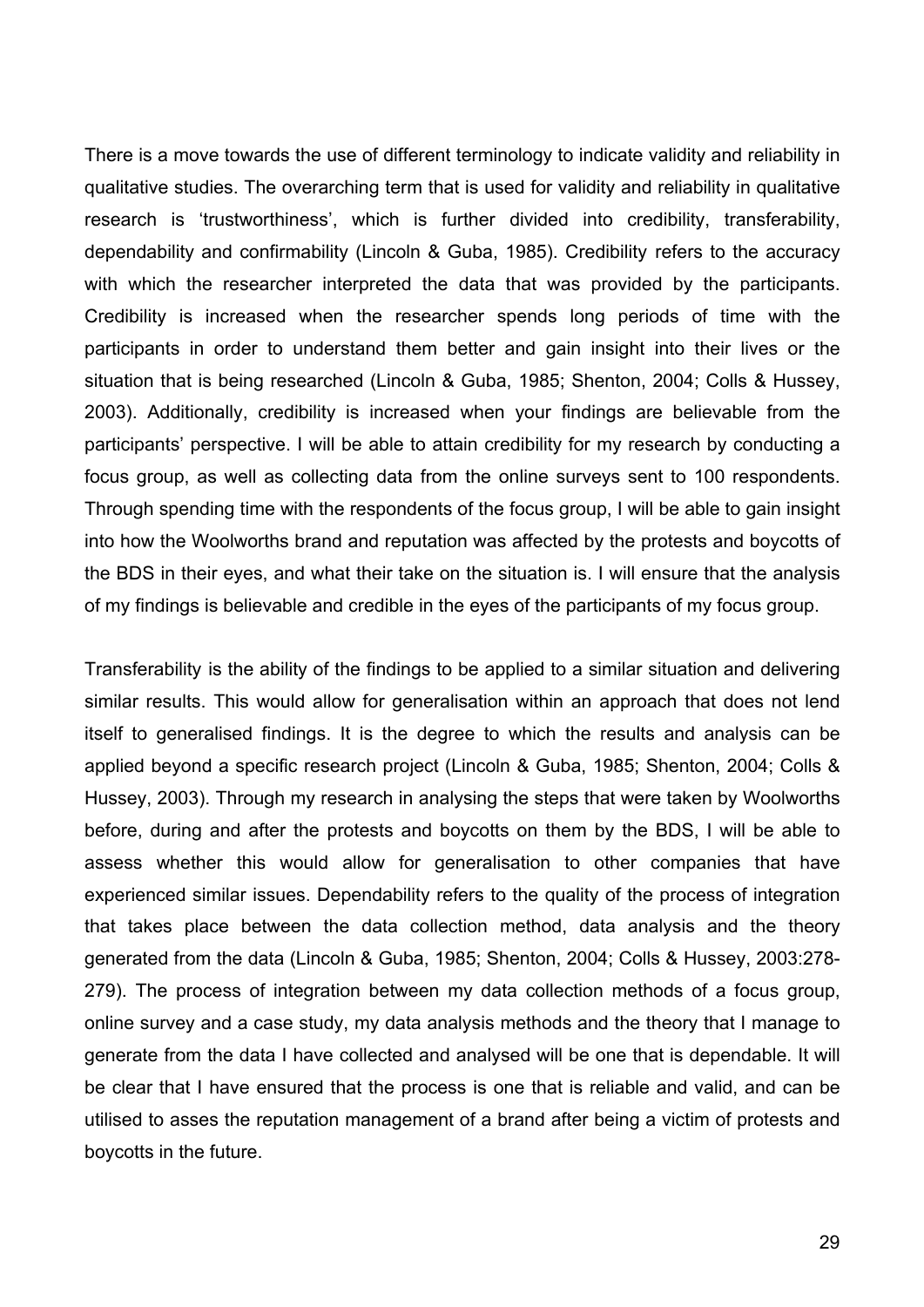There is a move towards the use of different terminology to indicate validity and reliability in qualitative studies. The overarching term that is used for validity and reliability in qualitative research is 'trustworthiness', which is further divided into credibility, transferability, dependability and confirmability (Lincoln & Guba, 1985). Credibility refers to the accuracy with which the researcher interpreted the data that was provided by the participants. Credibility is increased when the researcher spends long periods of time with the participants in order to understand them better and gain insight into their lives or the situation that is being researched (Lincoln & Guba, 1985; Shenton, 2004; Colls & Hussey, 2003). Additionally, credibility is increased when your findings are believable from the participants' perspective. I will be able to attain credibility for my research by conducting a focus group, as well as collecting data from the online surveys sent to 100 respondents. Through spending time with the respondents of the focus group, I will be able to gain insight into how the Woolworths brand and reputation was affected by the protests and boycotts of the BDS in their eyes, and what their take on the situation is. I will ensure that the analysis of my findings is believable and credible in the eyes of the participants of my focus group.

Transferability is the ability of the findings to be applied to a similar situation and delivering similar results. This would allow for generalisation within an approach that does not lend itself to generalised findings. It is the degree to which the results and analysis can be applied beyond a specific research project (Lincoln & Guba, 1985; Shenton, 2004; Colls & Hussey, 2003). Through my research in analysing the steps that were taken by Woolworths before, during and after the protests and boycotts on them by the BDS, I will be able to assess whether this would allow for generalisation to other companies that have experienced similar issues. Dependability refers to the quality of the process of integration that takes place between the data collection method, data analysis and the theory generated from the data (Lincoln & Guba, 1985; Shenton, 2004; Colls & Hussey, 2003:278-279). The process of integration between my data collection methods of a focus group, online survey and a case study, my data analysis methods and the theory that I manage to generate from the data I have collected and analysed will be one that is dependable. It will be clear that I have ensured that the process is one that is reliable and valid, and can be utilised to asses the reputation management of a brand after being a victim of protests and boycotts in the future.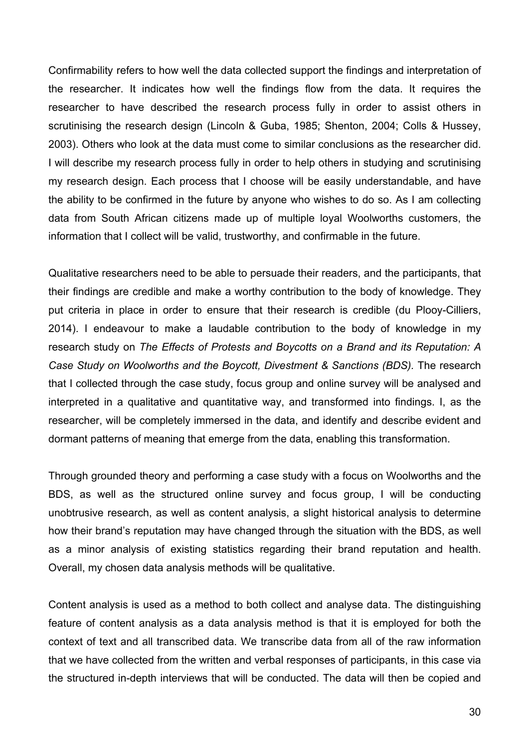Confirmability refers to how well the data collected support the findings and interpretation of the researcher. It indicates how well the findings flow from the data. It requires the researcher to have described the research process fully in order to assist others in scrutinising the research design (Lincoln & Guba, 1985; Shenton, 2004; Colls & Hussey, 2003). Others who look at the data must come to similar conclusions as the researcher did. I will describe my research process fully in order to help others in studying and scrutinising my research design. Each process that I choose will be easily understandable, and have the ability to be confirmed in the future by anyone who wishes to do so. As I am collecting data from South African citizens made up of multiple loyal Woolworths customers, the information that I collect will be valid, trustworthy, and confirmable in the future.

Qualitative researchers need to be able to persuade their readers, and the participants, that their findings are credible and make a worthy contribution to the body of knowledge. They put criteria in place in order to ensure that their research is credible (du Plooy-Cilliers, 2014). I endeavour to make a laudable contribution to the body of knowledge in my research study on *The Effects of Protests and Boycotts on a Brand and its Reputation: A Case Study on Woolworths and the Boycott, Divestment & Sanctions (BDS).* The research that I collected through the case study, focus group and online survey will be analysed and interpreted in a qualitative and quantitative way, and transformed into findings. I, as the researcher, will be completely immersed in the data, and identify and describe evident and dormant patterns of meaning that emerge from the data, enabling this transformation.

Through grounded theory and performing a case study with a focus on Woolworths and the BDS, as well as the structured online survey and focus group, I will be conducting unobtrusive research, as well as content analysis, a slight historical analysis to determine how their brand's reputation may have changed through the situation with the BDS, as well as a minor analysis of existing statistics regarding their brand reputation and health. Overall, my chosen data analysis methods will be qualitative.

Content analysis is used as a method to both collect and analyse data. The distinguishing feature of content analysis as a data analysis method is that it is employed for both the context of text and all transcribed data. We transcribe data from all of the raw information that we have collected from the written and verbal responses of participants, in this case via the structured in-depth interviews that will be conducted. The data will then be copied and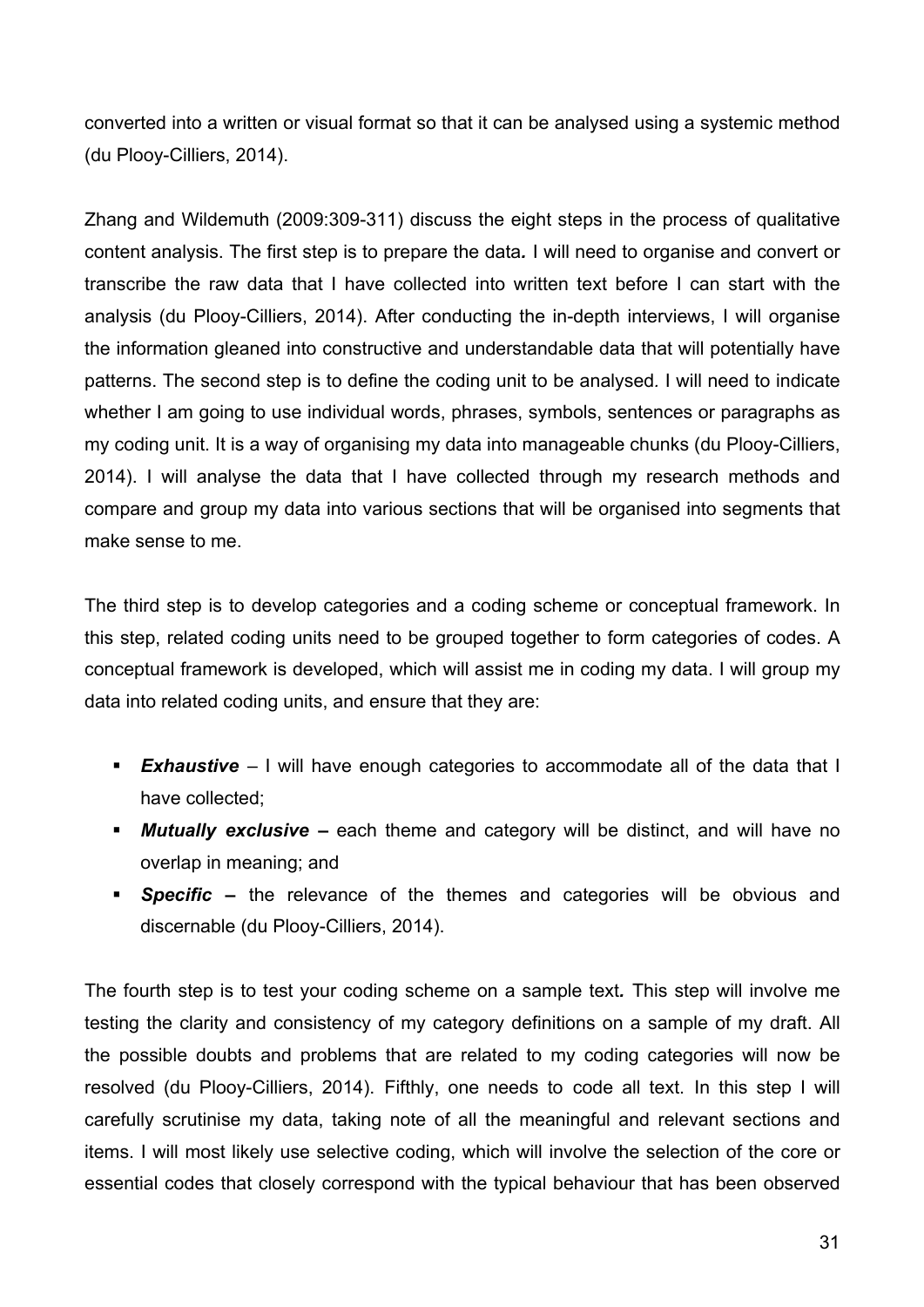converted into a written or visual format so that it can be analysed using a systemic method (du Plooy-Cilliers, 2014).

Zhang and Wildemuth (2009:309-311) discuss the eight steps in the process of qualitative content analysis. The first step is to prepare the data*.* I will need to organise and convert or transcribe the raw data that I have collected into written text before I can start with the analysis (du Plooy-Cilliers, 2014). After conducting the in-depth interviews, I will organise the information gleaned into constructive and understandable data that will potentially have patterns. The second step is to define the coding unit to be analysed*.* I will need to indicate whether I am going to use individual words, phrases, symbols, sentences or paragraphs as my coding unit. It is a way of organising my data into manageable chunks (du Plooy-Cilliers, 2014). I will analyse the data that I have collected through my research methods and compare and group my data into various sections that will be organised into segments that make sense to me.

The third step is to develop categories and a coding scheme or conceptual framework. In this step, related coding units need to be grouped together to form categories of codes. A conceptual framework is developed, which will assist me in coding my data. I will group my data into related coding units, and ensure that they are:

- ***Exhaustive*** – I will have enough categories to accommodate all of the data that I have collected;
- ***Mutually exclusive* –** each theme and category will be distinct, and will have no overlap in meaning; and
- ***Specific* –** the relevance of the themes and categories will be obvious and discernable (du Plooy-Cilliers, 2014).

The fourth step is to test your coding scheme on a sample text*.* This step will involve me testing the clarity and consistency of my category definitions on a sample of my draft. All the possible doubts and problems that are related to my coding categories will now be resolved (du Plooy-Cilliers, 2014). Fifthly, one needs to code all text. In this step I will carefully scrutinise my data, taking note of all the meaningful and relevant sections and items. I will most likely use selective coding, which will involve the selection of the core or essential codes that closely correspond with the typical behaviour that has been observed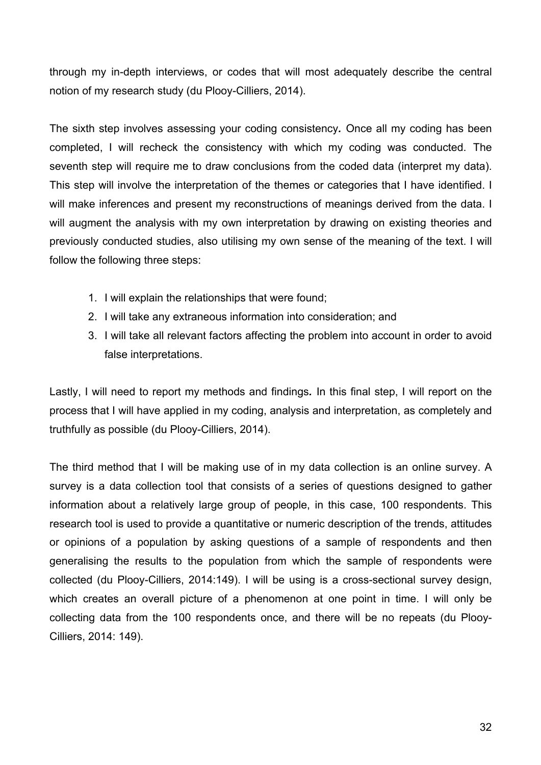through my in-depth interviews, or codes that will most adequately describe the central notion of my research study (du Plooy-Cilliers, 2014).

The sixth step involves assessing your coding consistency*.* Once all my coding has been completed, I will recheck the consistency with which my coding was conducted. The seventh step will require me to draw conclusions from the coded data (interpret my data). This step will involve the interpretation of the themes or categories that I have identified. I will make inferences and present my reconstructions of meanings derived from the data. I will augment the analysis with my own interpretation by drawing on existing theories and previously conducted studies, also utilising my own sense of the meaning of the text. I will follow the following three steps:

1. I will explain the relationships that were found;
2. I will take any extraneous information into consideration; and
3. I will take all relevant factors affecting the problem into account in order to avoid false interpretations.

Lastly, I will need to report my methods and findings**.** In this final step, I will report on the process that I will have applied in my coding, analysis and interpretation, as completely and truthfully as possible (du Plooy-Cilliers, 2014).

The third method that I will be making use of in my data collection is an online survey. A survey is a data collection tool that consists of a series of questions designed to gather information about a relatively large group of people, in this case, 100 respondents. This research tool is used to provide a quantitative or numeric description of the trends, attitudes or opinions of a population by asking questions of a sample of respondents and then generalising the results to the population from which the sample of respondents were collected (du Plooy-Cilliers, 2014:149). I will be using is a cross-sectional survey design, which creates an overall picture of a phenomenon at one point in time. I will only be collecting data from the 100 respondents once, and there will be no repeats (du Plooy-Cilliers, 2014: 149).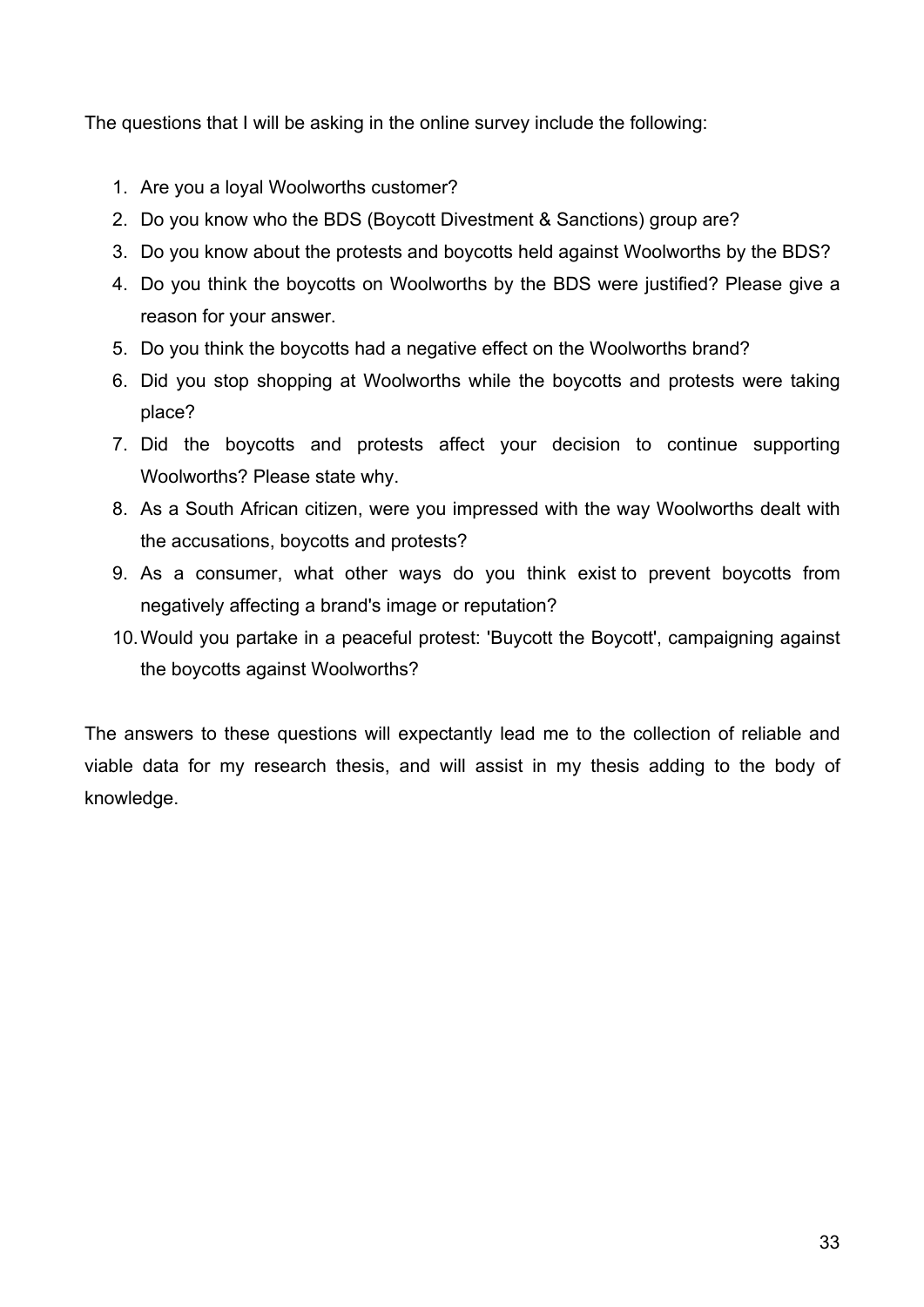The questions that I will be asking in the online survey include the following:

1. Are you a loyal Woolworths customer?
2. Do you know who the BDS (Boycott Divestment & Sanctions) group are?
3. Do you know about the protests and boycotts held against Woolworths by the BDS?
4. Do you think the boycotts on Woolworths by the BDS were justified? Please give a reason for your answer.
5. Do you think the boycotts had a negative effect on the Woolworths brand?
6. Did you stop shopping at Woolworths while the boycotts and protests were taking place?
7. Did the boycotts and protests affect your decision to continue supporting Woolworths? Please state why.
8. As a South African citizen, were you impressed with the way Woolworths dealt with the accusations, boycotts and protests?
9. As a consumer, what other ways do you think exist to prevent boycotts from negatively affecting a brand's image or reputation?
10. Would you partake in a peaceful protest: 'Buycott the Boycott', campaigning against the boycotts against Woolworths?

The answers to these questions will expectantly lead me to the collection of reliable and viable data for my research thesis, and will assist in my thesis adding to the body of knowledge.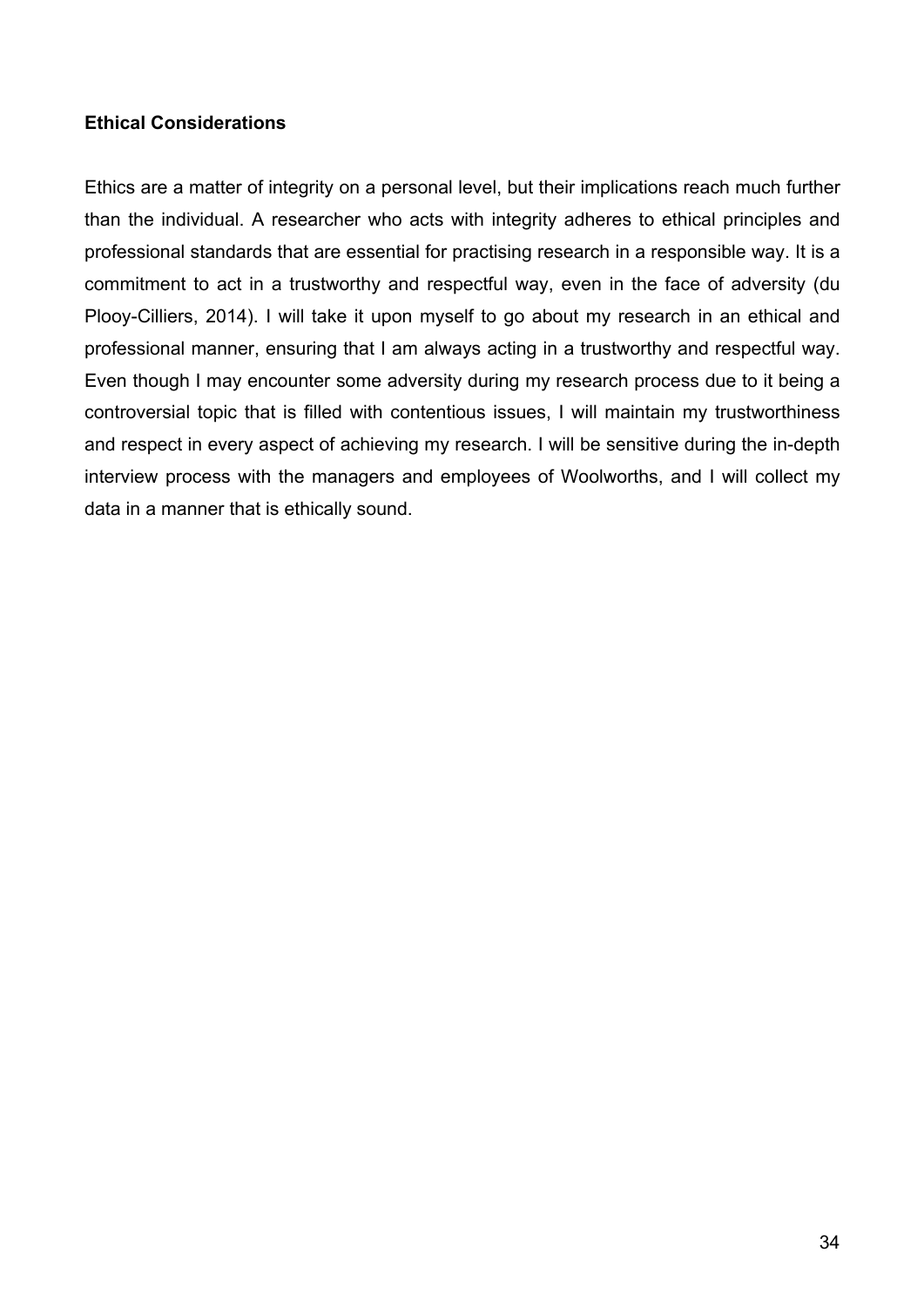**Ethical Considerations**

Ethics are a matter of integrity on a personal level, but their implications reach much further than the individual. A researcher who acts with integrity adheres to ethical principles and professional standards that are essential for practising research in a responsible way. It is a commitment to act in a trustworthy and respectful way, even in the face of adversity (du Plooy-Cilliers, 2014). I will take it upon myself to go about my research in an ethical and professional manner, ensuring that I am always acting in a trustworthy and respectful way. Even though I may encounter some adversity during my research process due to it being a controversial topic that is filled with contentious issues, I will maintain my trustworthiness and respect in every aspect of achieving my research. I will be sensitive during the in-depth interview process with the managers and employees of Woolworths, and I will collect my data in a manner that is ethically sound.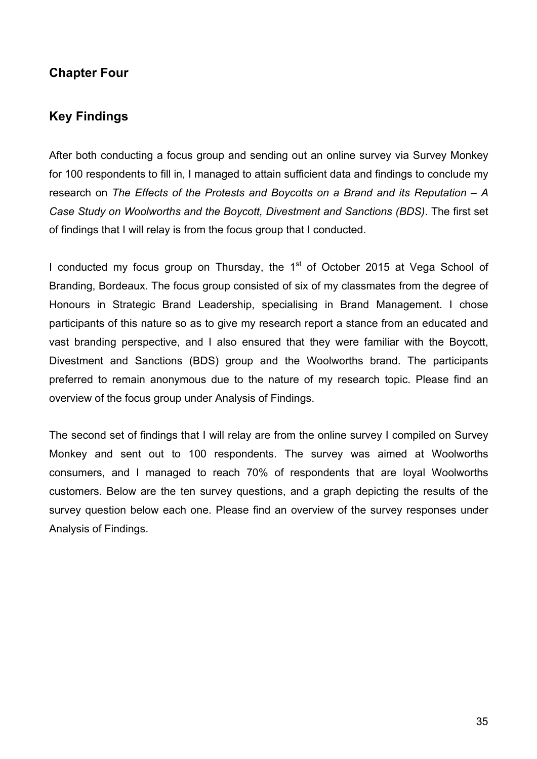## Chapter Four

## Key Findings

After both conducting a focus group and sending out an online survey via Survey Monkey for 100 respondents to fill in, I managed to attain sufficient data and findings to conclude my research on *The Effects of the Protests and Boycotts on a Brand and its Reputation – A Case Study on Woolworths and the Boycott, Divestment and Sanctions (BDS)*. The first set of findings that I will relay is from the focus group that I conducted.

I conducted my focus group on Thursday, the 1st of October 2015 at Vega School of Branding, Bordeaux. The focus group consisted of six of my classmates from the degree of Honours in Strategic Brand Leadership, specialising in Brand Management. I chose participants of this nature so as to give my research report a stance from an educated and vast branding perspective, and I also ensured that they were familiar with the Boycott, Divestment and Sanctions (BDS) group and the Woolworths brand. The participants preferred to remain anonymous due to the nature of my research topic. Please find an overview of the focus group under Analysis of Findings.

The second set of findings that I will relay are from the online survey I compiled on Survey Monkey and sent out to 100 respondents. The survey was aimed at Woolworths consumers, and I managed to reach 70% of respondents that are loyal Woolworths customers. Below are the ten survey questions, and a graph depicting the results of the survey question below each one. Please find an overview of the survey responses under Analysis of Findings.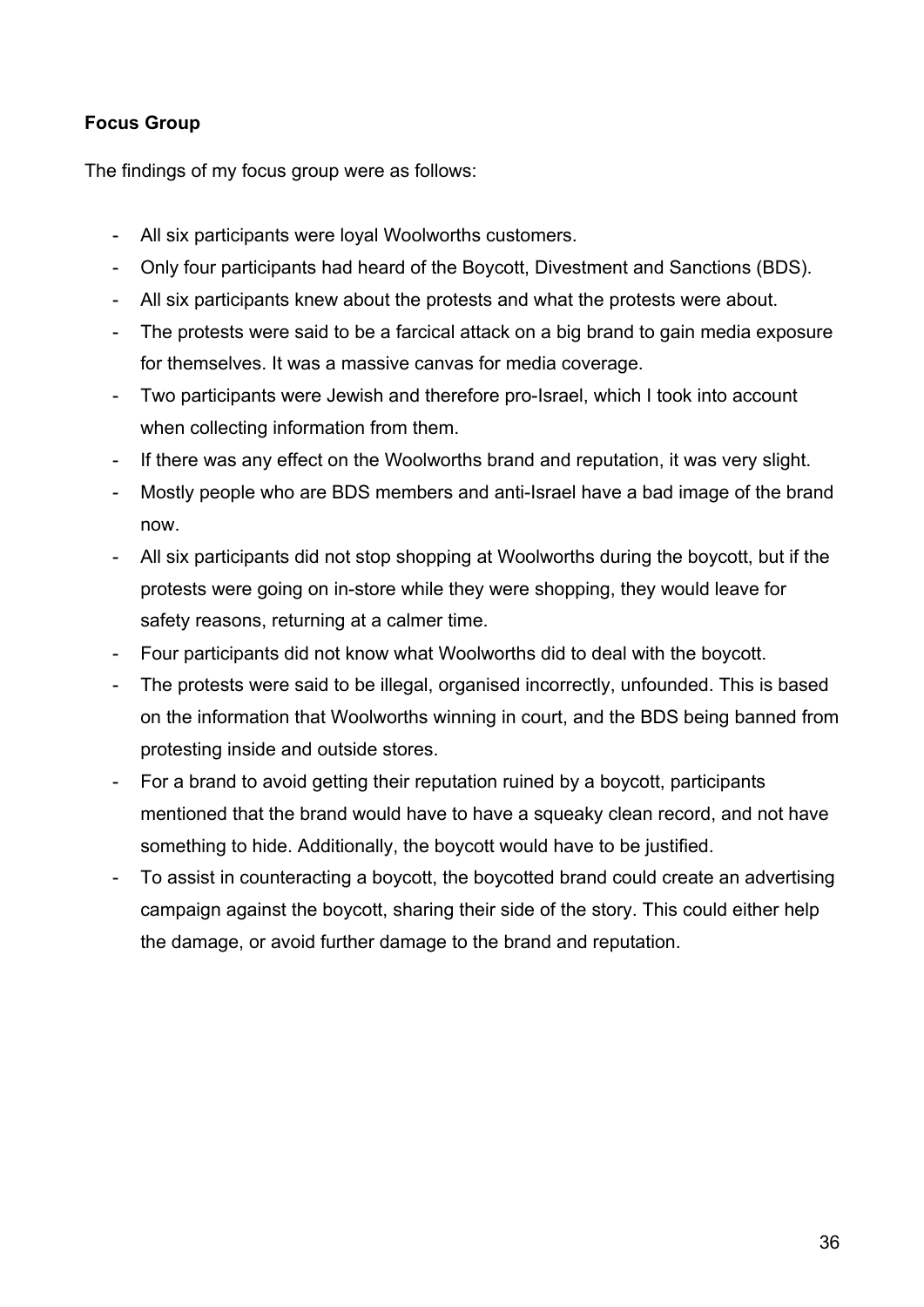**Focus Group**

The findings of my focus group were as follows:

- All six participants were loyal Woolworths customers.
- Only four participants had heard of the Boycott, Divestment and Sanctions (BDS).
- All six participants knew about the protests and what the protests were about.
- The protests were said to be a farcical attack on a big brand to gain media exposure for themselves. It was a massive canvas for media coverage.
- Two participants were Jewish and therefore pro-Israel, which I took into account when collecting information from them.
- If there was any effect on the Woolworths brand and reputation, it was very slight.
- Mostly people who are BDS members and anti-Israel have a bad image of the brand now.
- All six participants did not stop shopping at Woolworths during the boycott, but if the protests were going on in-store while they were shopping, they would leave for safety reasons, returning at a calmer time.
- Four participants did not know what Woolworths did to deal with the boycott.
- The protests were said to be illegal, organised incorrectly, unfounded. This is based on the information that Woolworths winning in court, and the BDS being banned from protesting inside and outside stores.
- For a brand to avoid getting their reputation ruined by a boycott, participants mentioned that the brand would have to have a squeaky clean record, and not have something to hide. Additionally, the boycott would have to be justified.
- To assist in counteracting a boycott, the boycotted brand could create an advertising campaign against the boycott, sharing their side of the story. This could either help the damage, or avoid further damage to the brand and reputation.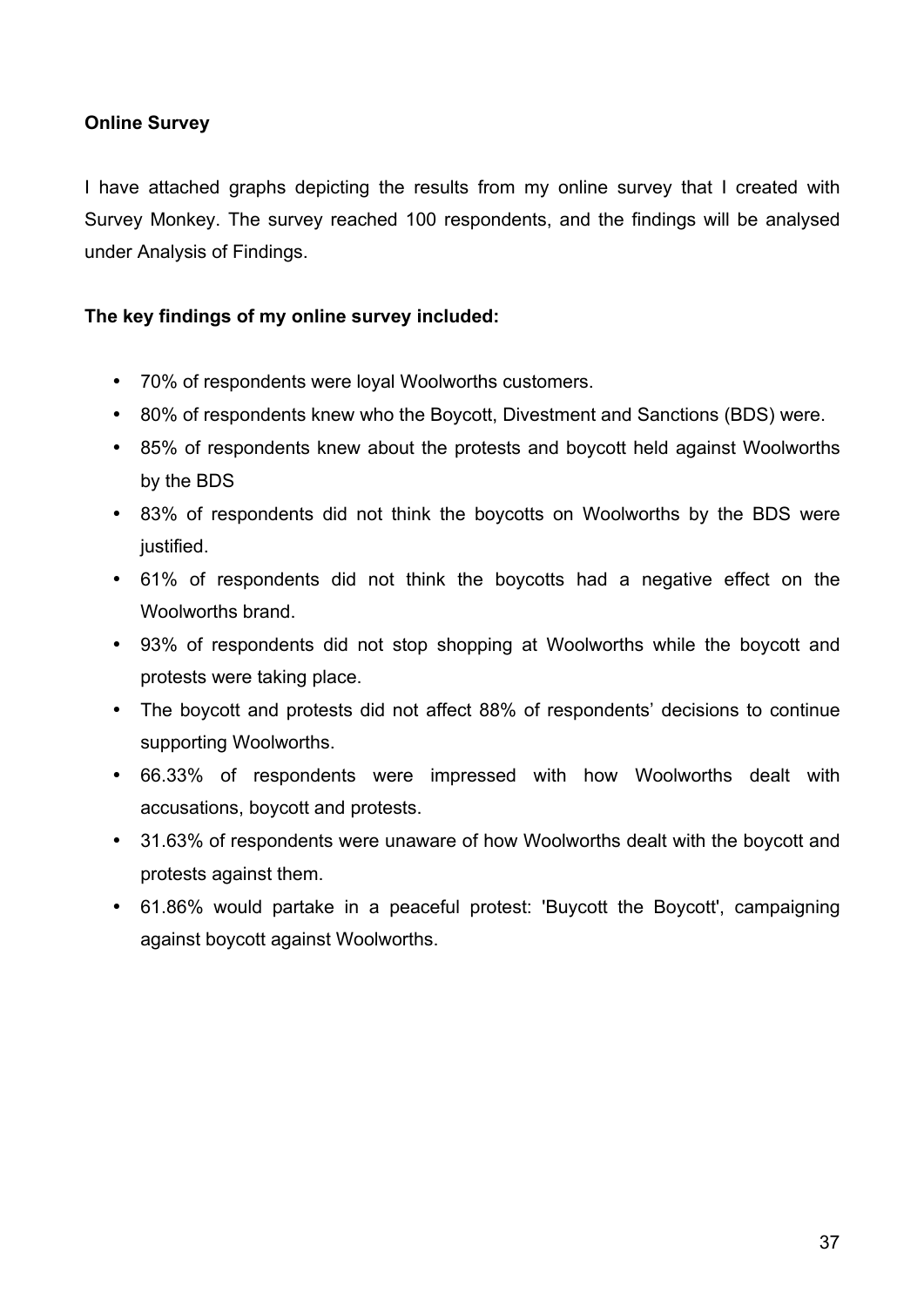**Online Survey**

I have attached graphs depicting the results from my online survey that I created with Survey Monkey. The survey reached 100 respondents, and the findings will be analysed under Analysis of Findings.

**The key findings of my online survey included:**

- 70% of respondents were loyal Woolworths customers.
- 80% of respondents knew who the Boycott, Divestment and Sanctions (BDS) were.
- 85% of respondents knew about the protests and boycott held against Woolworths by the BDS
- 83% of respondents did not think the boycotts on Woolworths by the BDS were justified.
- 61% of respondents did not think the boycotts had a negative effect on the Woolworths brand.
- 93% of respondents did not stop shopping at Woolworths while the boycott and protests were taking place.
- The boycott and protests did not affect 88% of respondents' decisions to continue supporting Woolworths.
- 66.33% of respondents were impressed with how Woolworths dealt with accusations, boycott and protests.
- 31.63% of respondents were unaware of how Woolworths dealt with the boycott and protests against them.
- 61.86% would partake in a peaceful protest: 'Buycott the Boycott', campaigning against boycott against Woolworths.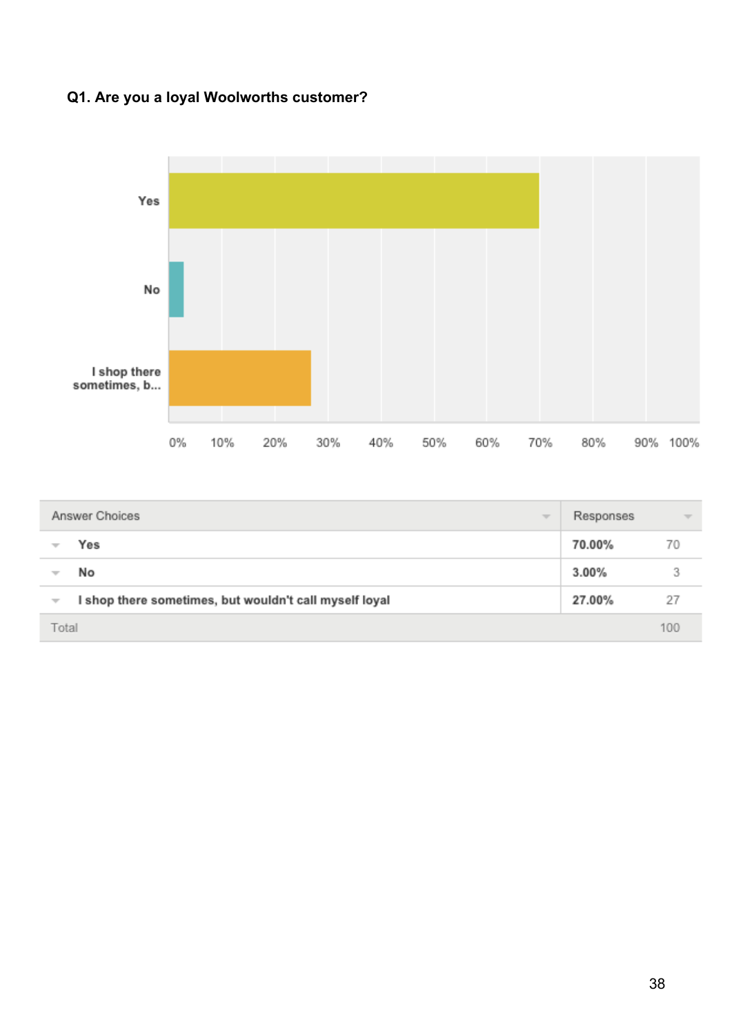### Q1. Are you a loyal Woolworths customer?

| Answer Choices | Responses | |
|---|---|---|
| Yes | 70.00% | 70 |
| No | 3.00% | 3 |
| I shop there sometimes, but wouldn't call myself loyal | 27.00% | 27 |
| Total | | 100 |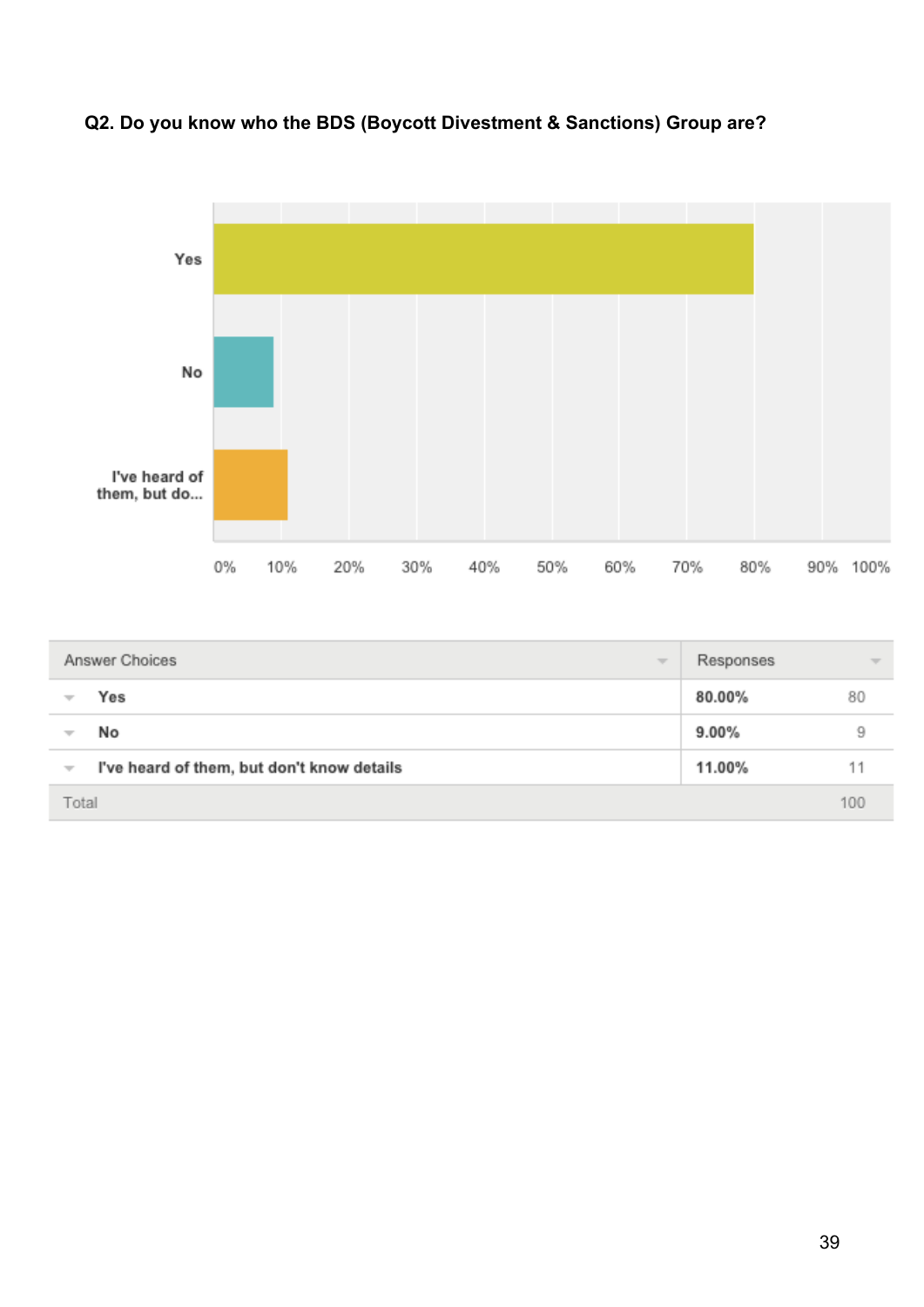**Q2. Do you know who the BDS (Boycott Divestment & Sanctions) Group are?**

| Answer Choices | Responses | |
|---|---|---|
| Yes | 80.00% | 80 |
| No | 9.00% | 9 |
| I've heard of them, but don't know details | 11.00% | 11 |
| Total | | 100 |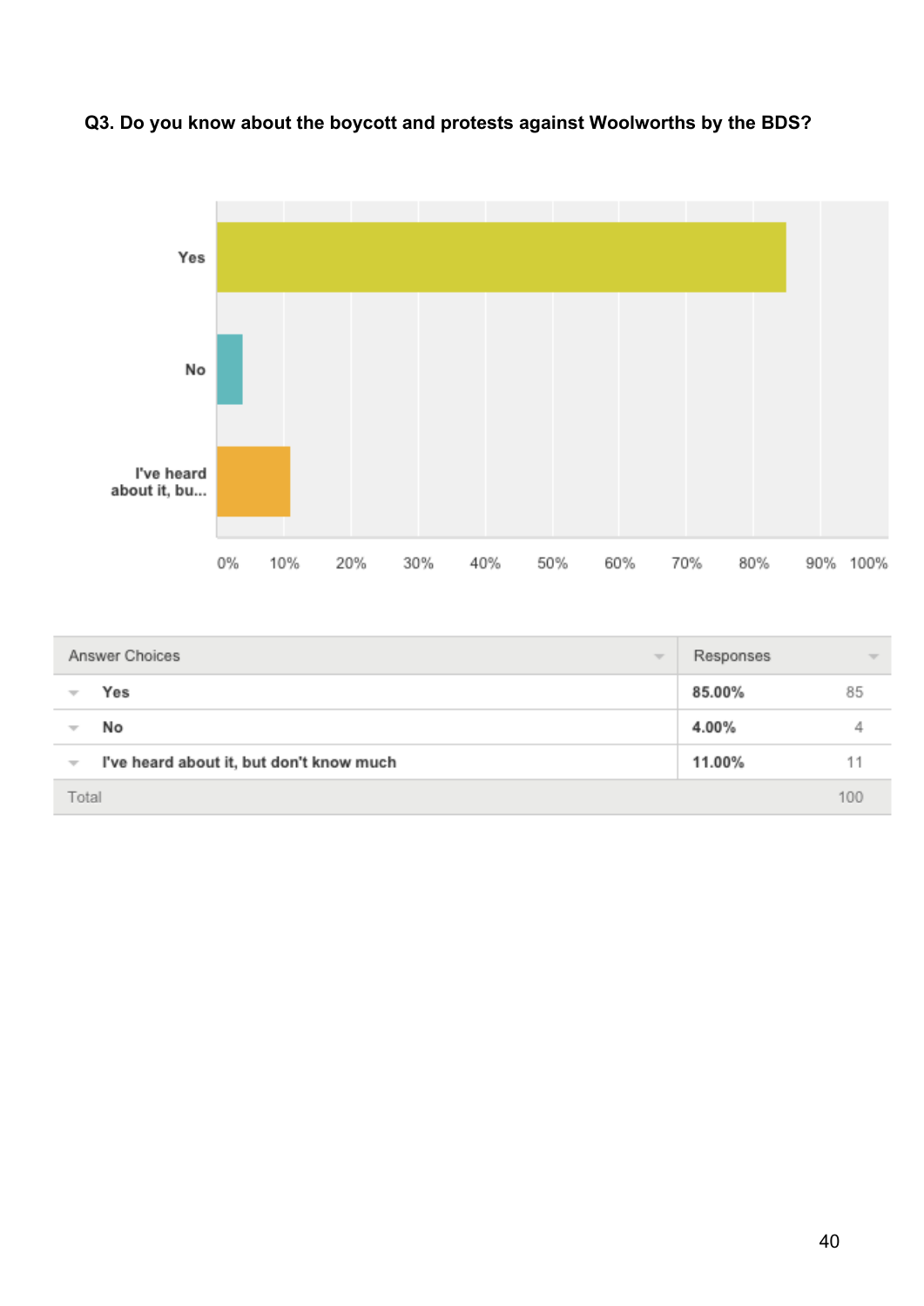**Q3. Do you know about the boycott and protests against Woolworths by the BDS?**

| Answer Choices | Responses | |
|---|---|---|
| Yes | 85.00% | 85 |
| No | 4.00% | 4 |
| I've heard about it, but don't know much | 11.00% | 11 |
| Total | | 100 |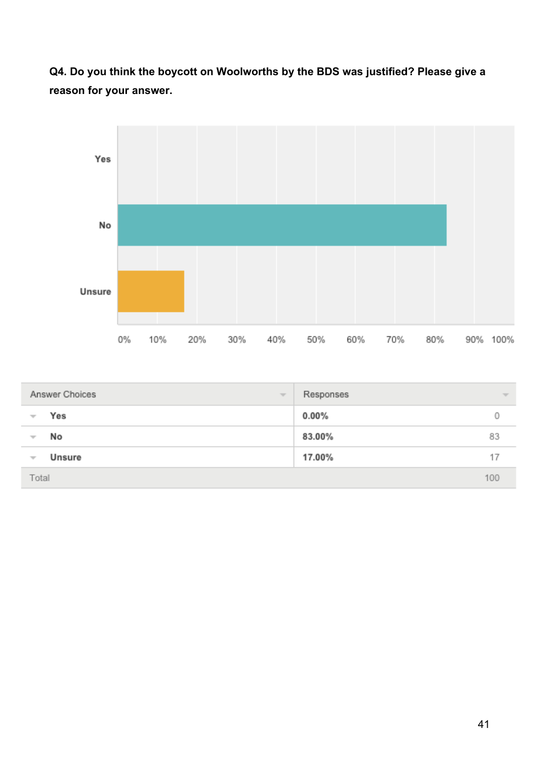**Q4. Do you think the boycott on Woolworths by the BDS was justified? Please give a reason for your answer.**

| Answer Choices | Responses | |
|---|---|---|
| Yes | 0.00% | 0 |
| No | 83.00% | 83 |
| Unsure | 17.00% | 17 |
| Total | | 100 |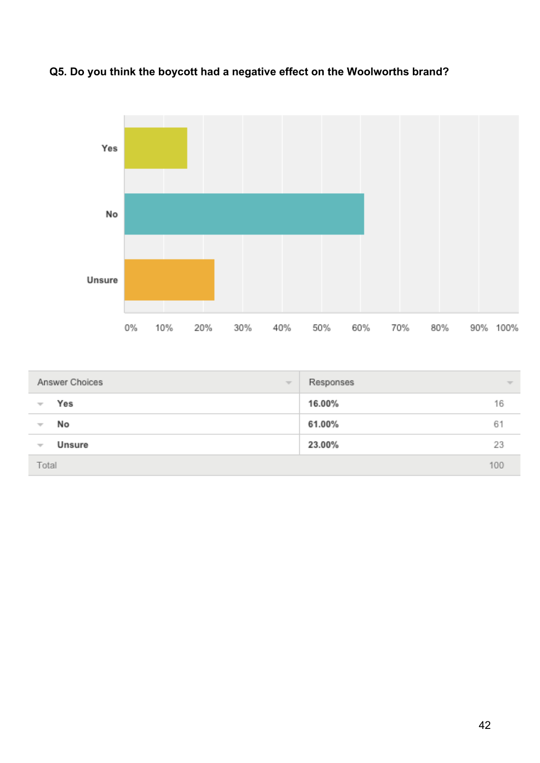**Q5. Do you think the boycott had a negative effect on the Woolworths brand?**

| Answer Choices | Responses | |
|---|---|---|
| Yes | 16.00% | 16 |
| No | 61.00% | 61 |
| Unsure | 23.00% | 23 |
| Total | | 100 |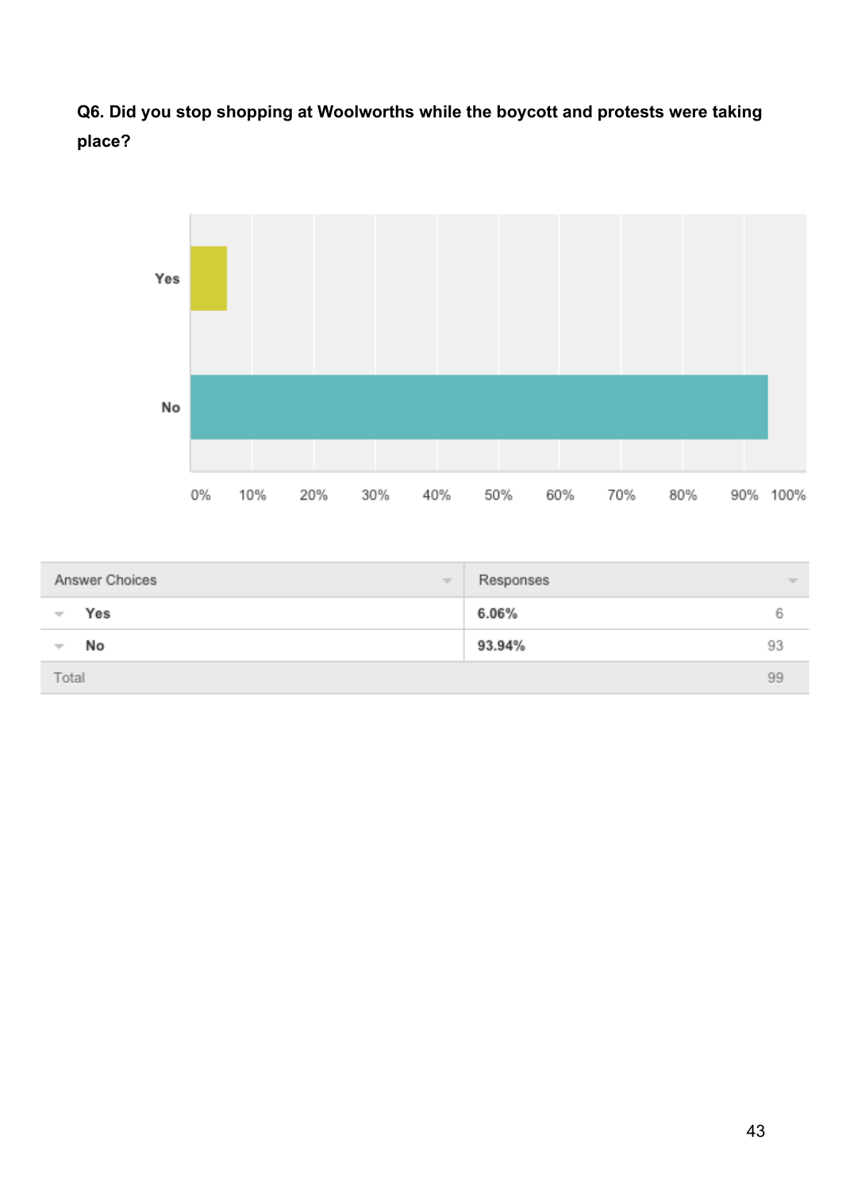**Q6. Did you stop shopping at Woolworths while the boycott and protests were taking place?**

| Answer Choices | Responses | |
|---|---|---|
| Yes | 6.06% | 6 |
| No | 93.94% | 93 |
| Total | | 99 |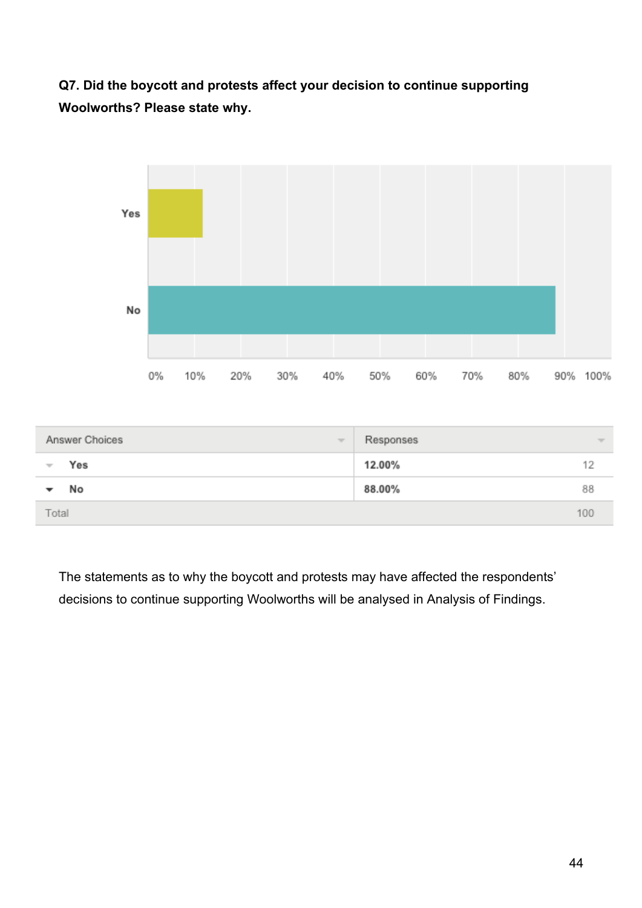**Q7. Did the boycott and protests affect your decision to continue supporting Woolworths? Please state why.**

| Answer Choices | Responses | |
|---|---|---|
| Yes | 12.00% | 12 |
| No | 88.00% | 88 |
| Total | | 100 |

The statements as to why the boycott and protests may have affected the respondents' decisions to continue supporting Woolworths will be analysed in Analysis of Findings.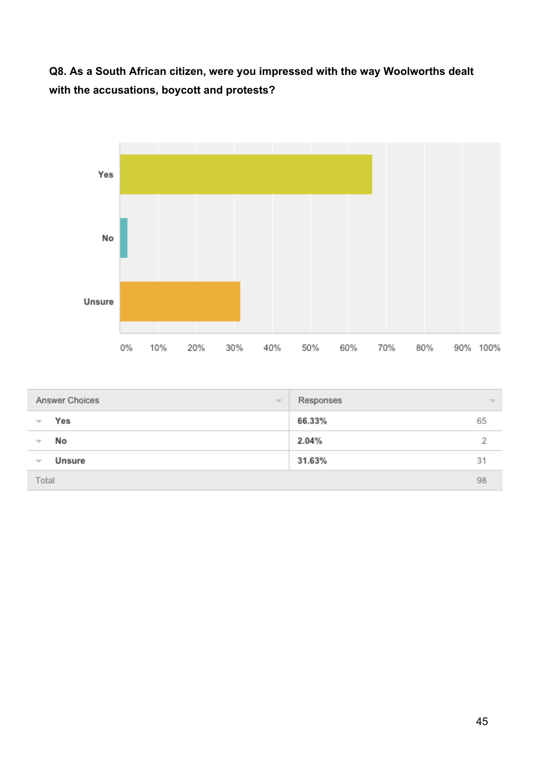**Q8. As a South African citizen, were you impressed with the way Woolworths dealt with the accusations, boycott and protests?**

| Answer Choices | Responses | |
|---|---|---|
| Yes | 66.33% | 65 |
| No | 2.04% | 2 |
| Unsure | 31.63% | 31 |
| Total | | 98 |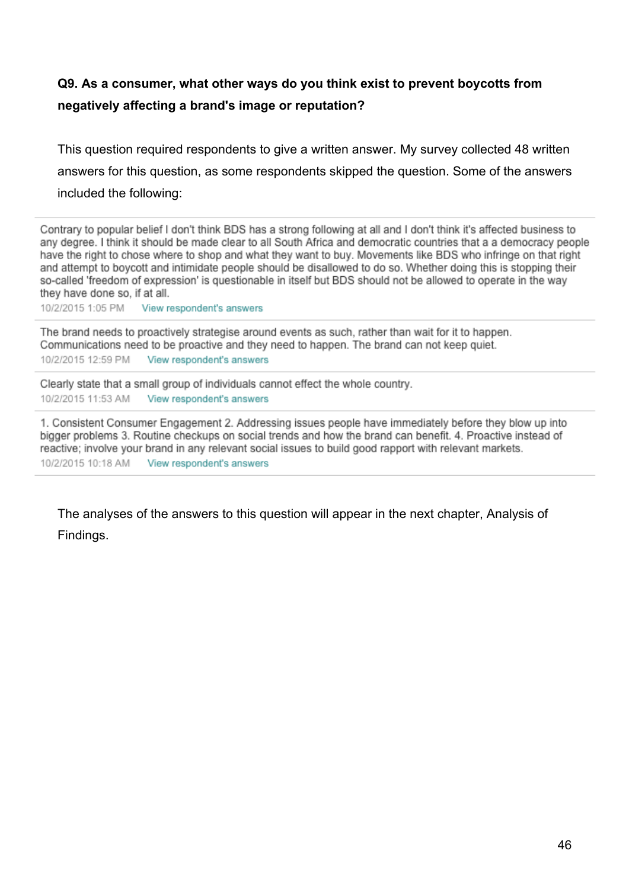**Q9. As a consumer, what other ways do you think exist to prevent boycotts from negatively affecting a brand's image or reputation?**

This question required respondents to give a written answer. My survey collected 48 written answers for this question, as some respondents skipped the question. Some of the answers included the following:

---

Contrary to popular belief I don't think BDS has a strong following at all and I don't think it's affected business to any degree. I think it should be made clear to all South Africa and democratic countries that a a democracy people have the right to chose where to shop and what they want to buy. Movements like BDS who infringe on that right and attempt to boycott and intimidate people should be disallowed to do so. Whether doing this is stopping their so-called 'freedom of expression' is questionable in itself but BDS should not be allowed to operate in the way they have done so, if at all.

10/2/2015 1:05 PM View respondent's answers

---

The brand needs to proactively strategise around events as such, rather than wait for it to happen. Communications need to be proactive and they need to happen. The brand can not keep quiet.

10/2/2015 12:59 PM View respondent's answers

---

Clearly state that a small group of individuals cannot effect the whole country.

10/2/2015 11:53 AM View respondent's answers

---

1. Consistent Consumer Engagement 2. Addressing issues people have immediately before they blow up into bigger problems 3. Routine checkups on social trends and how the brand can benefit. 4. Proactive instead of reactive; involve your brand in any relevant social issues to build good rapport with relevant markets.

10/2/2015 10:18 AM View respondent's answers

---

The analyses of the answers to this question will appear in the next chapter, Analysis of Findings.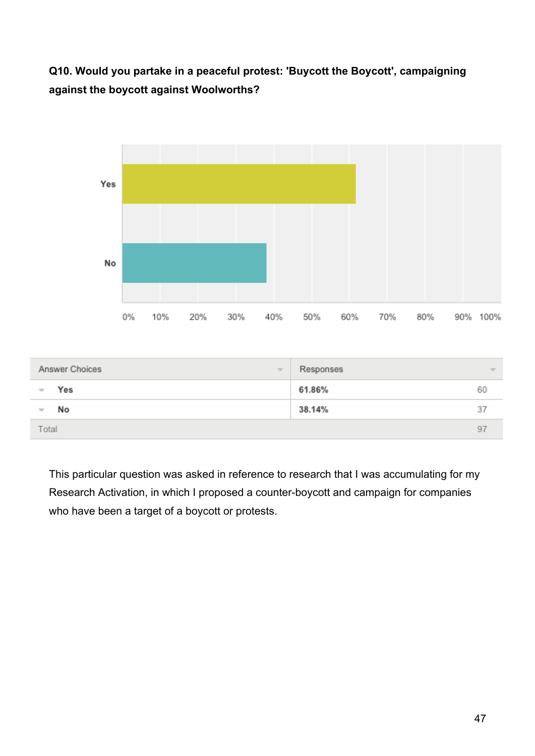**Q10. Would you partake in a peaceful protest: 'Buycott the Boycott', campaigning against the boycott against Woolworths?**

| Answer Choices | Responses | |
|---|---|---|
| Yes | 61.86% | 60 |
| No | 38.14% | 37 |
| Total | | 97 |

This particular question was asked in reference to research that I was accumulating for my Research Activation, in which I proposed a counter-boycott and campaign for companies who have been a target of a boycott or protests.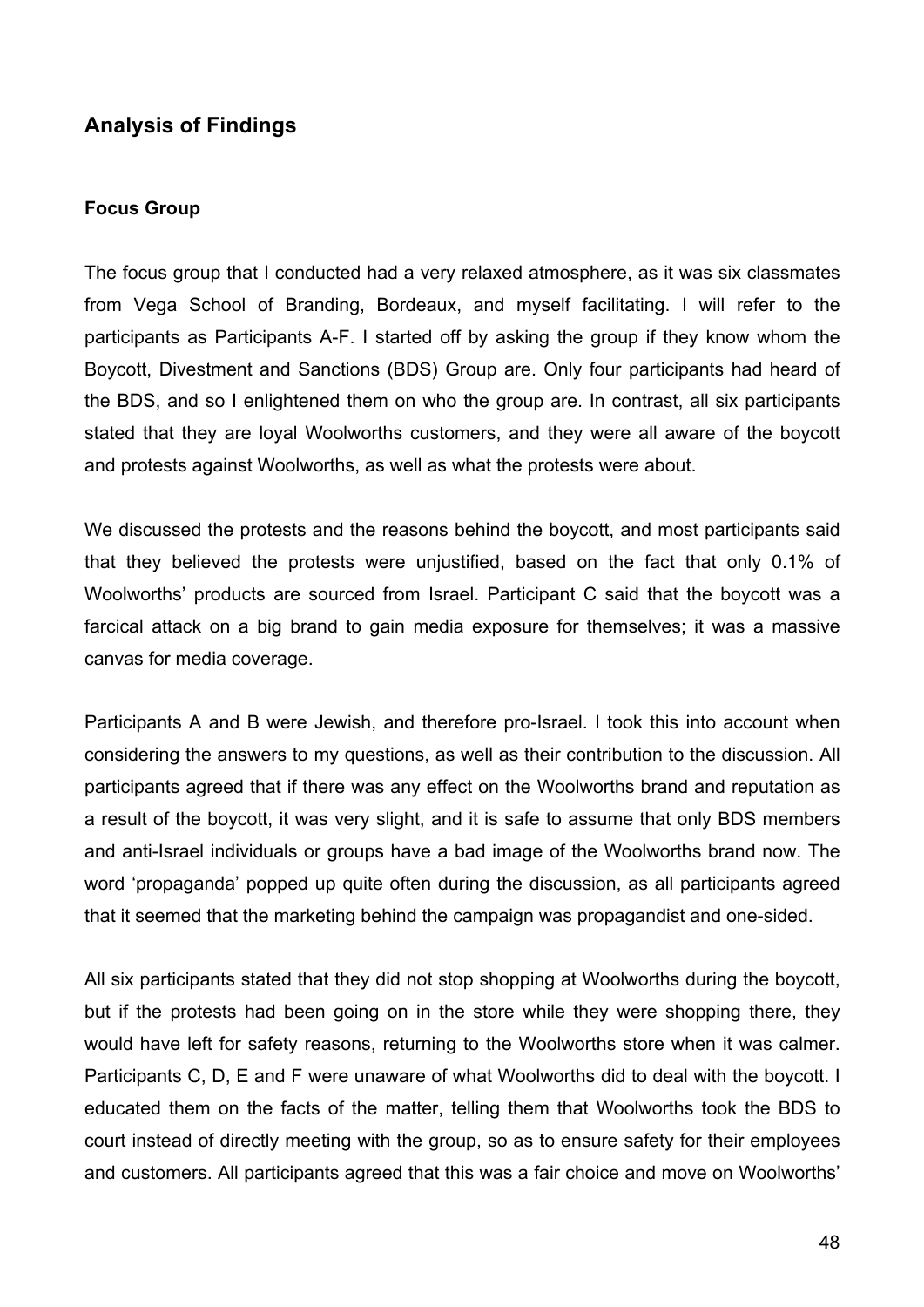## Analysis of Findings

### Focus Group

The focus group that I conducted had a very relaxed atmosphere, as it was six classmates from Vega School of Branding, Bordeaux, and myself facilitating. I will refer to the participants as Participants A-F. I started off by asking the group if they know whom the Boycott, Divestment and Sanctions (BDS) Group are. Only four participants had heard of the BDS, and so I enlightened them on who the group are. In contrast, all six participants stated that they are loyal Woolworths customers, and they were all aware of the boycott and protests against Woolworths, as well as what the protests were about.

We discussed the protests and the reasons behind the boycott, and most participants said that they believed the protests were unjustified, based on the fact that only 0.1% of Woolworths' products are sourced from Israel. Participant C said that the boycott was a farcical attack on a big brand to gain media exposure for themselves; it was a massive canvas for media coverage.

Participants A and B were Jewish, and therefore pro-Israel. I took this into account when considering the answers to my questions, as well as their contribution to the discussion. All participants agreed that if there was any effect on the Woolworths brand and reputation as a result of the boycott, it was very slight, and it is safe to assume that only BDS members and anti-Israel individuals or groups have a bad image of the Woolworths brand now. The word 'propaganda' popped up quite often during the discussion, as all participants agreed that it seemed that the marketing behind the campaign was propagandist and one-sided.

All six participants stated that they did not stop shopping at Woolworths during the boycott, but if the protests had been going on in the store while they were shopping there, they would have left for safety reasons, returning to the Woolworths store when it was calmer. Participants C, D, E and F were unaware of what Woolworths did to deal with the boycott. I educated them on the facts of the matter, telling them that Woolworths took the BDS to court instead of directly meeting with the group, so as to ensure safety for their employees and customers. All participants agreed that this was a fair choice and move on Woolworths'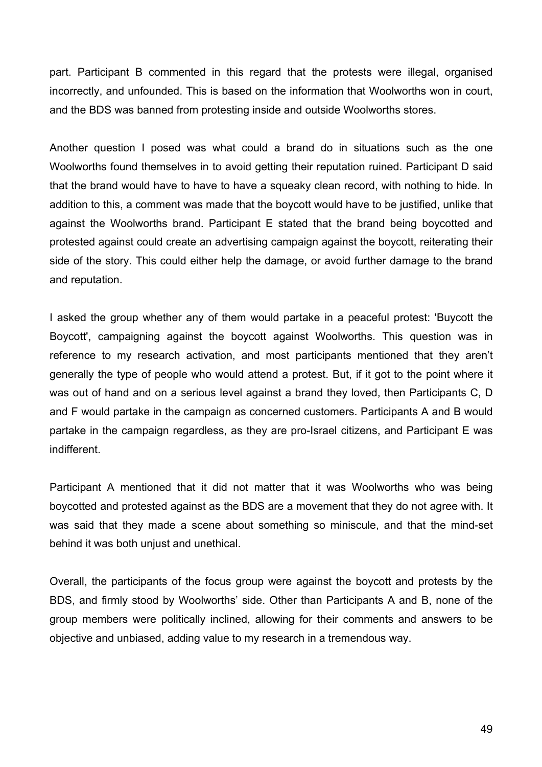part. Participant B commented in this regard that the protests were illegal, organised incorrectly, and unfounded. This is based on the information that Woolworths won in court, and the BDS was banned from protesting inside and outside Woolworths stores.

Another question I posed was what could a brand do in situations such as the one Woolworths found themselves in to avoid getting their reputation ruined. Participant D said that the brand would have to have to have a squeaky clean record, with nothing to hide. In addition to this, a comment was made that the boycott would have to be justified, unlike that against the Woolworths brand. Participant E stated that the brand being boycotted and protested against could create an advertising campaign against the boycott, reiterating their side of the story. This could either help the damage, or avoid further damage to the brand and reputation.

I asked the group whether any of them would partake in a peaceful protest: 'Buycott the Boycott', campaigning against the boycott against Woolworths. This question was in reference to my research activation, and most participants mentioned that they aren't generally the type of people who would attend a protest. But, if it got to the point where it was out of hand and on a serious level against a brand they loved, then Participants C, D and F would partake in the campaign as concerned customers. Participants A and B would partake in the campaign regardless, as they are pro-Israel citizens, and Participant E was indifferent.

Participant A mentioned that it did not matter that it was Woolworths who was being boycotted and protested against as the BDS are a movement that they do not agree with. It was said that they made a scene about something so miniscule, and that the mind-set behind it was both unjust and unethical.

Overall, the participants of the focus group were against the boycott and protests by the BDS, and firmly stood by Woolworths' side. Other than Participants A and B, none of the group members were politically inclined, allowing for their comments and answers to be objective and unbiased, adding value to my research in a tremendous way.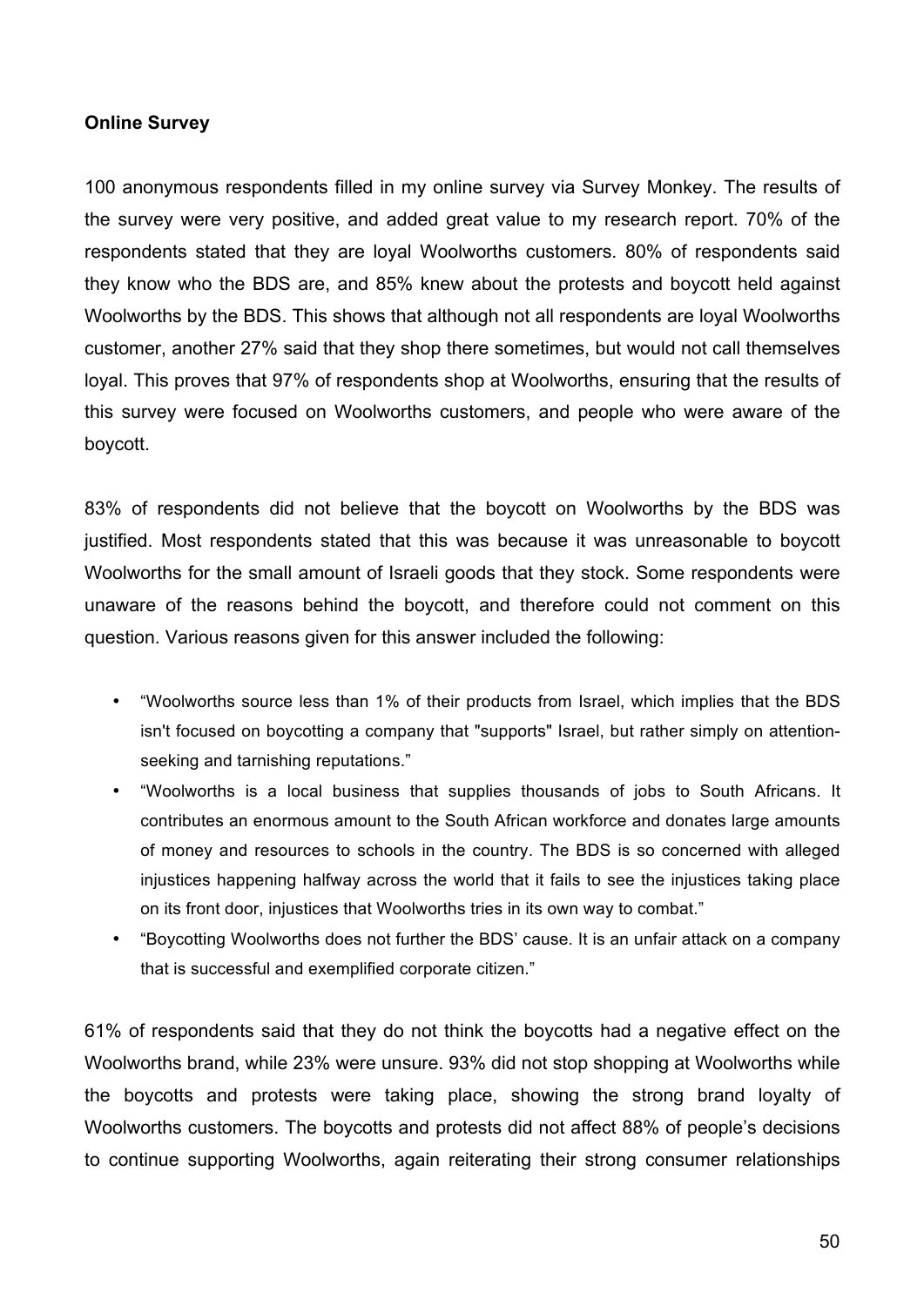**Online Survey**

100 anonymous respondents filled in my online survey via Survey Monkey. The results of the survey were very positive, and added great value to my research report. 70% of the respondents stated that they are loyal Woolworths customers. 80% of respondents said they know who the BDS are, and 85% knew about the protests and boycott held against Woolworths by the BDS. This shows that although not all respondents are loyal Woolworths customer, another 27% said that they shop there sometimes, but would not call themselves loyal. This proves that 97% of respondents shop at Woolworths, ensuring that the results of this survey were focused on Woolworths customers, and people who were aware of the boycott.

83% of respondents did not believe that the boycott on Woolworths by the BDS was justified. Most respondents stated that this was because it was unreasonable to boycott Woolworths for the small amount of Israeli goods that they stock. Some respondents were unaware of the reasons behind the boycott, and therefore could not comment on this question. Various reasons given for this answer included the following:

- "Woolworths source less than 1% of their products from Israel, which implies that the BDS isn't focused on boycotting a company that "supports" Israel, but rather simply on attention-seeking and tarnishing reputations."
- "Woolworths is a local business that supplies thousands of jobs to South Africans. It contributes an enormous amount to the South African workforce and donates large amounts of money and resources to schools in the country. The BDS is so concerned with alleged injustices happening halfway across the world that it fails to see the injustices taking place on its front door, injustices that Woolworths tries in its own way to combat."
- "Boycotting Woolworths does not further the BDS' cause. It is an unfair attack on a company that is successful and exemplified corporate citizen."

61% of respondents said that they do not think the boycotts had a negative effect on the Woolworths brand, while 23% were unsure. 93% did not stop shopping at Woolworths while the boycotts and protests were taking place, showing the strong brand loyalty of Woolworths customers. The boycotts and protests did not affect 88% of people's decisions to continue supporting Woolworths, again reiterating their strong consumer relationships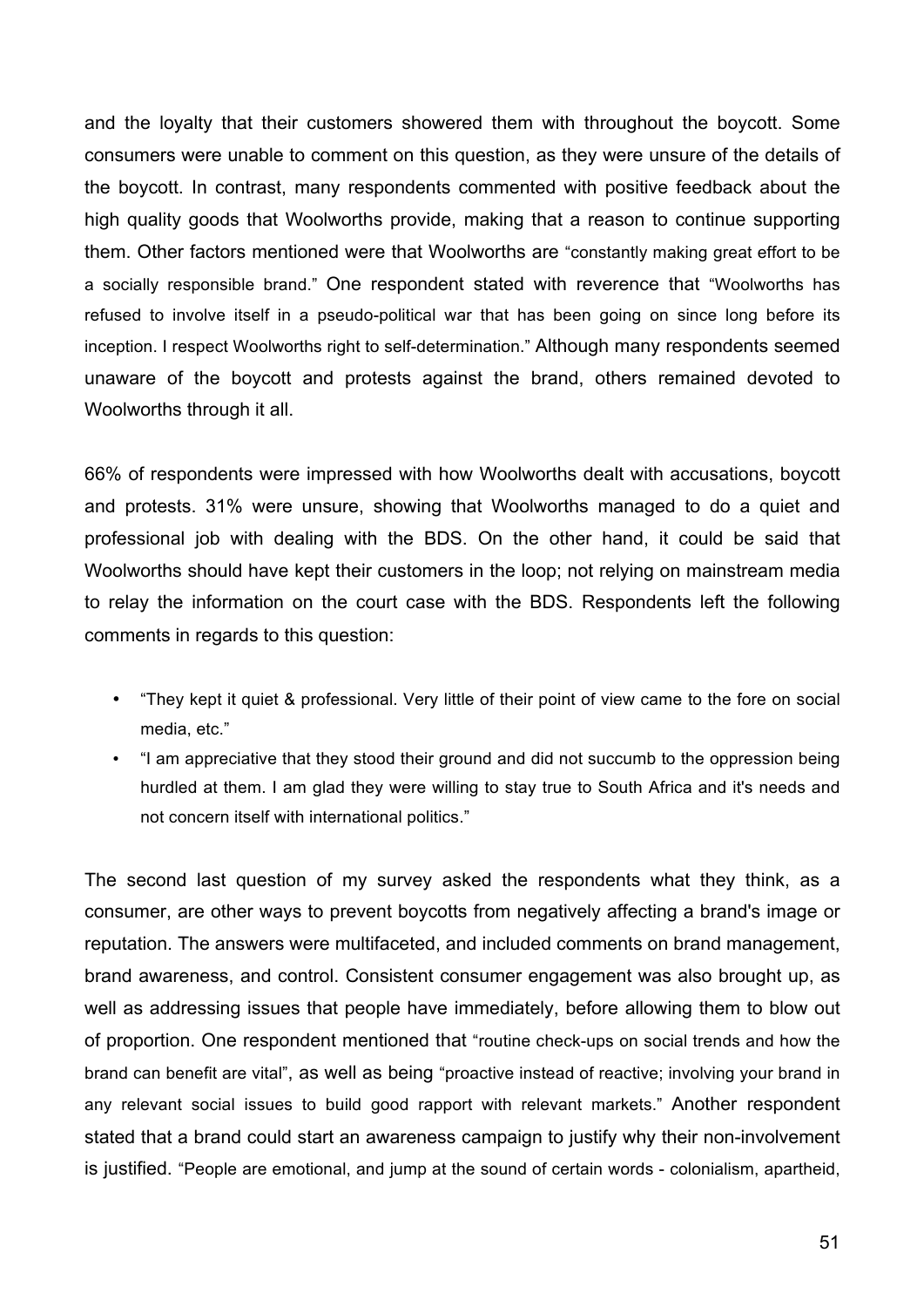and the loyalty that their customers showered them with throughout the boycott. Some consumers were unable to comment on this question, as they were unsure of the details of the boycott. In contrast, many respondents commented with positive feedback about the high quality goods that Woolworths provide, making that a reason to continue supporting them. Other factors mentioned were that Woolworths are "constantly making great effort to be a socially responsible brand." One respondent stated with reverence that "Woolworths has refused to involve itself in a pseudo-political war that has been going on since long before its inception. I respect Woolworths right to self-determination." Although many respondents seemed unaware of the boycott and protests against the brand, others remained devoted to Woolworths through it all.

66% of respondents were impressed with how Woolworths dealt with accusations, boycott and protests. 31% were unsure, showing that Woolworths managed to do a quiet and professional job with dealing with the BDS. On the other hand, it could be said that Woolworths should have kept their customers in the loop; not relying on mainstream media to relay the information on the court case with the BDS. Respondents left the following comments in regards to this question:

- "They kept it quiet & professional. Very little of their point of view came to the fore on social media, etc."
- "I am appreciative that they stood their ground and did not succumb to the oppression being hurdled at them. I am glad they were willing to stay true to South Africa and it's needs and not concern itself with international politics."

The second last question of my survey asked the respondents what they think, as a consumer, are other ways to prevent boycotts from negatively affecting a brand's image or reputation. The answers were multifaceted, and included comments on brand management, brand awareness, and control. Consistent consumer engagement was also brought up, as well as addressing issues that people have immediately, before allowing them to blow out of proportion. One respondent mentioned that "routine check-ups on social trends and how the brand can benefit are vital", as well as being "proactive instead of reactive; involving your brand in any relevant social issues to build good rapport with relevant markets." Another respondent stated that a brand could start an awareness campaign to justify why their non-involvement is justified. "People are emotional, and jump at the sound of certain words - colonialism, apartheid,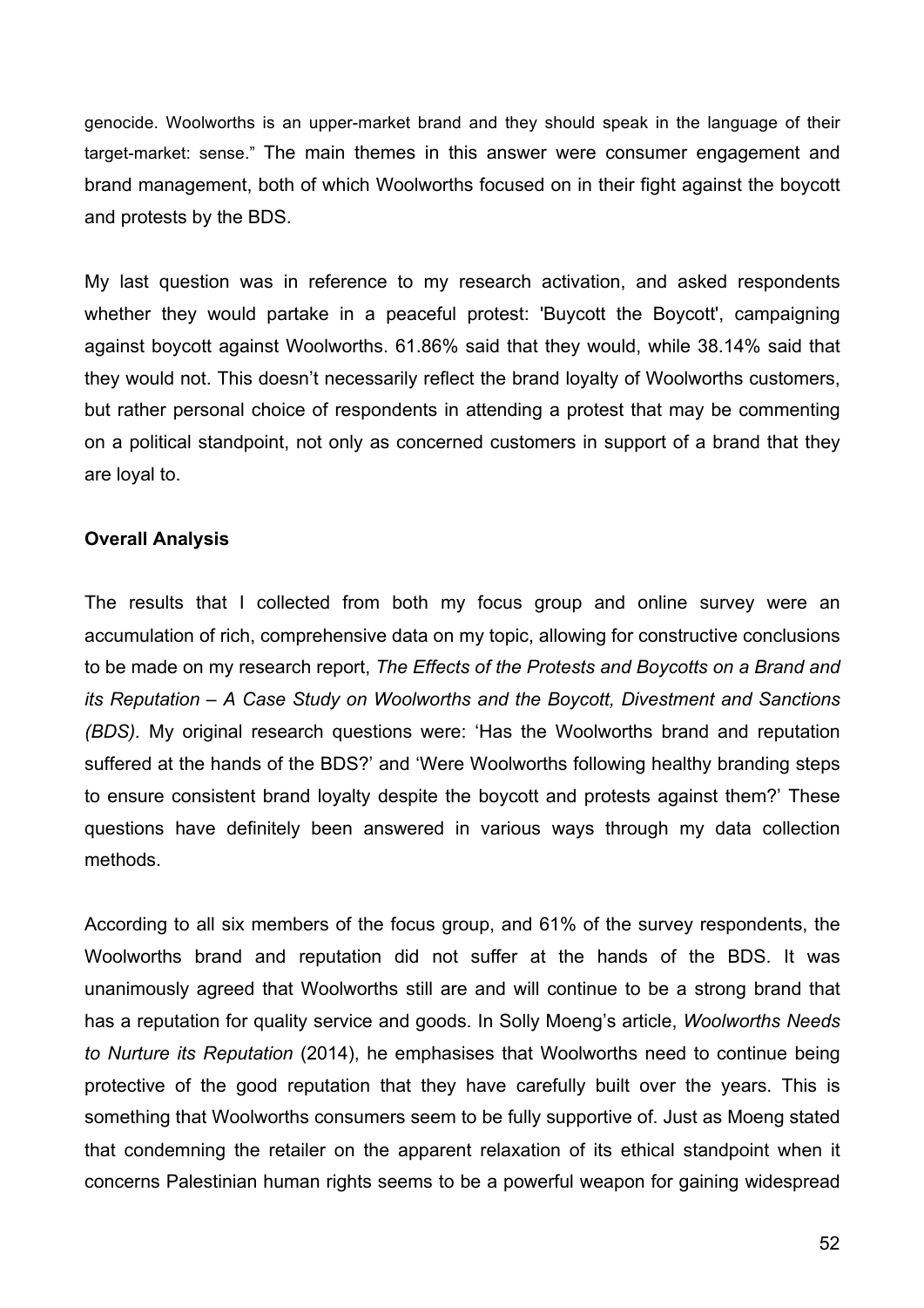genocide. Woolworths is an upper-market brand and they should speak in the language of their target-market: sense." The main themes in this answer were consumer engagement and brand management, both of which Woolworths focused on in their fight against the boycott and protests by the BDS.

My last question was in reference to my research activation, and asked respondents whether they would partake in a peaceful protest: 'Buycott the Boycott', campaigning against boycott against Woolworths. 61.86% said that they would, while 38.14% said that they would not. This doesn't necessarily reflect the brand loyalty of Woolworths customers, but rather personal choice of respondents in attending a protest that may be commenting on a political standpoint, not only as concerned customers in support of a brand that they are loyal to.

**Overall Analysis**

The results that I collected from both my focus group and online survey were an accumulation of rich, comprehensive data on my topic, allowing for constructive conclusions to be made on my research report, *The Effects of the Protests and Boycotts on a Brand and its Reputation – A Case Study on Woolworths and the Boycott, Divestment and Sanctions (BDS)*. My original research questions were: 'Has the Woolworths brand and reputation suffered at the hands of the BDS?' and 'Were Woolworths following healthy branding steps to ensure consistent brand loyalty despite the boycott and protests against them?' These questions have definitely been answered in various ways through my data collection methods.

According to all six members of the focus group, and 61% of the survey respondents, the Woolworths brand and reputation did not suffer at the hands of the BDS. It was unanimously agreed that Woolworths still are and will continue to be a strong brand that has a reputation for quality service and goods. In Solly Moeng's article, *Woolworths Needs to Nurture its Reputation* (2014), he emphasises that Woolworths need to continue being protective of the good reputation that they have carefully built over the years. This is something that Woolworths consumers seem to be fully supportive of. Just as Moeng stated that condemning the retailer on the apparent relaxation of its ethical standpoint when it concerns Palestinian human rights seems to be a powerful weapon for gaining widespread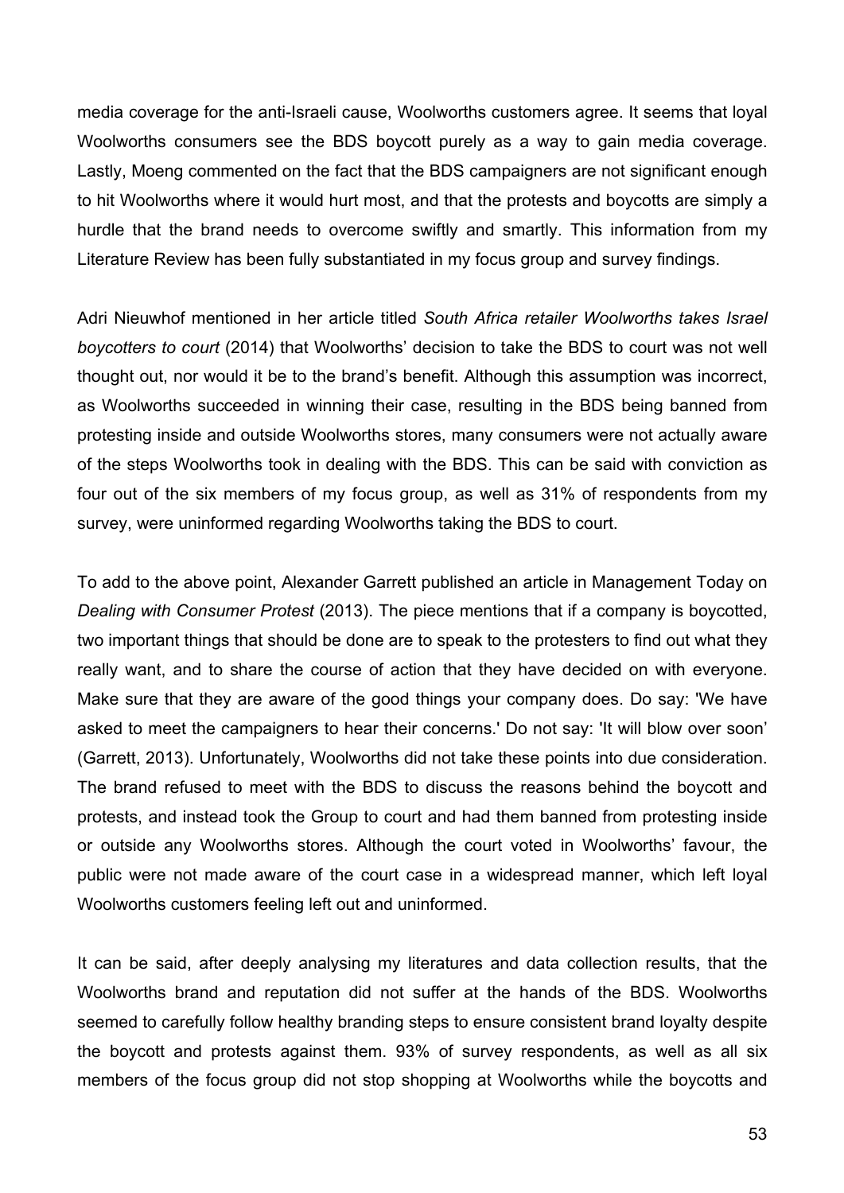media coverage for the anti-Israeli cause, Woolworths customers agree. It seems that loyal Woolworths consumers see the BDS boycott purely as a way to gain media coverage. Lastly, Moeng commented on the fact that the BDS campaigners are not significant enough to hit Woolworths where it would hurt most, and that the protests and boycotts are simply a hurdle that the brand needs to overcome swiftly and smartly. This information from my Literature Review has been fully substantiated in my focus group and survey findings.

Adri Nieuwhof mentioned in her article titled *South Africa retailer Woolworths takes Israel boycotters to court* (2014) that Woolworths' decision to take the BDS to court was not well thought out, nor would it be to the brand's benefit. Although this assumption was incorrect, as Woolworths succeeded in winning their case, resulting in the BDS being banned from protesting inside and outside Woolworths stores, many consumers were not actually aware of the steps Woolworths took in dealing with the BDS. This can be said with conviction as four out of the six members of my focus group, as well as 31% of respondents from my survey, were uninformed regarding Woolworths taking the BDS to court.

To add to the above point, Alexander Garrett published an article in Management Today on *Dealing with Consumer Protest* (2013). The piece mentions that if a company is boycotted, two important things that should be done are to speak to the protesters to find out what they really want, and to share the course of action that they have decided on with everyone. Make sure that they are aware of the good things your company does. Do say: 'We have asked to meet the campaigners to hear their concerns.' Do not say: 'It will blow over soon' (Garrett, 2013). Unfortunately, Woolworths did not take these points into due consideration. The brand refused to meet with the BDS to discuss the reasons behind the boycott and protests, and instead took the Group to court and had them banned from protesting inside or outside any Woolworths stores. Although the court voted in Woolworths' favour, the public were not made aware of the court case in a widespread manner, which left loyal Woolworths customers feeling left out and uninformed.

It can be said, after deeply analysing my literatures and data collection results, that the Woolworths brand and reputation did not suffer at the hands of the BDS. Woolworths seemed to carefully follow healthy branding steps to ensure consistent brand loyalty despite the boycott and protests against them. 93% of survey respondents, as well as all six members of the focus group did not stop shopping at Woolworths while the boycotts and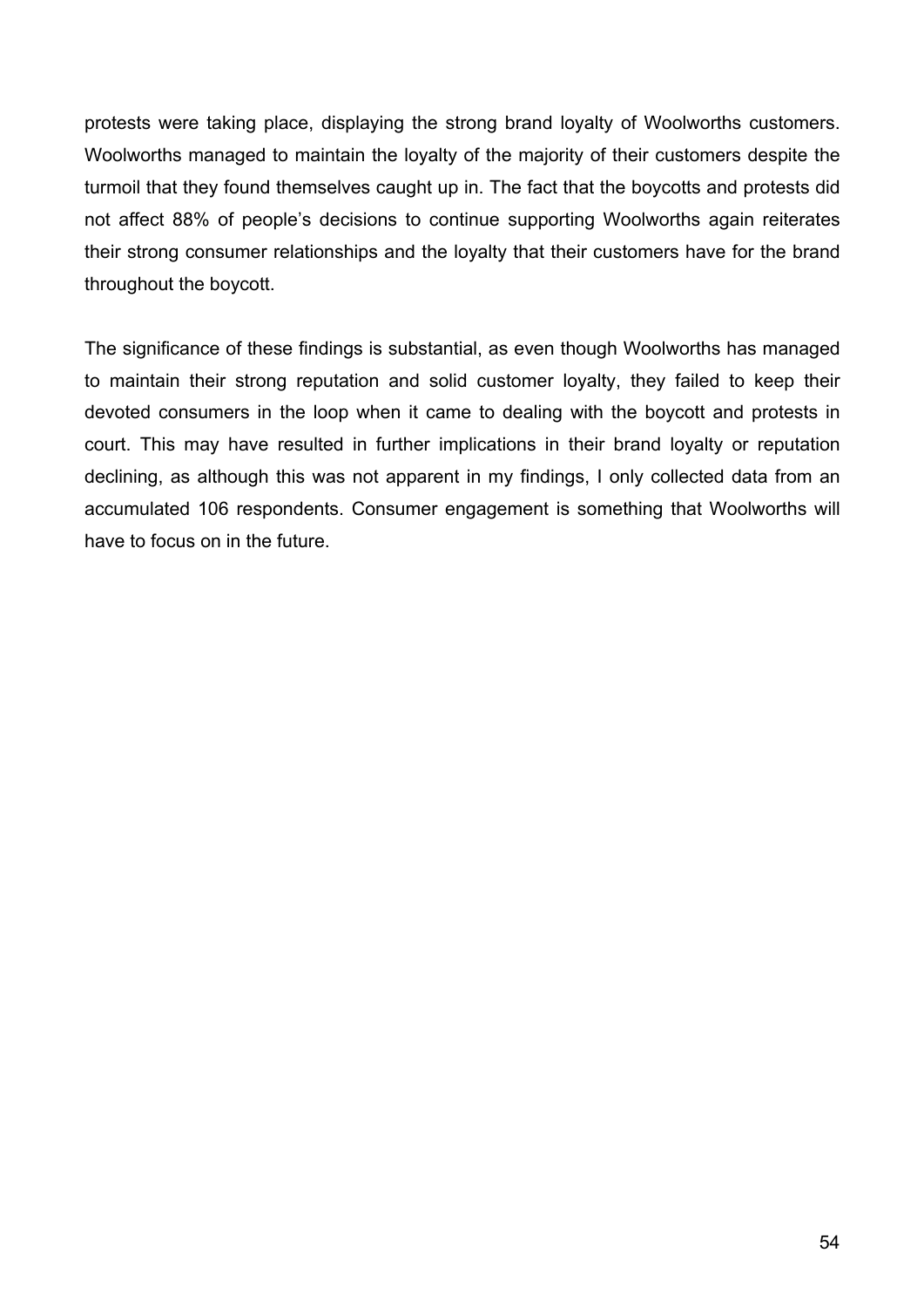protests were taking place, displaying the strong brand loyalty of Woolworths customers. Woolworths managed to maintain the loyalty of the majority of their customers despite the turmoil that they found themselves caught up in. The fact that the boycotts and protests did not affect 88% of people's decisions to continue supporting Woolworths again reiterates their strong consumer relationships and the loyalty that their customers have for the brand throughout the boycott.

The significance of these findings is substantial, as even though Woolworths has managed to maintain their strong reputation and solid customer loyalty, they failed to keep their devoted consumers in the loop when it came to dealing with the boycott and protests in court. This may have resulted in further implications in their brand loyalty or reputation declining, as although this was not apparent in my findings, I only collected data from an accumulated 106 respondents. Consumer engagement is something that Woolworths will have to focus on in the future.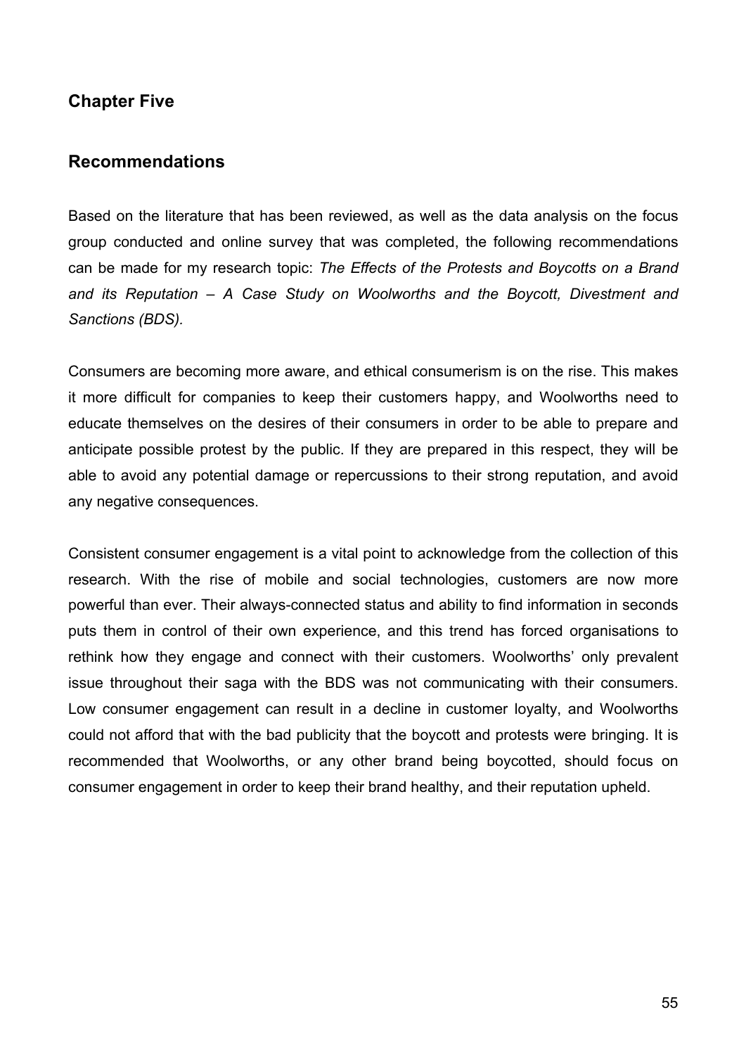## Chapter Five

## Recommendations

Based on the literature that has been reviewed, as well as the data analysis on the focus group conducted and online survey that was completed, the following recommendations can be made for my research topic: *The Effects of the Protests and Boycotts on a Brand and its Reputation – A Case Study on Woolworths and the Boycott, Divestment and Sanctions (BDS).*

Consumers are becoming more aware, and ethical consumerism is on the rise. This makes it more difficult for companies to keep their customers happy, and Woolworths need to educate themselves on the desires of their consumers in order to be able to prepare and anticipate possible protest by the public. If they are prepared in this respect, they will be able to avoid any potential damage or repercussions to their strong reputation, and avoid any negative consequences.

Consistent consumer engagement is a vital point to acknowledge from the collection of this research. With the rise of mobile and social technologies, customers are now more powerful than ever. Their always-connected status and ability to find information in seconds puts them in control of their own experience, and this trend has forced organisations to rethink how they engage and connect with their customers. Woolworths' only prevalent issue throughout their saga with the BDS was not communicating with their consumers. Low consumer engagement can result in a decline in customer loyalty, and Woolworths could not afford that with the bad publicity that the boycott and protests were bringing. It is recommended that Woolworths, or any other brand being boycotted, should focus on consumer engagement in order to keep their brand healthy, and their reputation upheld.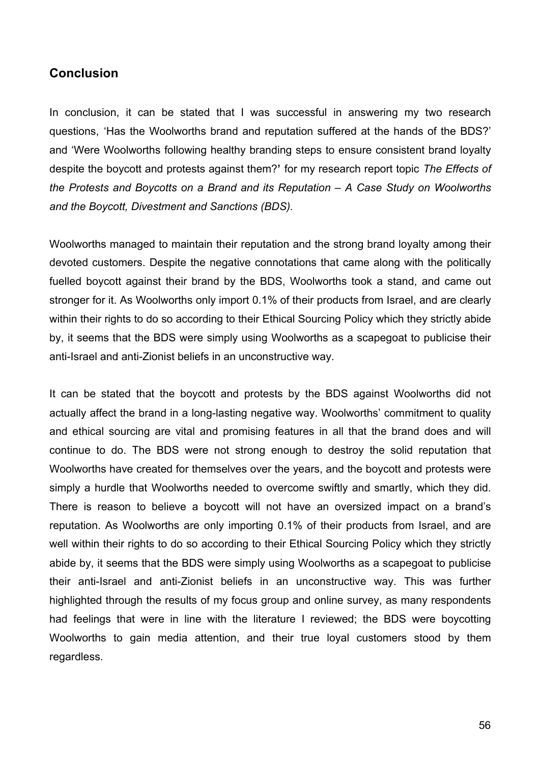## Conclusion

In conclusion, it can be stated that I was successful in answering my two research questions, 'Has the Woolworths brand and reputation suffered at the hands of the BDS?' and 'Were Woolworths following healthy branding steps to ensure consistent brand loyalty despite the boycott and protests against them?**'** for my research report topic *The Effects of the Protests and Boycotts on a Brand and its Reputation – A Case Study on Woolworths and the Boycott, Divestment and Sanctions (BDS).*

Woolworths managed to maintain their reputation and the strong brand loyalty among their devoted customers. Despite the negative connotations that came along with the politically fuelled boycott against their brand by the BDS, Woolworths took a stand, and came out stronger for it. As Woolworths only import 0.1% of their products from Israel, and are clearly within their rights to do so according to their Ethical Sourcing Policy which they strictly abide by, it seems that the BDS were simply using Woolworths as a scapegoat to publicise their anti-Israel and anti-Zionist beliefs in an unconstructive way.

It can be stated that the boycott and protests by the BDS against Woolworths did not actually affect the brand in a long-lasting negative way. Woolworths' commitment to quality and ethical sourcing are vital and promising features in all that the brand does and will continue to do. The BDS were not strong enough to destroy the solid reputation that Woolworths have created for themselves over the years, and the boycott and protests were simply a hurdle that Woolworths needed to overcome swiftly and smartly, which they did. There is reason to believe a boycott will not have an oversized impact on a brand's reputation. As Woolworths are only importing 0.1% of their products from Israel, and are well within their rights to do so according to their Ethical Sourcing Policy which they strictly abide by, it seems that the BDS were simply using Woolworths as a scapegoat to publicise their anti-Israel and anti-Zionist beliefs in an unconstructive way. This was further highlighted through the results of my focus group and online survey, as many respondents had feelings that were in line with the literature I reviewed; the BDS were boycotting Woolworths to gain media attention, and their true loyal customers stood by them regardless.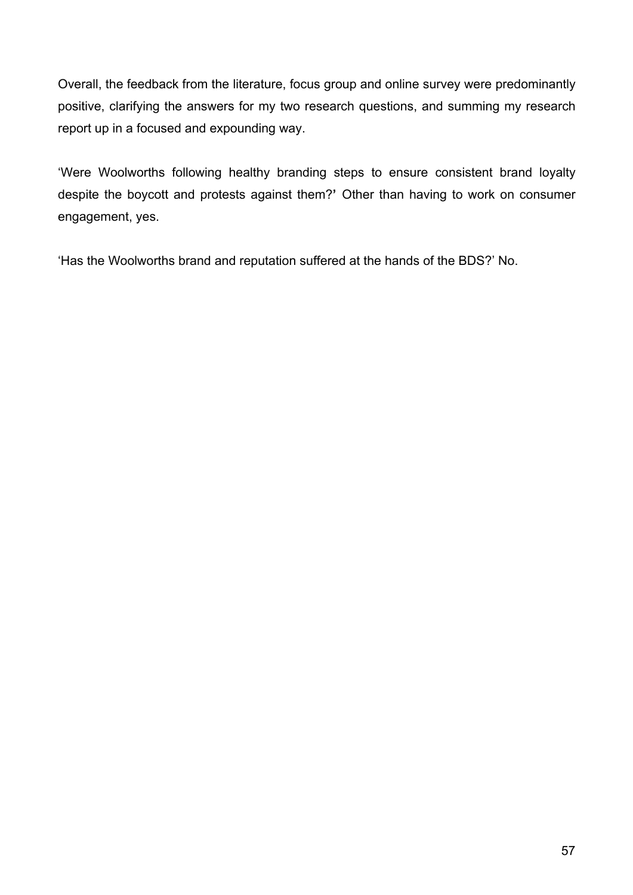Overall, the feedback from the literature, focus group and online survey were predominantly positive, clarifying the answers for my two research questions, and summing my research report up in a focused and expounding way.

'Were Woolworths following healthy branding steps to ensure consistent brand loyalty despite the boycott and protests against them?**'** Other than having to work on consumer engagement, yes.

'Has the Woolworths brand and reputation suffered at the hands of the BDS?' No.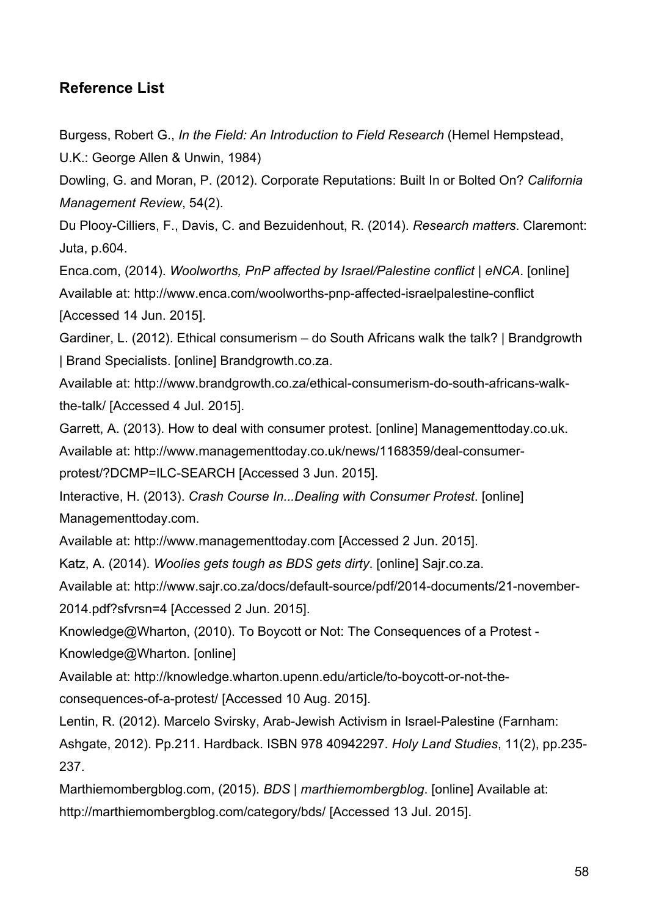## Reference List

Burgess, Robert G., *In the Field: An Introduction to Field Research* (Hemel Hempstead, U.K.: George Allen & Unwin, 1984)

Dowling, G. and Moran, P. (2012). Corporate Reputations: Built In or Bolted On? *California Management Review*, 54(2).

Du Plooy-Cilliers, F., Davis, C. and Bezuidenhout, R. (2014). *Research matters*. Claremont: Juta, p.604.

Enca.com, (2014). *Woolworths, PnP affected by Israel/Palestine conflict | eNCA*. [online] Available at: http://www.enca.com/woolworths-pnp-affected-israelpalestine-conflict [Accessed 14 Jun. 2015].

Gardiner, L. (2012). Ethical consumerism – do South Africans walk the talk? | Brandgrowth | Brand Specialists. [online] Brandgrowth.co.za.
Available at: http://www.brandgrowth.co.za/ethical-consumerism-do-south-africans-walk-the-talk/ [Accessed 4 Jul. 2015].

Garrett, A. (2013). How to deal with consumer protest. [online] Managementtoday.co.uk. Available at: http://www.managementtoday.co.uk/news/1168359/deal-consumer-protest/?DCMP=ILC-SEARCH [Accessed 3 Jun. 2015].

Interactive, H. (2013). *Crash Course In...Dealing with Consumer Protest*. [online] Managementtoday.com.
Available at: http://www.managementtoday.com [Accessed 2 Jun. 2015].

Katz, A. (2014). *Woolies gets tough as BDS gets dirty*. [online] Sajr.co.za.
Available at: http://www.sajr.co.za/docs/default-source/pdf/2014-documents/21-november-2014.pdf?sfvrsn=4 [Accessed 2 Jun. 2015].

Knowledge@Wharton, (2010). To Boycott or Not: The Consequences of a Protest - Knowledge@Wharton. [online]
Available at: http://knowledge.wharton.upenn.edu/article/to-boycott-or-not-the-consequences-of-a-protest/ [Accessed 10 Aug. 2015].

Lentin, R. (2012). Marcelo Svirsky, Arab-Jewish Activism in Israel-Palestine (Farnham: Ashgate, 2012). Pp.211. Hardback. ISBN 978 40942297. *Holy Land Studies*, 11(2), pp.235-237.

Marthiemombergblog.com, (2015). *BDS | marthiemombergblog*. [online] Available at: http://marthiemombergblog.com/category/bds/ [Accessed 13 Jul. 2015].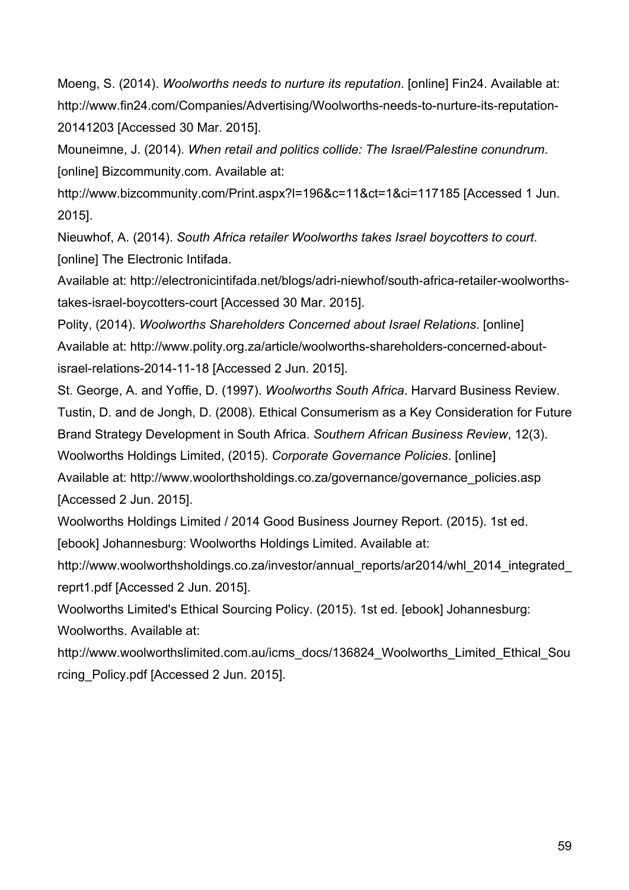Moeng, S. (2014). *Woolworths needs to nurture its reputation*. [online] Fin24. Available at: http://www.fin24.com/Companies/Advertising/Woolworths-needs-to-nurture-its-reputation-20141203 [Accessed 30 Mar. 2015].

Mouneimne, J. (2014). *When retail and politics collide: The Israel/Palestine conundrum*. [online] Bizcommunity.com. Available at: http://www.bizcommunity.com/Print.aspx?l=196&c=11&ct=1&ci=117185 [Accessed 1 Jun. 2015].

Nieuwhof, A. (2014). *South Africa retailer Woolworths takes Israel boycotters to court*. [online] The Electronic Intifada. Available at: http://electronicintifada.net/blogs/adri-niewhof/south-africa-retailer-woolworths-takes-israel-boycotters-court [Accessed 30 Mar. 2015].

Polity, (2014). *Woolworths Shareholders Concerned about Israel Relations*. [online] Available at: http://www.polity.org.za/article/woolworths-shareholders-concerned-about-israel-relations-2014-11-18 [Accessed 2 Jun. 2015].

St. George, A. and Yoffie, D. (1997). *Woolworths South Africa*. Harvard Business Review.

Tustin, D. and de Jongh, D. (2008). Ethical Consumerism as a Key Consideration for Future Brand Strategy Development in South Africa. *Southern African Business Review*, 12(3).

Woolworths Holdings Limited, (2015). *Corporate Governance Policies*. [online] Available at: http://www.woolorthsholdings.co.za/governance/governance_policies.asp [Accessed 2 Jun. 2015].

Woolworths Holdings Limited / 2014 Good Business Journey Report. (2015). 1st ed. [ebook] Johannesburg: Woolworths Holdings Limited. Available at: http://www.woolworthsholdings.co.za/investor/annual_reports/ar2014/whl_2014_integrated_reprt1.pdf [Accessed 2 Jun. 2015].

Woolworths Limited's Ethical Sourcing Policy. (2015). 1st ed. [ebook] Johannesburg: Woolworths. Available at: http://www.woolworthslimited.com.au/icms_docs/136824_Woolworths_Limited_Ethical_Sourcing_Policy.pdf [Accessed 2 Jun. 2015].